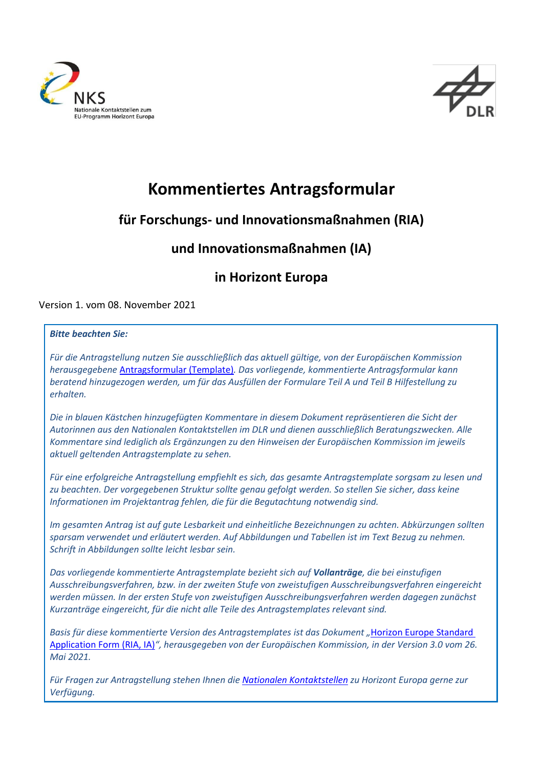NKS
Nationale Kontaktstellen zum EU-Programm Horizont Europa

DLR

# Kommentiertes Antragsformular

## für Forschungs- und Innovationsmaßnahmen (RIA)

## und Innovationsmaßnahmen (IA)

## in Horizont Europa

Version 1. vom 08. November 2021

> ***Bitte beachten Sie:***
>
> *Für die Antragstellung nutzen Sie ausschließlich das aktuell gültige, von der Europäischen Kommission herausgegebene [Antragsformular (Template)](). Das vorliegende, kommentierte Antragsformular kann beratend hinzugezogen werden, um für das Ausfüllen der Formulare Teil A und Teil B Hilfestellung zu erhalten.*
>
> *Die in blauen Kästchen hinzugefügten Kommentare in diesem Dokument repräsentieren die Sicht der Autorinnen aus den Nationalen Kontaktstellen im DLR und dienen ausschließlich Beratungszwecken. Alle Kommentare sind lediglich als Ergänzungen zu den Hinweisen der Europäischen Kommission im jeweils aktuell geltenden Antragstemplate zu sehen.*
>
> *Für eine erfolgreiche Antragstellung empfiehlt es sich, das gesamte Antragstemplate sorgsam zu lesen und zu beachten. Der vorgegebenen Struktur sollte genau gefolgt werden. So stellen Sie sicher, dass keine Informationen im Projektantrag fehlen, die für die Begutachtung notwendig sind.*
>
> *Im gesamten Antrag ist auf gute Lesbarkeit und einheitliche Bezeichnungen zu achten. Abkürzungen sollten sparsam verwendet und erläutert werden. Auf Abbildungen und Tabellen ist im Text Bezug zu nehmen. Schrift in Abbildungen sollte leicht lesbar sein.*
>
> *Das vorliegende kommentierte Antragstemplate bezieht sich auf **Vollanträge**, die bei einstufigen Ausschreibungsverfahren, bzw. in der zweiten Stufe von zweistufigen Ausschreibungsverfahren eingereicht werden müssen. In der ersten Stufe von zweistufigen Ausschreibungsverfahren werden dagegen zunächst Kurzanträge eingereicht, für die nicht alle Teile des Antragstemplates relevant sind.*
>
> *Basis für diese kommentierte Version des Antragstemplates ist das Dokument „[Horizon Europe Standard Application Form (RIA, IA)]()“, herausgegeben von der Europäischen Kommission, in der Version 3.0 vom 26. Mai 2021.*
>
> *Für Fragen zur Antragstellung stehen Ihnen die [Nationalen Kontaktstellen]() zu Horizont Europa gerne zur Verfügung.*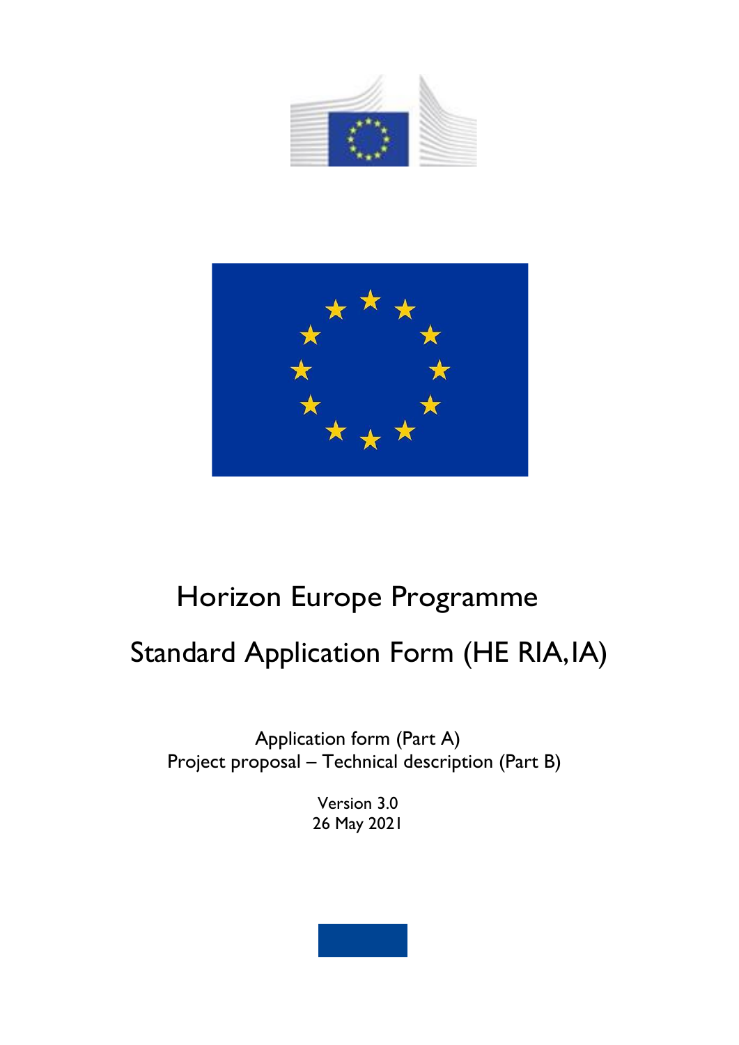# Horizon Europe Programme

# Standard Application Form (HE RIA, IA)

Application form (Part A)
Project proposal – Technical description (Part B)

Version 3.0
26 May 2021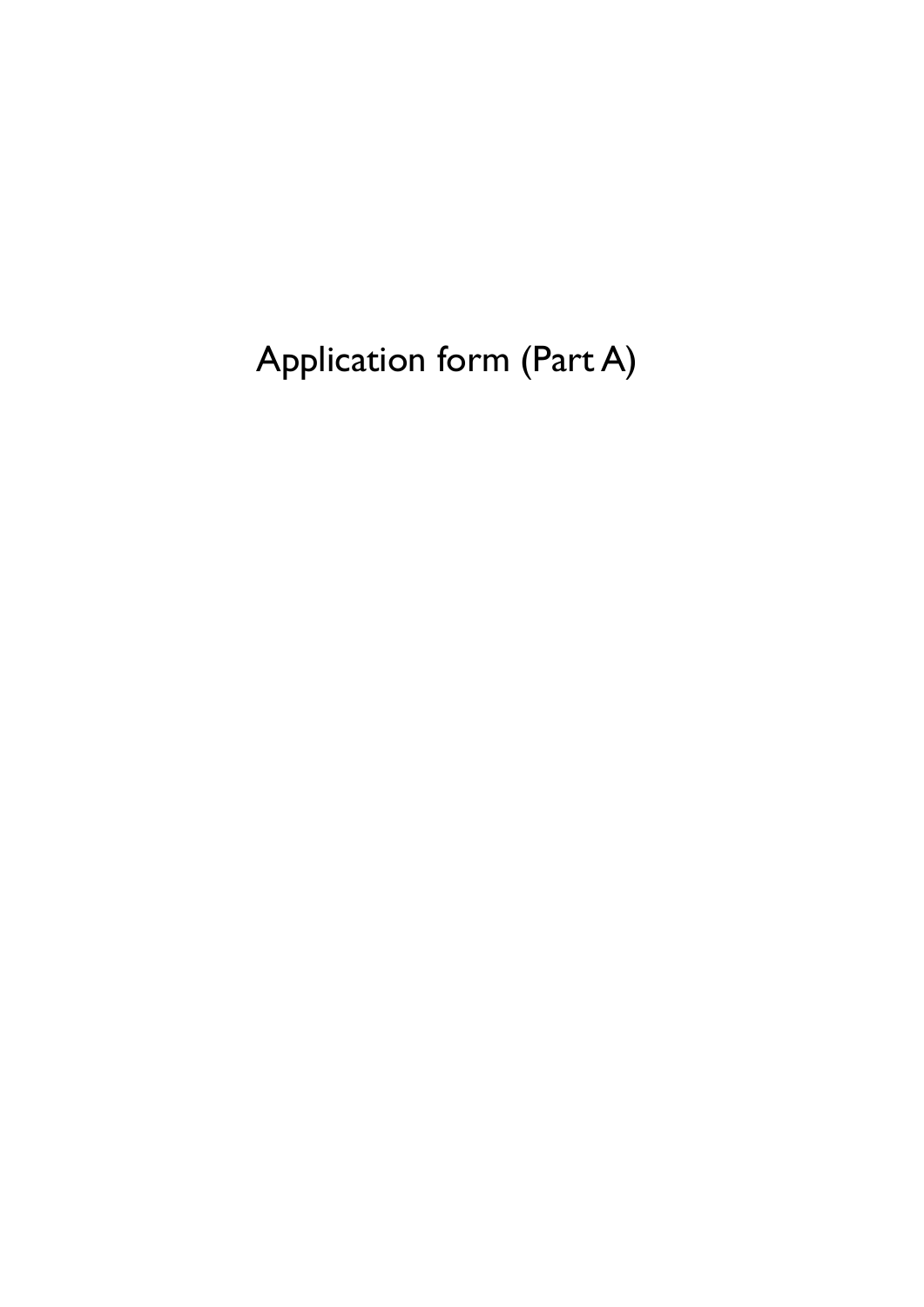# Application form (Part A)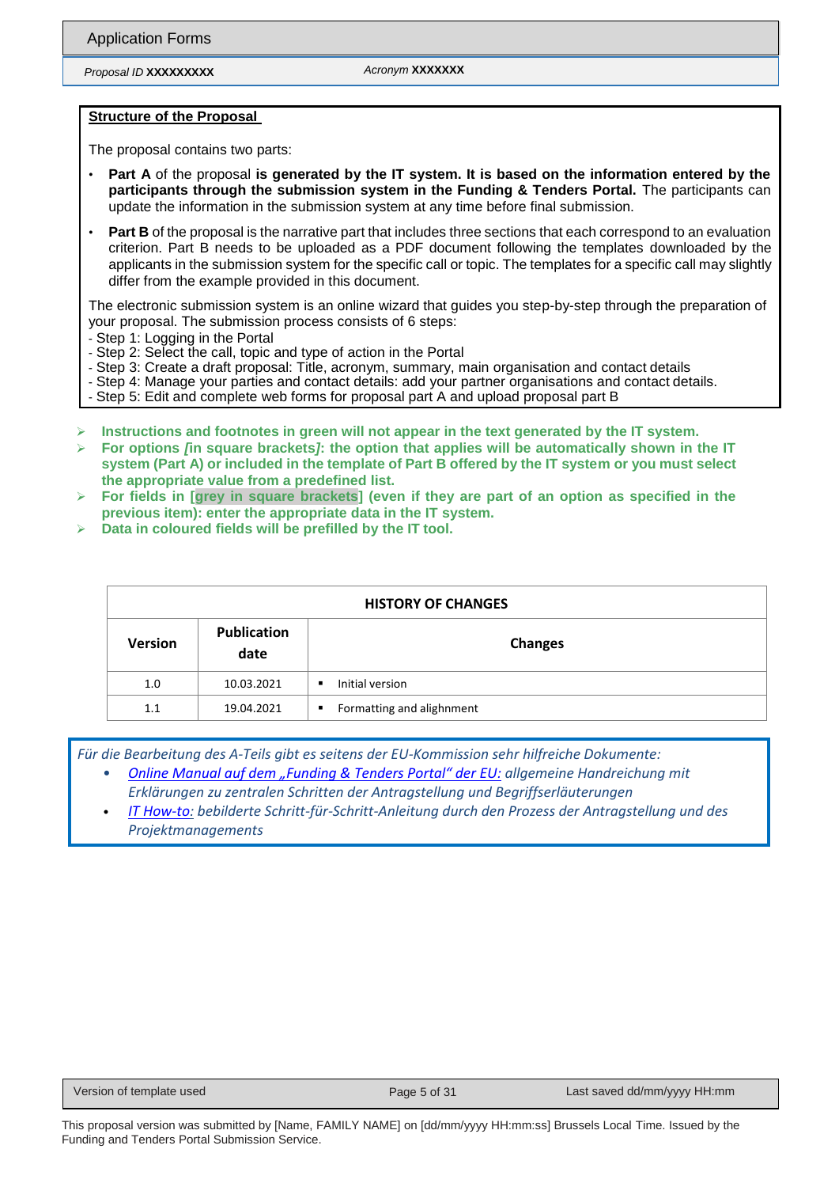**Structure of the Proposal**

The proposal contains two parts:

- **Part A** of the proposal **is generated by the IT system. It is based on the information entered by the participants through the submission system in the Funding & Tenders Portal.** The participants can update the information in the submission system at any time before final submission.
- **Part B** of the proposal is the narrative part that includes three sections that each correspond to an evaluation criterion. Part B needs to be uploaded as a PDF document following the templates downloaded by the applicants in the submission system for the specific call or topic. The templates for a specific call may slightly differ from the example provided in this document.

The electronic submission system is an online wizard that guides you step-by-step through the preparation of your proposal. The submission process consists of 6 steps:

- Step 1: Logging in the Portal
- Step 2: Select the call, topic and type of action in the Portal
- Step 3: Create a draft proposal: Title, acronym, summary, main organisation and contact details
- Step 4: Manage your parties and contact details: add your partner organisations and contact details.
- Step 5: Edit and complete web forms for proposal part A and upload proposal part B

- **Instructions and footnotes in green will not appear in the text generated by the IT system.**
- **For options *[in square brackets]*: the option that applies will be automatically shown in the IT system (Part A) or included in the template of Part B offered by the IT system or you must select the appropriate value from a predefined list.**
- **For fields in [grey in square brackets] (even if they are part of an option as specified in the previous item): enter the appropriate data in the IT system.**
- **Data in coloured fields will be prefilled by the IT tool.**

| HISTORY OF CHANGES | | |
|---|---|---|
| **Version** | **Publication date** | **Changes** |
| 1.0 | 10.03.2021 | ▪ Initial version |
| 1.1 | 19.04.2021 | ▪ Formatting and alighnment |

*Für die Bearbeitung des A-Teils gibt es seitens der EU-Kommission sehr hilfreiche Dokumente:*

- *Online Manual auf dem „Funding & Tenders Portal" der EU: allgemeine Handreichung mit Erklärungen zu zentralen Schritten der Antragstellung und Begriffserläuterungen*
- *IT How-to: bebilderte Schritt-für-Schritt-Anleitung durch den Prozess der Antragstellung und des Projektmanagements*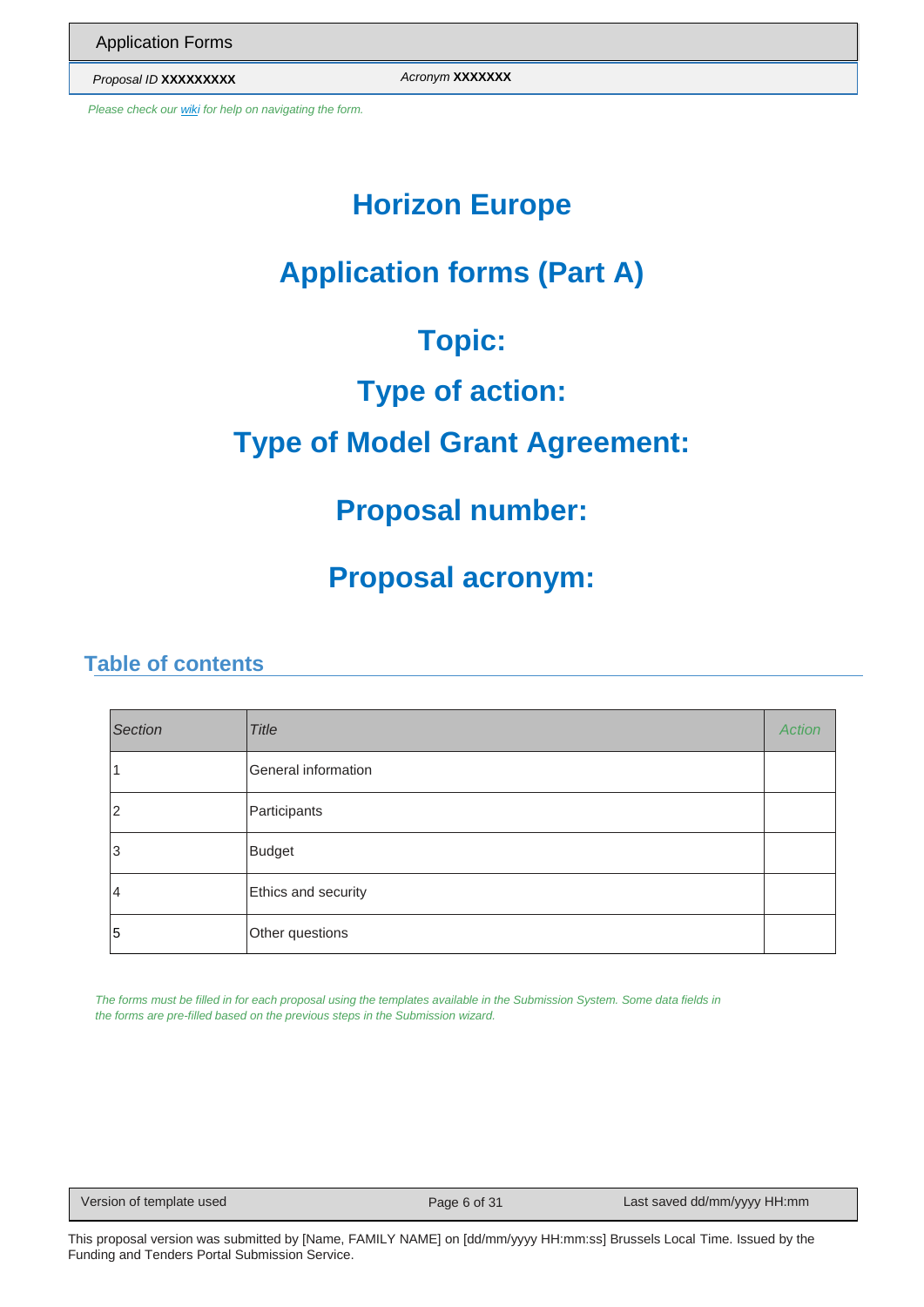Please check our wiki for help on navigating the form.

# Horizon Europe

# Application forms (Part A)

# Topic:

# Type of action:

# Type of Model Grant Agreement:

# Proposal number:

# Proposal acronym:

## Table of contents

| *Section* | *Title* | *Action* |
|---|---|---|
| 1 | General information | |
| 2 | Participants | |
| 3 | Budget | |
| 4 | Ethics and security | |
| 5 | Other questions | |

*The forms must be filled in for each proposal using the templates available in the Submission System. Some data fields in the forms are pre-filled based on the previous steps in the Submission wizard.*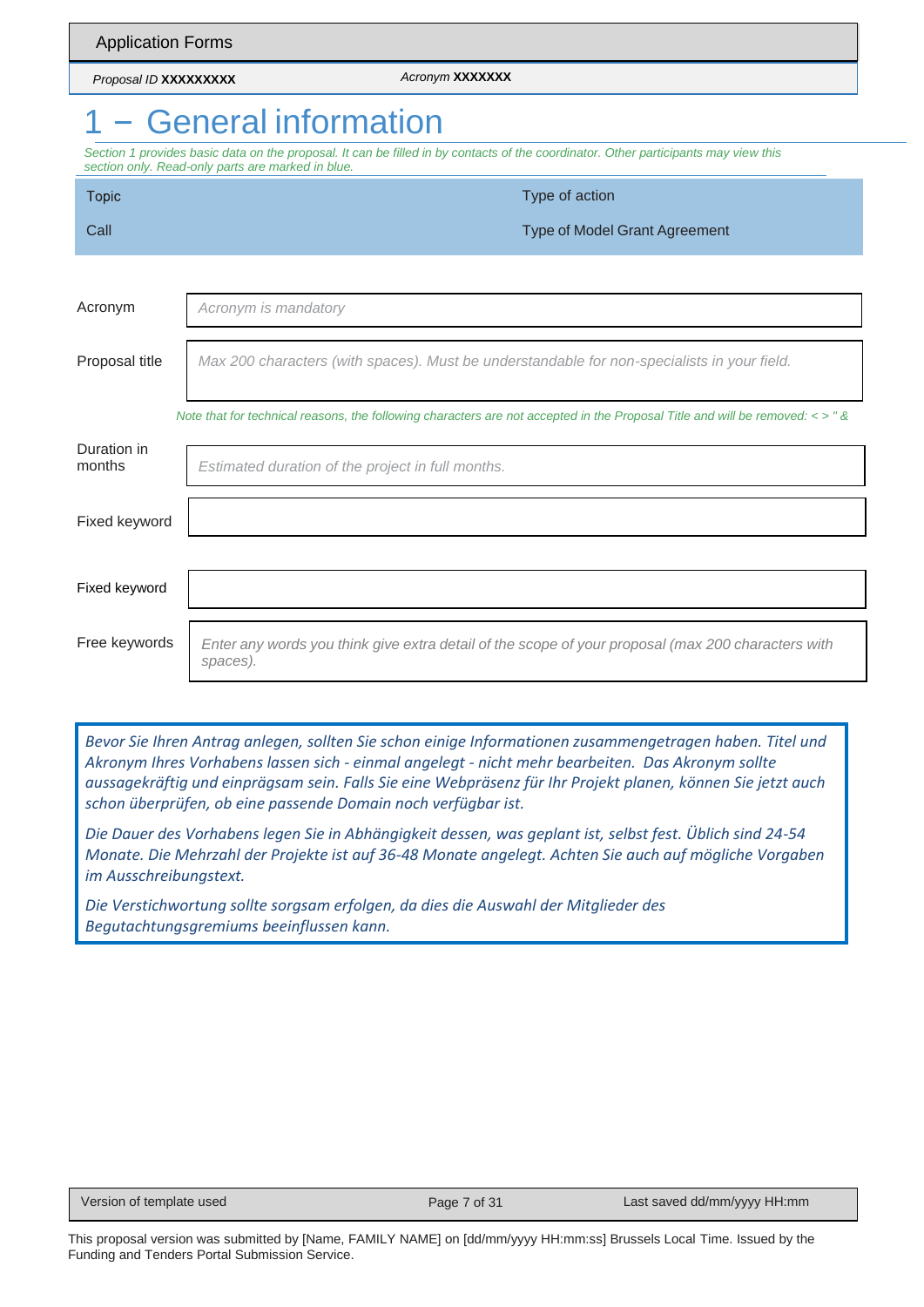# 1 − General information

*Section 1 provides basic data on the proposal. It can be filled in by contacts of the coordinator. Other participants may view this section only. Read-only parts are marked in blue.*

| Topic | Type of action |
| --- | --- |
| Call | Type of Model Grant Agreement |

| | |
| --- | --- |
| Acronym | *Acronym is mandatory* |
| Proposal title | *Max 200 characters (with spaces). Must be understandable for non-specialists in your field.* |

*Note that for technical reasons, the following characters are not accepted in the Proposal Title and will be removed: < > " &*

| | |
| --- | --- |
| Duration in months | *Estimated duration of the project in full months.* |
| Fixed keyword | |
| Fixed keyword | |
| Free keywords | *Enter any words you think give extra detail of the scope of your proposal (max 200 characters with spaces).* |

*Bevor Sie Ihren Antrag anlegen, sollten Sie schon einige Informationen zusammengetragen haben. Titel und Akronym Ihres Vorhabens lassen sich - einmal angelegt - nicht mehr bearbeiten. Das Akronym sollte aussagekräftig und einprägsam sein. Falls Sie eine Webpräsenz für Ihr Projekt planen, können Sie jetzt auch schon überprüfen, ob eine passende Domain noch verfügbar ist.*

*Die Dauer des Vorhabens legen Sie in Abhängigkeit dessen, was geplant ist, selbst fest. Üblich sind 24-54 Monate. Die Mehrzahl der Projekte ist auf 36-48 Monate angelegt. Achten Sie auch auf mögliche Vorgaben im Ausschreibungstext.*

*Die Verstichwortung sollte sorgsam erfolgen, da dies die Auswahl der Mitglieder des Begutachtungsgremiums beeinflussen kann.*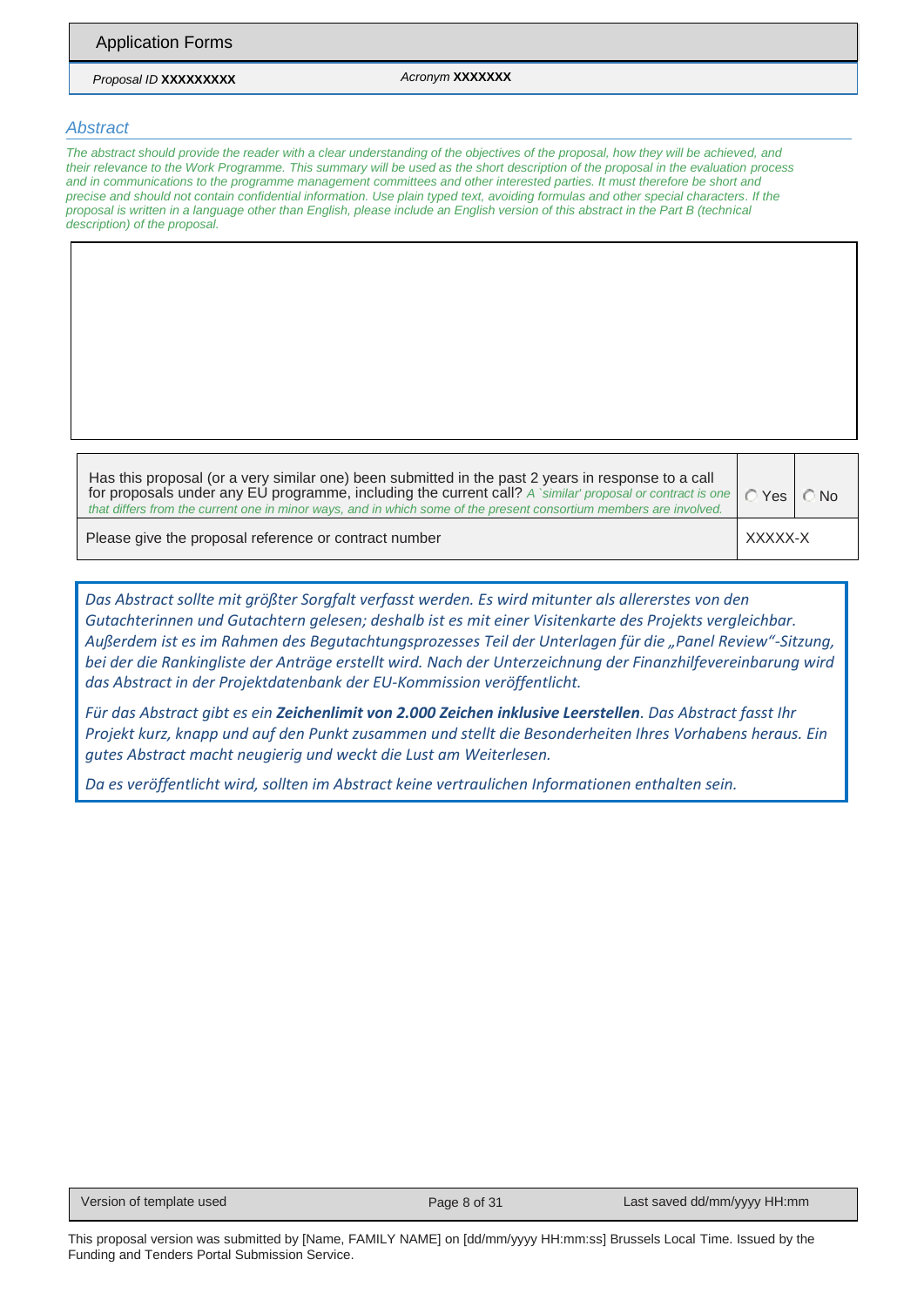Application Forms

| Proposal ID **XXXXXXXXX** | Acronym **XXXXXXX** |
|---|---|

## Abstract

*The abstract should provide the reader with a clear understanding of the objectives of the proposal, how they will be achieved, and their relevance to the Work Programme. This summary will be used as the short description of the proposal in the evaluation process and in communications to the programme management committees and other interested parties. It must therefore be short and precise and should not contain confidential information. Use plain typed text, avoiding formulas and other special characters. If the proposal is written in a language other than English, please include an English version of this abstract in the Part B (technical description) of the proposal.*

| Has this proposal (or a very similar one) been submitted in the past 2 years in response to a call for proposals under any EU programme, including the current call? *A `similar' proposal or contract is one that differs from the current one in minor ways, and in which some of the present consortium members are involved.* | ○ Yes | ○ No |
|---|---|---|
| Please give the proposal reference or contract number | XXXXX-X | |

*Das Abstract sollte mit größter Sorgfalt verfasst werden. Es wird mitunter als allererstes von den Gutachterinnen und Gutachtern gelesen; deshalb ist es mit einer Visitenkarte des Projekts vergleichbar. Außerdem ist es im Rahmen des Begutachtungsprozesses Teil der Unterlagen für die „Panel Review"-Sitzung, bei der die Rankingliste der Anträge erstellt wird. Nach der Unterzeichnung der Finanzhilfevereinbarung wird das Abstract in der Projektdatenbank der EU-Kommission veröffentlicht.*

*Für das Abstract gibt es ein **Zeichenlimit von 2.000 Zeichen inklusive Leerstellen**. Das Abstract fasst Ihr Projekt kurz, knapp und auf den Punkt zusammen und stellt die Besonderheiten Ihres Vorhabens heraus. Ein gutes Abstract macht neugierig und weckt die Lust am Weiterlesen.*

*Da es veröffentlicht wird, sollten im Abstract keine vertraulichen Informationen enthalten sein.*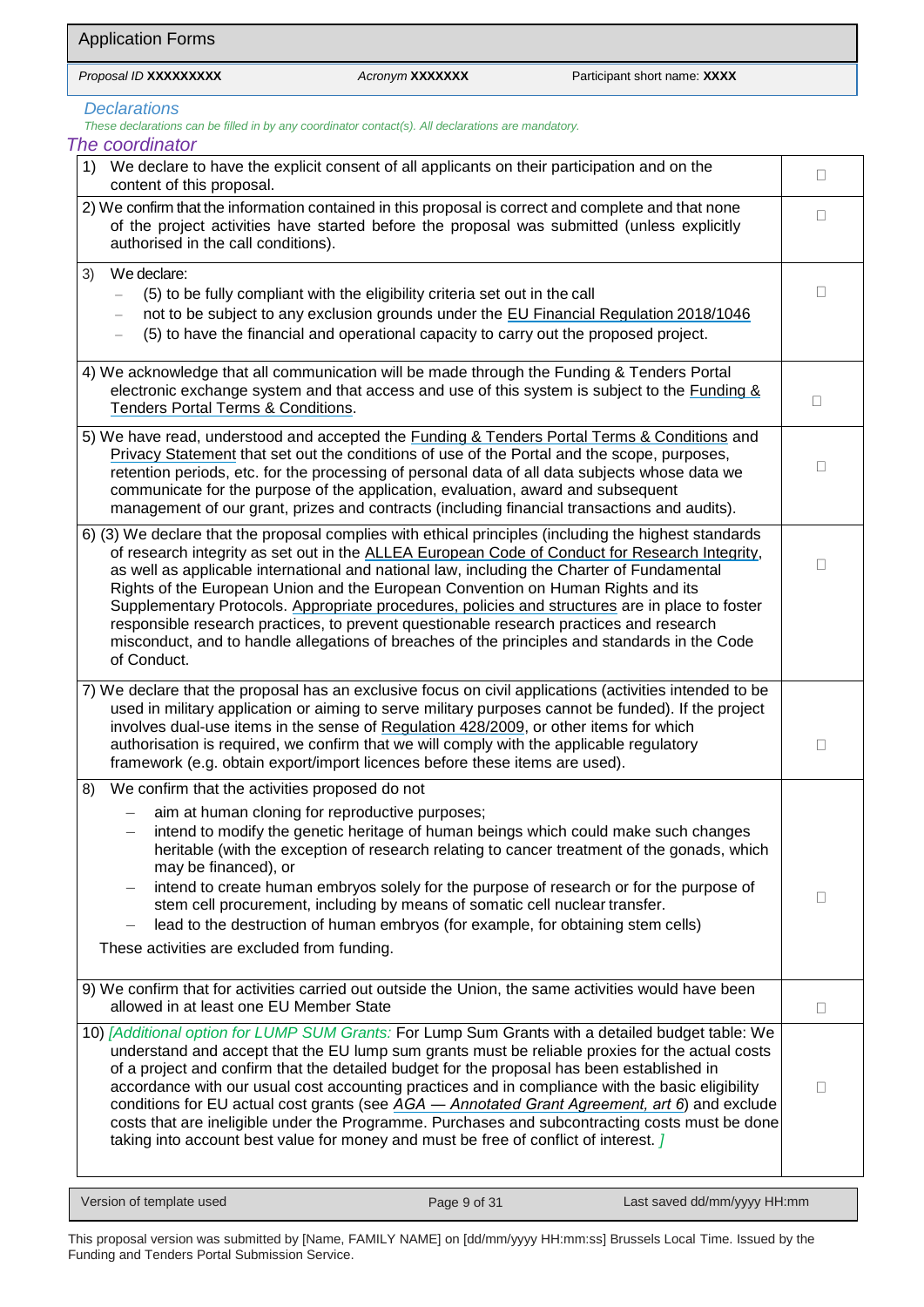Application Forms

Proposal ID **XXXXXXXXX** Acronym **XXXXXXX** Participant short name: **XXXX**

## Declarations

*These declarations can be filled in by any coordinator contact(s). All declarations are mandatory.*

### The coordinator

| | |
|---|---|
| 1) We declare to have the explicit consent of all applicants on their participation and on the content of this proposal. | ☐ |
| 2) We confirm that the information contained in this proposal is correct and complete and that none of the project activities have started before the proposal was submitted (unless explicitly authorised in the call conditions). | ☐ |
| 3) We declare: <br> – (5) to be fully compliant with the eligibility criteria set out in the call <br> – not to be subject to any exclusion grounds under the EU Financial Regulation 2018/1046 <br> – (5) to have the financial and operational capacity to carry out the proposed project. | ☐ |
| 4) We acknowledge that all communication will be made through the Funding & Tenders Portal electronic exchange system and that access and use of this system is subject to the Funding & Tenders Portal Terms & Conditions. | ☐ |
| 5) We have read, understood and accepted the Funding & Tenders Portal Terms & Conditions and Privacy Statement that set out the conditions of use of the Portal and the scope, purposes, retention periods, etc. for the processing of personal data of all data subjects whose data we communicate for the purpose of the application, evaluation, award and subsequent management of our grant, prizes and contracts (including financial transactions and audits). | ☐ |
| 6) (3) We declare that the proposal complies with ethical principles (including the highest standards of research integrity as set out in the ALLEA European Code of Conduct for Research Integrity, as well as applicable international and national law, including the Charter of Fundamental Rights of the European Union and the European Convention on Human Rights and its Supplementary Protocols. Appropriate procedures, policies and structures are in place to foster responsible research practices, to prevent questionable research practices and research misconduct, and to handle allegations of breaches of the principles and standards in the Code of Conduct. | ☐ |
| 7) We declare that the proposal has an exclusive focus on civil applications (activities intended to be used in military application or aiming to serve military purposes cannot be funded). If the project involves dual-use items in the sense of Regulation 428/2009, or other items for which authorisation is required, we confirm that we will comply with the applicable regulatory framework (e.g. obtain export/import licences before these items are used). | ☐ |
| 8) We confirm that the activities proposed do not <br> – aim at human cloning for reproductive purposes; <br> – intend to modify the genetic heritage of human beings which could make such changes heritable (with the exception of research relating to cancer treatment of the gonads, which may be financed), or <br> – intend to create human embryos solely for the purpose of research or for the purpose of stem cell procurement, including by means of somatic cell nuclear transfer. <br> – lead to the destruction of human embryos (for example, for obtaining stem cells) <br> These activities are excluded from funding. | ☐ |
| 9) We confirm that for activities carried out outside the Union, the same activities would have been allowed in at least one EU Member State | ☐ |
| 10) *[Additional option for LUMP SUM Grants:* For Lump Sum Grants with a detailed budget table: We understand and accept that the EU lump sum grants must be reliable proxies for the actual costs of a project and confirm that the detailed budget for the proposal has been established in accordance with our usual cost accounting practices and in compliance with the basic eligibility conditions for EU actual cost grants (see *AGA — Annotated Grant Agreement, art 6*) and exclude costs that are ineligible under the Programme. Purchases and subcontracting costs must be done taking into account best value for money and must be free of conflict of interest. *]* | ☐ |

Version of template used — Last saved dd/mm/yyyy HH:mm

This proposal version was submitted by [Name, FAMILY NAME] on [dd/mm/yyyy HH:mm:ss] Brussels Local Time. Issued by the Funding and Tenders Portal Submission Service.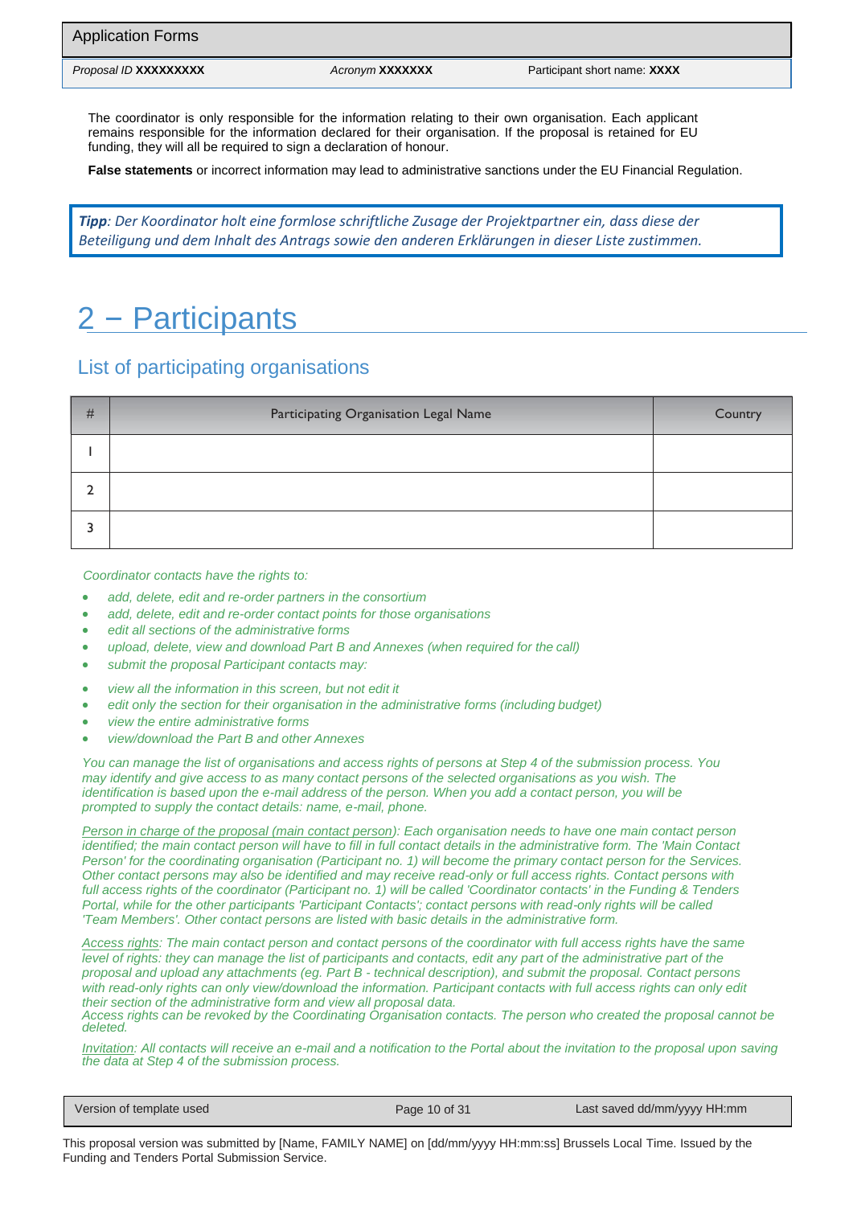The coordinator is only responsible for the information relating to their own organisation. Each applicant remains responsible for the information declared for their organisation. If the proposal is retained for EU funding, they will all be required to sign a declaration of honour.

**False statements** or incorrect information may lead to administrative sanctions under the EU Financial Regulation.

> ***Tipp**: Der Koordinator holt eine formlose schriftliche Zusage der Projektpartner ein, dass diese der Beteiligung und dem Inhalt des Antrags sowie den anderen Erklärungen in dieser Liste zustimmen.*

# 2 – Participants

## List of participating organisations

| # | Participating Organisation Legal Name | Country |
|---|---|---|
| 1 | | |
| 2 | | |
| 3 | | |

*Coordinator contacts have the rights to:*

- *add, delete, edit and re-order partners in the consortium*
- *add, delete, edit and re-order contact points for those organisations*
- *edit all sections of the administrative forms*
- *upload, delete, view and download Part B and Annexes (when required for the call)*
- *submit the proposal Participant contacts may:*

- *view all the information in this screen, but not edit it*
- *edit only the section for their organisation in the administrative forms (including budget)*
- *view the entire administrative forms*
- *view/download the Part B and other Annexes*

*You can manage the list of organisations and access rights of persons at Step 4 of the submission process. You may identify and give access to as many contact persons of the selected organisations as you wish. The identification is based upon the e-mail address of the person. When you add a contact person, you will be prompted to supply the contact details: name, e-mail, phone.*

*Person in charge of the proposal (main contact person): Each organisation needs to have one main contact person identified; the main contact person will have to fill in full contact details in the administrative form. The 'Main Contact Person' for the coordinating organisation (Participant no. 1) will become the primary contact person for the Services. Other contact persons may also be identified and may receive read-only or full access rights. Contact persons with full access rights of the coordinator (Participant no. 1) will be called 'Coordinator contacts' in the Funding & Tenders Portal, while for the other participants 'Participant Contacts'; contact persons with read-only rights will be called 'Team Members'. Other contact persons are listed with basic details in the administrative form.*

*Access rights: The main contact person and contact persons of the coordinator with full access rights have the same level of rights: they can manage the list of participants and contacts, edit any part of the administrative part of the proposal and upload any attachments (eg. Part B - technical description), and submit the proposal. Contact persons with read-only rights can only view/download the information. Participant contacts with full access rights can only edit their section of the administrative form and view all proposal data.*
*Access rights can be revoked by the Coordinating Organisation contacts. The person who created the proposal cannot be deleted.*

*Invitation: All contacts will receive an e-mail and a notification to the Portal about the invitation to the proposal upon saving the data at Step 4 of the submission process.*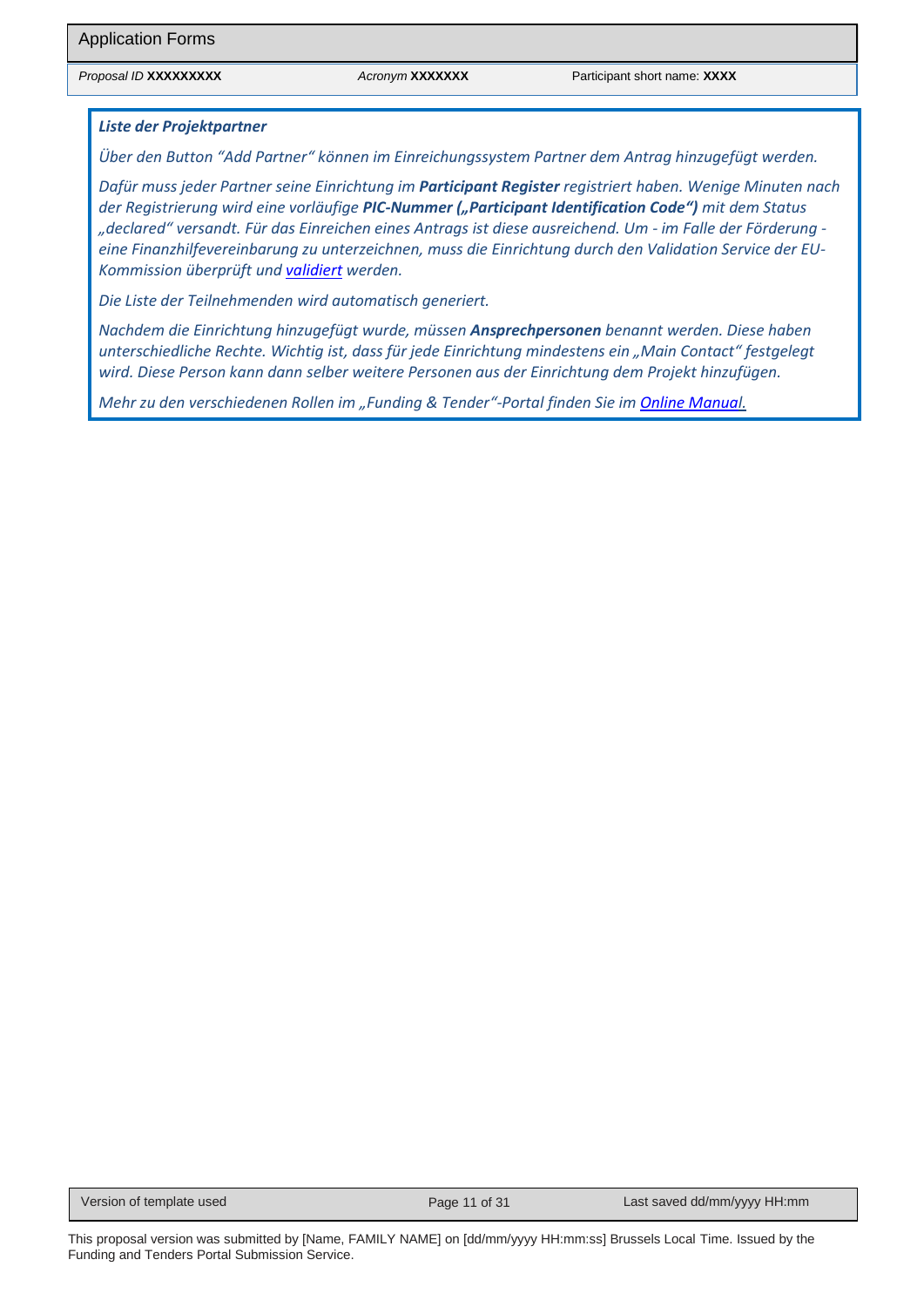*__Liste der Projektpartner__*

*Über den Button "Add Partner" können im Einreichungssystem Partner dem Antrag hinzugefügt werden.*

*Dafür muss jeder Partner seine Einrichtung im __Participant Register__ registriert haben. Wenige Minuten nach der Registrierung wird eine vorläufige __PIC-Nummer („Participant Identification Code")__ mit dem Status „declared" versandt. Für das Einreichen eines Antrags ist diese ausreichend. Um - im Falle der Förderung - eine Finanzhilfevereinbarung zu unterzeichnen, muss die Einrichtung durch den Validation Service der EU-Kommission überprüft und validiert werden.*

*Die Liste der Teilnehmenden wird automatisch generiert.*

*Nachdem die Einrichtung hinzugefügt wurde, müssen __Ansprechpersonen__ benannt werden. Diese haben unterschiedliche Rechte. Wichtig ist, dass für jede Einrichtung mindestens ein „Main Contact" festgelegt wird. Diese Person kann dann selber weitere Personen aus der Einrichtung dem Projekt hinzufügen.*

*Mehr zu den verschiedenen Rollen im „Funding & Tender"-Portal finden Sie im Online Manual.*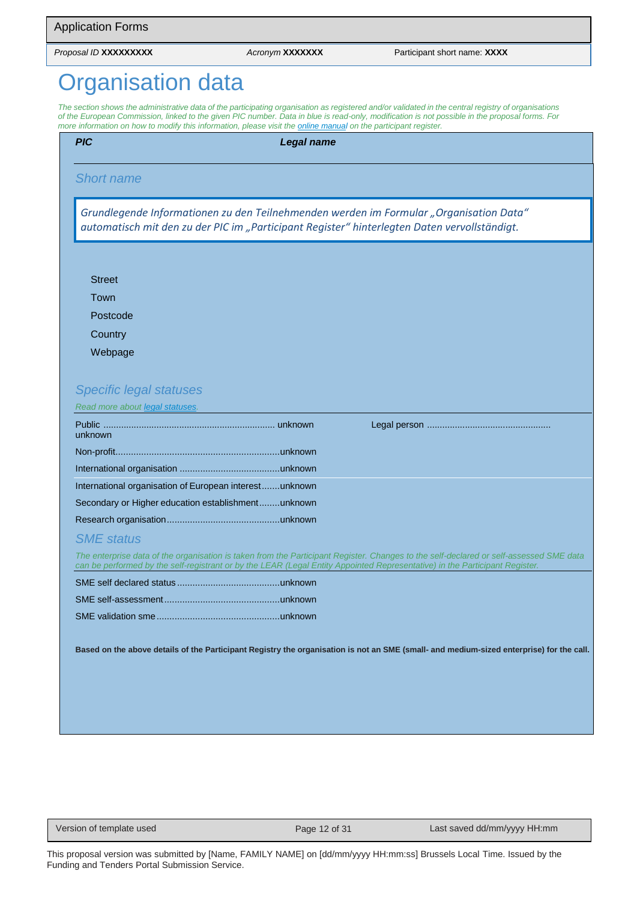# Organisation data

*The section shows the administrative data of the participating organisation as registered and/or validated in the central registry of organisations of the European Commission, linked to the given PIC number. Data in blue is read-only, modification is not possible in the proposal forms. For more information on how to modify this information, please visit the [online manual](#) on the participant register.*

| ***PIC*** | ***Legal name*** |
|---|---|

## *Short name*

> *Grundlegende Informationen zu den Teilnehmenden werden im Formular „Organisation Data" automatisch mit den zu der PIC im „Participant Register" hinterlegten Daten vervollständigt.*

Street

Town

Postcode

Country

Webpage

## *Specific legal statuses*

*Read more about [legal statuses](#).*

Public .................................................................. unknown

Legal person ................................................ unknown

Non-profit...............................................................unknown

International organisation .......................................unknown

International organisation of European interest.......unknown

Secondary or Higher education establishment........unknown

Research organisation............................................unknown

## *SME status*

*The enterprise data of the organisation is taken from the Participant Register. Changes to the self-declared or self-assessed SME data can be performed by the self-registrant or by the LEAR (Legal Entity Appointed Representative) in the Participant Register.*

SME self declared status........................................unknown

SME self-assessment.............................................unknown

SME validation sme................................................unknown

**Based on the above details of the Participant Registry the organisation is not an SME (small- and medium-sized enterprise) for the call.**

This proposal version was submitted by [Name, FAMILY NAME] on [dd/mm/yyyy HH:mm:ss] Brussels Local Time. Issued by the Funding and Tenders Portal Submission Service.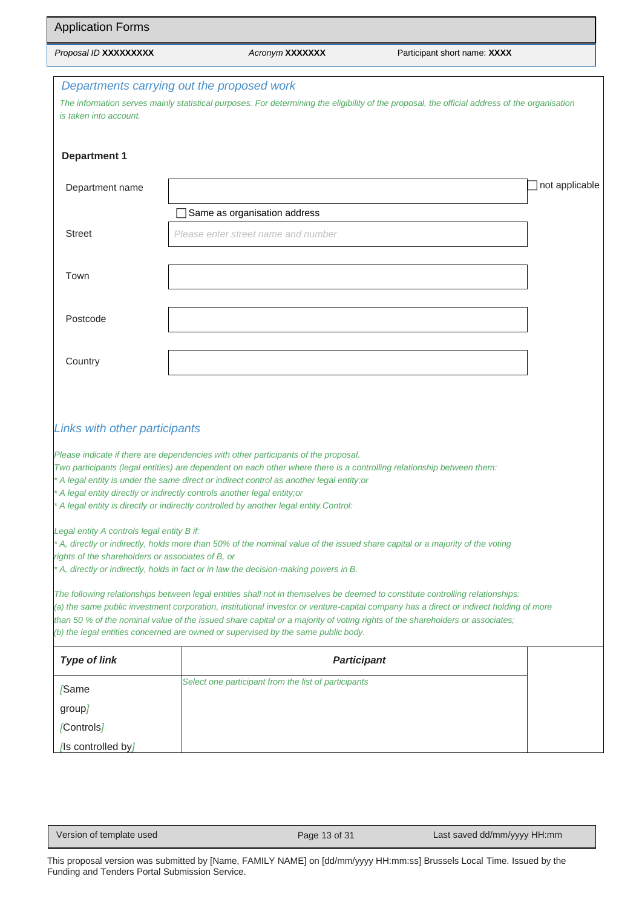Application Forms

Proposal ID **XXXXXXXXX** | Acronym **XXXXXXX** | Participant short name: **XXXX**

## *Departments carrying out the proposed work*

*The information serves mainly statistical purposes. For determining the eligibility of the proposal, the official address of the organisation is taken into account.*

**Department 1**

| | | |
|---|---|---|
| Department name | | ☐ not applicable |
| | ☐ Same as organisation address | |
| Street | *Please enter street name and number* | |
| Town | | |
| Postcode | | |
| Country | | |

## *Links with other participants*

*Please indicate if there are dependencies with other participants of the proposal.*
*Two participants (legal entities) are dependent on each other where there is a controlling relationship between them:*
*\* A legal entity is under the same direct or indirect control as another legal entity;or*
*\* A legal entity directly or indirectly controls another legal entity;or*
*\* A legal entity is directly or indirectly controlled by another legal entity.Control:*

*Legal entity A controls legal entity B if:*
*\* A, directly or indirectly, holds more than 50% of the nominal value of the issued share capital or a majority of the voting rights of the shareholders or associates of B, or*
*\* A, directly or indirectly, holds in fact or in law the decision-making powers in B.*

*The following relationships between legal entities shall not in themselves be deemed to constitute controlling relationships:*
*(a) the same public investment corporation, institutional investor or venture-capital company has a direct or indirect holding of more than 50 % of the nominal value of the issued share capital or a majority of voting rights of the shareholders or associates;*
*(b) the legal entities concerned are owned or supervised by the same public body.*

| ***Type of link*** | ***Participant*** | |
|---|---|---|
| *[*Same group*]* *[*Controls*]* *[*Is controlled by*]* | *Select one participant from the list of participants* | |

Version of template used | Last saved dd/mm/yyyy HH:mm

This proposal version was submitted by [Name, FAMILY NAME] on [dd/mm/yyyy HH:mm:ss] Brussels Local Time. Issued by the Funding and Tenders Portal Submission Service.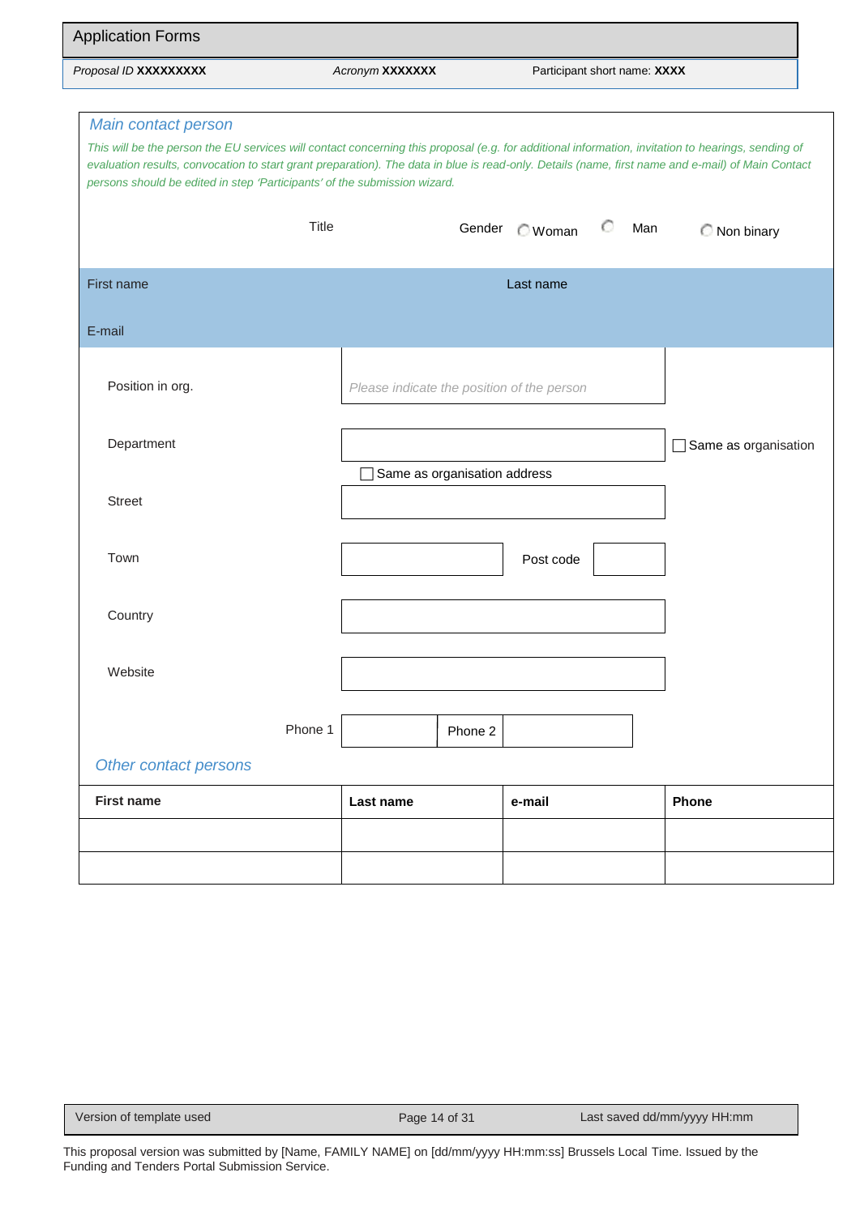Application Forms

Proposal ID **XXXXXXXXX** Acronym **XXXXXXX** Participant short name: **XXXX**

## *Main contact person*

*This will be the person the EU services will contact concerning this proposal (e.g. for additional information, invitation to hearings, sending of evaluation results, convocation to start grant preparation). The data in blue is read-only. Details (name, first name and e-mail) of Main Contact persons should be edited in step 'Participants' of the submission wizard.*

Title  Gender ○ Woman ○ Man ○ Non binary

| | | | |
|---|---|---|---|
| First name | | Last name | |
| E-mail | | | |
| Position in org. | *Please indicate the position of the person* | | |
| Department | | ☐ Same as organisation | |
| | ☐ Same as organisation address | | |
| Street | | | |
| Town | | Post code | |
| Country | | | |
| Website | | | |
| Phone 1 | | Phone 2 | |

## *Other contact persons*

| First name | Last name | e-mail | Phone |
|---|---|---|---|
| | | | |
| | | | |

Version of template used  Last saved dd/mm/yyyy HH:mm

This proposal version was submitted by [Name, FAMILY NAME] on [dd/mm/yyyy HH:mm:ss] Brussels Local Time. Issued by the Funding and Tenders Portal Submission Service.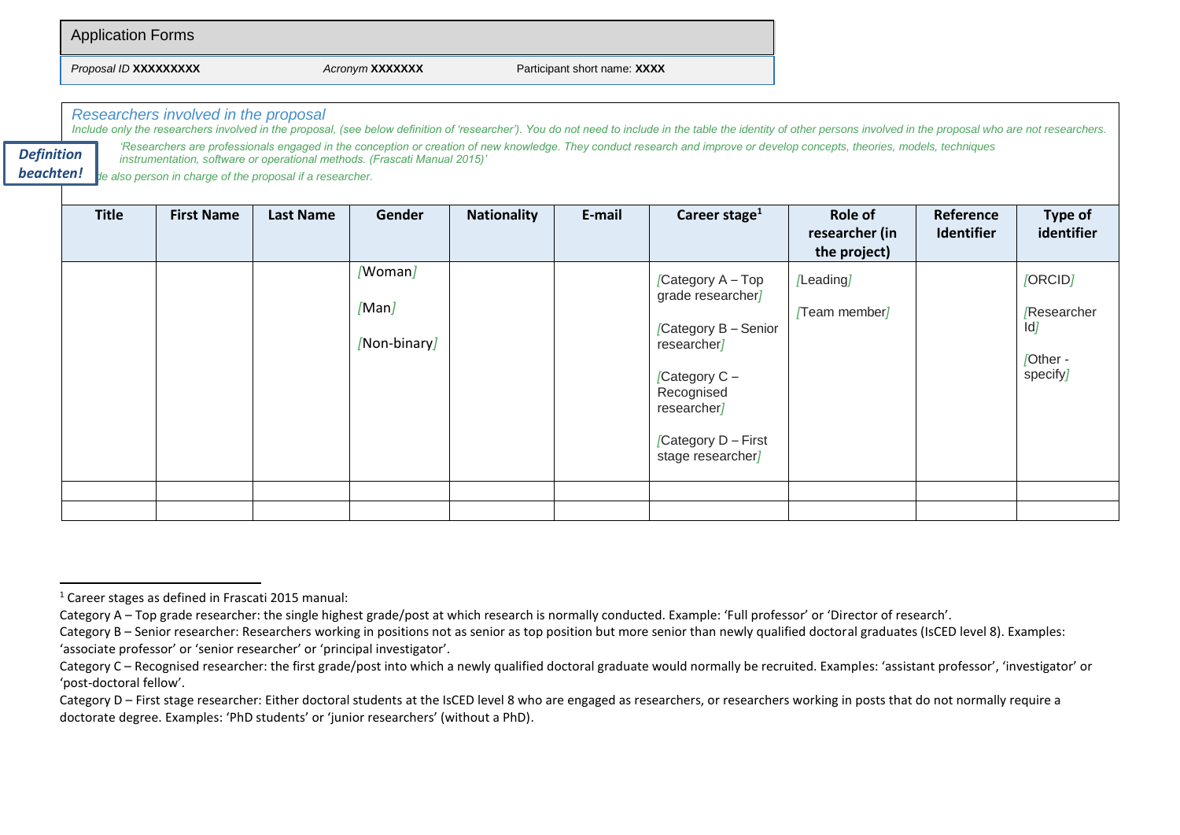Application Forms

*Proposal ID* **XXXXXXXXX** *Acronym* **XXXXXXX** Participant short name: **XXXX**

## *Researchers involved in the proposal*

*Include only the researchers involved in the proposal, (see below definition of 'researcher'). You do not need to include in the table the identity of other persons involved in the proposal who are not researchers.*

***Definition beachten!***

*'Researchers are professionals engaged in the conception or creation of new knowledge. They conduct research and improve or develop concepts, theories, models, techniques instrumentation, software or operational methods. (Frascati Manual 2015)'*

*...de also person in charge of the proposal if a researcher.*

| Title | First Name | Last Name | Gender | Nationality | E-mail | Career stage[1] | Role of researcher (in the project) | Reference Identifier | Type of identifier |
|---|---|---|---|---|---|---|---|---|---|
| | | | [Woman] [Man] [Non-binary] | | | [Category A – Top grade researcher] [Category B – Senior researcher] [Category C – Recognised researcher] [Category D – First stage researcher] | [Leading] [Team member] | | [ORCID] [Researcher Id] [Other - specify] |
| | | | | | | | | | |
| | | | | | | | | | |

[1] Career stages as defined in Frascati 2015 manual:

Category A – Top grade researcher: the single highest grade/post at which research is normally conducted. Example: 'Full professor' or 'Director of research'.

Category B – Senior researcher: Researchers working in positions not as senior as top position but more senior than newly qualified doctoral graduates (IsCED level 8). Examples: 'associate professor' or 'senior researcher' or 'principal investigator'.

Category C – Recognised researcher: the first grade/post into which a newly qualified doctoral graduate would normally be recruited. Examples: 'assistant professor', 'investigator' or 'post-doctoral fellow'.

Category D – First stage researcher: Either doctoral students at the IsCED level 8 who are engaged as researchers, or researchers working in posts that do not normally require a doctorate degree. Examples: 'PhD students' or 'junior researchers' (without a PhD).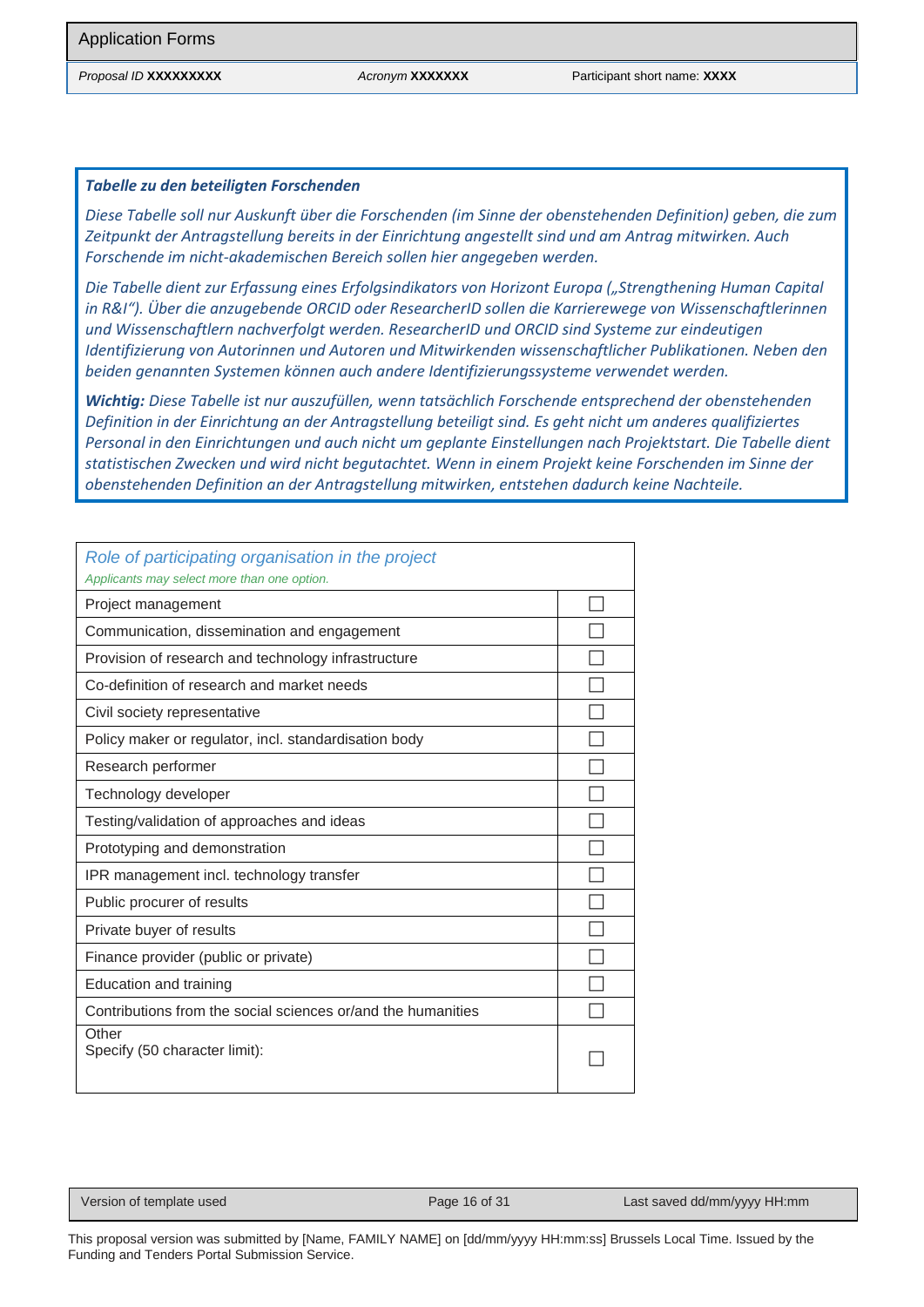***Tabelle zu den beteiligten Forschenden***

*Diese Tabelle soll nur Auskunft über die Forschenden (im Sinne der obenstehenden Definition) geben, die zum Zeitpunkt der Antragstellung bereits in der Einrichtung angestellt sind und am Antrag mitwirken. Auch Forschende im nicht-akademischen Bereich sollen hier angegeben werden.*

*Die Tabelle dient zur Erfassung eines Erfolgsindikators von Horizont Europa („Strengthening Human Capital in R&I“). Über die anzugebende ORCID oder ResearcherID sollen die Karrierewege von Wissenschaftlerinnen und Wissenschaftlern nachverfolgt werden. ResearcherID und ORCID sind Systeme zur eindeutigen Identifizierung von Autorinnen und Autoren und Mitwirkenden wissenschaftlicher Publikationen. Neben den beiden genannten Systemen können auch andere Identifizierungssysteme verwendet werden.*

***Wichtig:*** *Diese Tabelle ist nur auszufüllen, wenn tatsächlich Forschende entsprechend der obenstehenden Definition in der Einrichtung an der Antragstellung beteiligt sind. Es geht nicht um anderes qualifiziertes Personal in den Einrichtungen und auch nicht um geplante Einstellungen nach Projektstart. Die Tabelle dient statistischen Zwecken und wird nicht begutachtet. Wenn in einem Projekt keine Forschenden im Sinne der obenstehenden Definition an der Antragstellung mitwirken, entstehen dadurch keine Nachteile.*

| Role of participating organisation in the project<br>*Applicants may select more than one option.* | |
|---|---|
| Project management | ☐ |
| Communication, dissemination and engagement | ☐ |
| Provision of research and technology infrastructure | ☐ |
| Co-definition of research and market needs | ☐ |
| Civil society representative | ☐ |
| Policy maker or regulator, incl. standardisation body | ☐ |
| Research performer | ☐ |
| Technology developer | ☐ |
| Testing/validation of approaches and ideas | ☐ |
| Prototyping and demonstration | ☐ |
| IPR management incl. technology transfer | ☐ |
| Public procurer of results | ☐ |
| Private buyer of results | ☐ |
| Finance provider (public or private) | ☐ |
| Education and training | ☐ |
| Contributions from the social sciences or/and the humanities | ☐ |
| Other<br>Specify (50 character limit): | ☐ |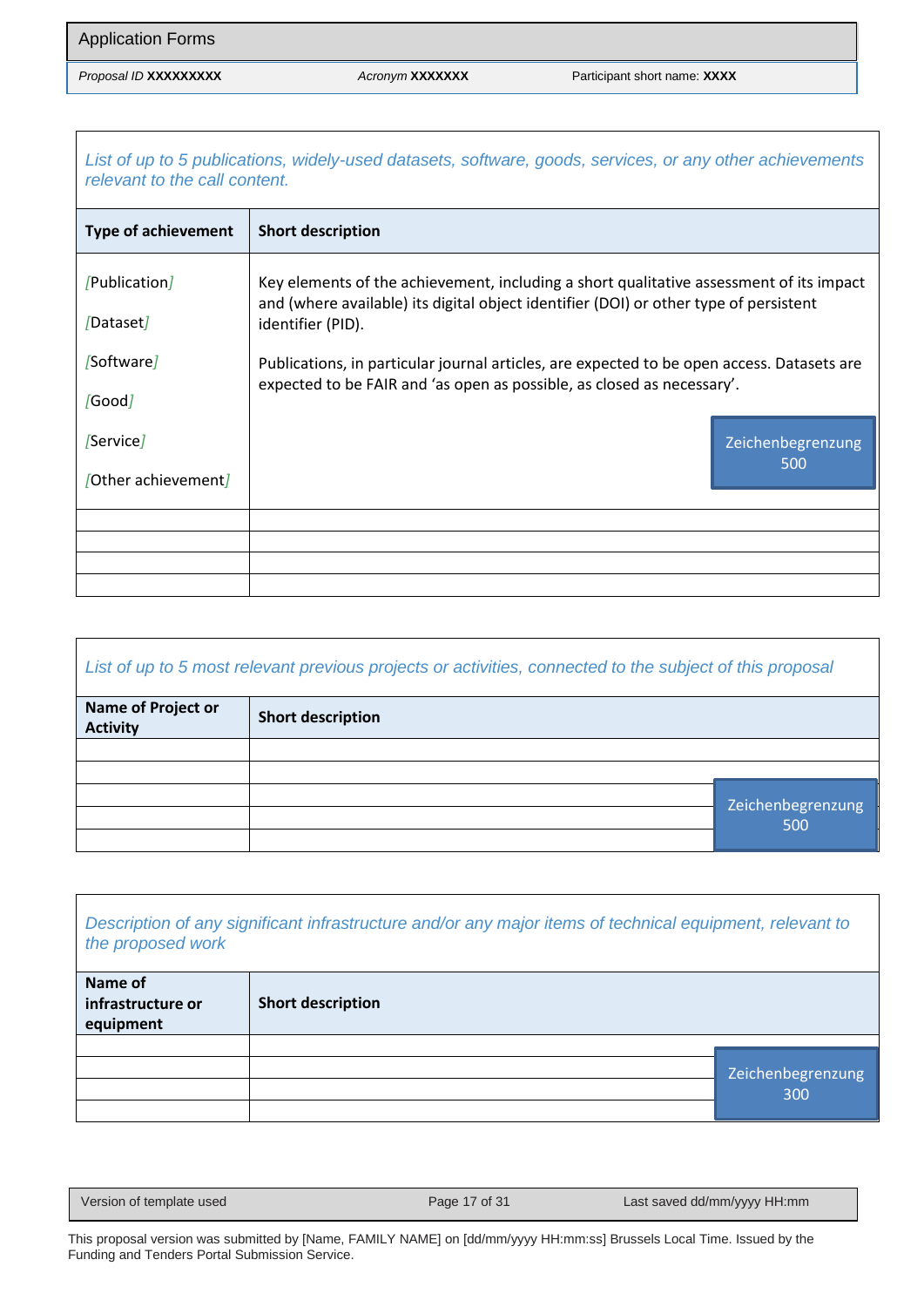*List of up to 5 publications, widely-used datasets, software, goods, services, or any other achievements relevant to the call content.*

| Type of achievement | Short description |
|---|---|
| [Publication]<br>[Dataset]<br>[Software]<br>[Good]<br>[Service]<br>[Other achievement] | Key elements of the achievement, including a short qualitative assessment of its impact and (where available) its digital object identifier (DOI) or other type of persistent identifier (PID).<br>Publications, in particular journal articles, are expected to be open access. Datasets are expected to be FAIR and 'as open as possible, as closed as necessary'.<br>Zeichenbegrenzung 500 |
| | |
| | |
| | |
| | |

*List of up to 5 most relevant previous projects or activities, connected to the subject of this proposal*

| Name of Project or Activity | Short description |
|---|---|
| | |
| | |
| | Zeichenbegrenzung 500 |
| | |
| | |

*Description of any significant infrastructure and/or any major items of technical equipment, relevant to the proposed work*

| Name of infrastructure or equipment | Short description |
|---|---|
| | |
| | Zeichenbegrenzung 300 |
| | |
| | |

This proposal version was submitted by [Name, FAMILY NAME] on [dd/mm/yyyy HH:mm:ss] Brussels Local Time. Issued by the Funding and Tenders Portal Submission Service.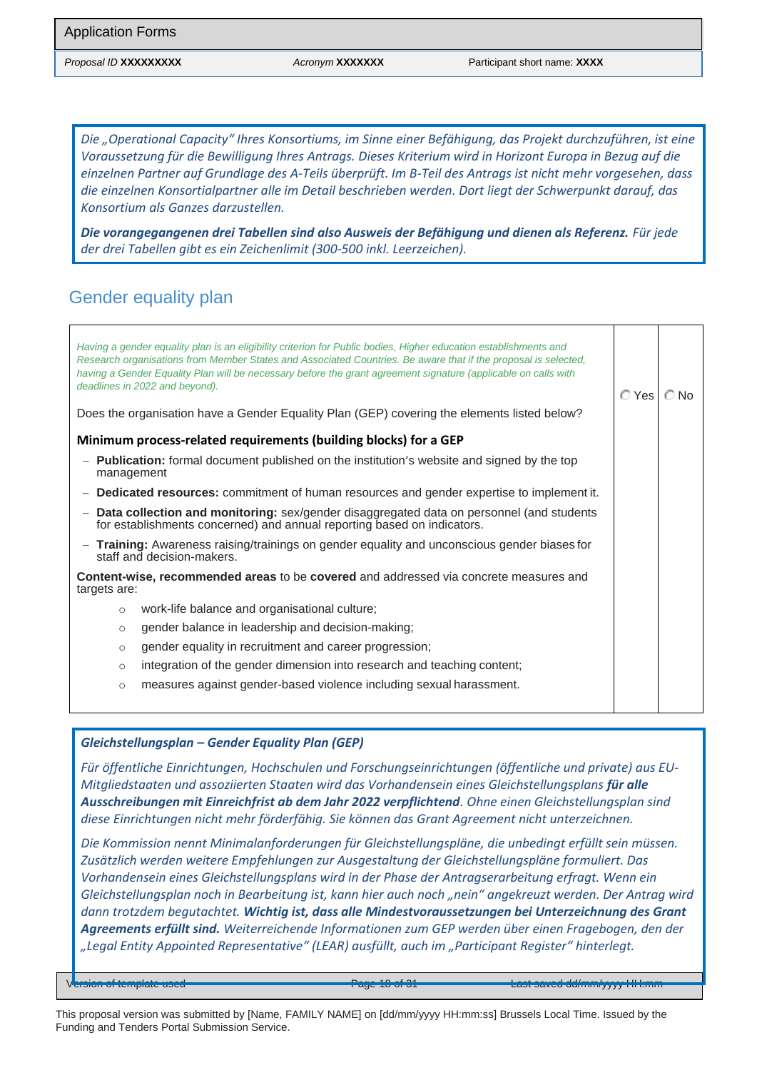*Die „Operational Capacity" Ihres Konsortiums, im Sinne einer Befähigung, das Projekt durchzuführen, ist eine Voraussetzung für die Bewilligung Ihres Antrags. Dieses Kriterium wird in Horizont Europa in Bezug auf die einzelnen Partner auf Grundlage des A-Teils überprüft. Im B-Teil des Antrags ist nicht mehr vorgesehen, dass die einzelnen Konsortialpartner alle im Detail beschrieben werden. Dort liegt der Schwerpunkt darauf, das Konsortium als Ganzes darzustellen.*

***Die vorangegangenen drei Tabellen sind also Ausweis der Befähigung und dienen als Referenz.*** *Für jede der drei Tabellen gibt es ein Zeichenlimit (300-500 inkl. Leerzeichen).*

## Gender equality plan

*Having a gender equality plan is an eligibility criterion for Public bodies, Higher education establishments and Research organisations from Member States and Associated Countries. Be aware that if the proposal is selected, having a Gender Equality Plan will be necessary before the grant agreement signature (applicable on calls with deadlines in 2022 and beyond).*

Does the organisation have a Gender Equality Plan (GEP) covering the elements listed below? ○ Yes ○ No

**Minimum process-related requirements (building blocks) for a GEP**

- **Publication:** formal document published on the institution's website and signed by the top management
- **Dedicated resources:** commitment of human resources and gender expertise to implement it.
- **Data collection and monitoring:** sex/gender disaggregated data on personnel (and students for establishments concerned) and annual reporting based on indicators.
- **Training:** Awareness raising/trainings on gender equality and unconscious gender biases for staff and decision-makers.

**Content-wise, recommended areas** to be **covered** and addressed via concrete measures and targets are:

- work-life balance and organisational culture;
- gender balance in leadership and decision-making;
- gender equality in recruitment and career progression;
- integration of the gender dimension into research and teaching content;
- measures against gender-based violence including sexual harassment.

***Gleichstellungsplan – Gender Equality Plan (GEP)***

*Für öffentliche Einrichtungen, Hochschulen und Forschungseinrichtungen (öffentliche und private) aus EU-Mitgliedstaaten und assoziierten Staaten wird das Vorhandensein eines Gleichstellungsplans* ***für alle Ausschreibungen mit Einreichfrist ab dem Jahr 2022 verpflichtend****. Ohne einen Gleichstellungsplan sind diese Einrichtungen nicht mehr förderfähig. Sie können das Grant Agreement nicht unterzeichnen.*

*Die Kommission nennt Minimalanforderungen für Gleichstellungspläne, die unbedingt erfüllt sein müssen. Zusätzlich werden weitere Empfehlungen zur Ausgestaltung der Gleichstellungspläne formuliert. Das Vorhandensein eines Gleichstellungsplans wird in der Phase der Antragserarbeitung erfragt. Wenn ein Gleichstellungsplan noch in Bearbeitung ist, kann hier auch noch „nein" angekreuzt werden. Der Antrag wird dann trotzdem begutachtet.* ***Wichtig ist, dass alle Mindestvoraussetzungen bei Unterzeichnung des Grant Agreements erfüllt sind.*** *Weiterreichende Informationen zum GEP werden über einen Fragebogen, den der „Legal Entity Appointed Representative" (LEAR) ausfüllt, auch im „Participant Register" hinterlegt.*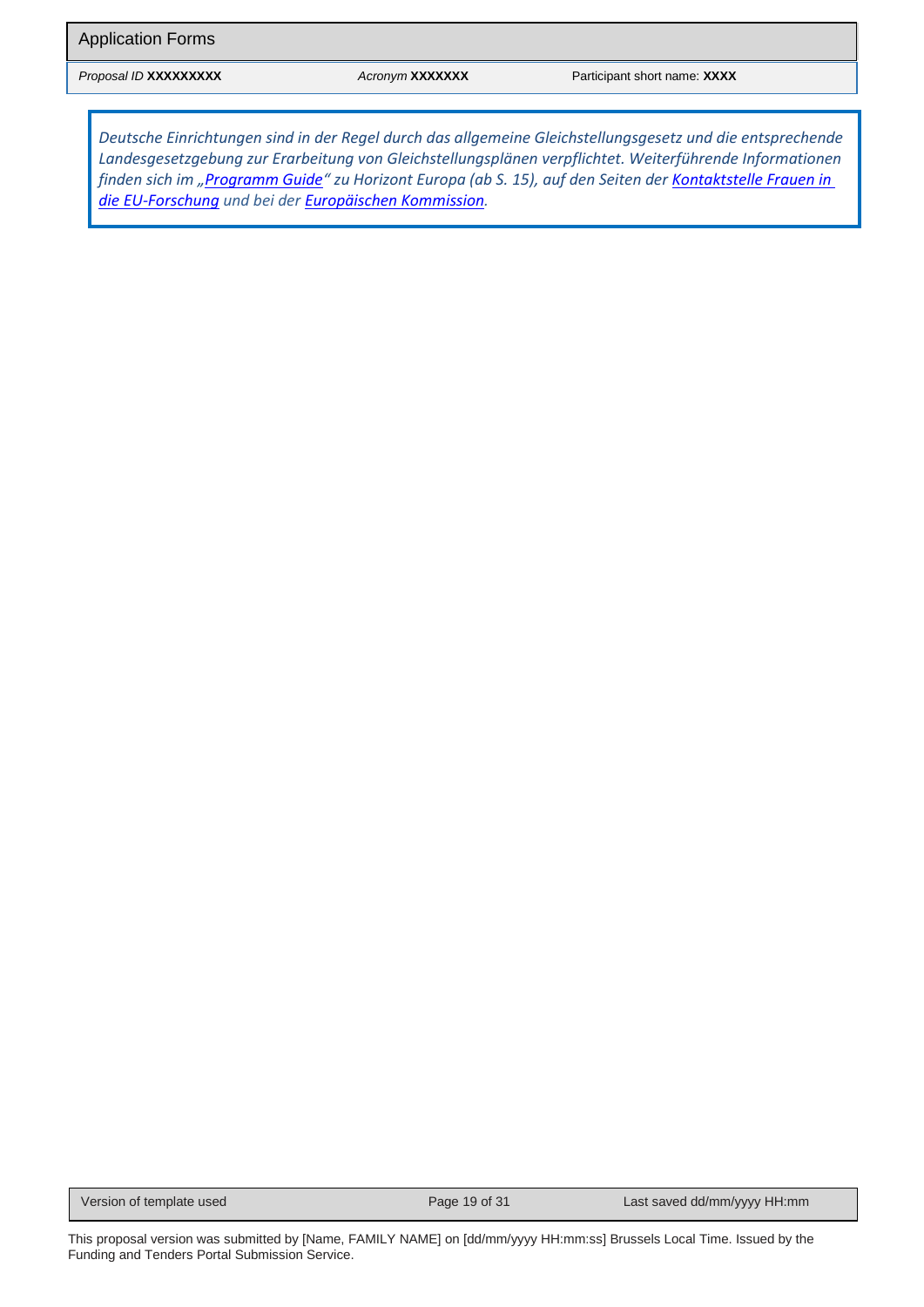*Deutsche Einrichtungen sind in der Regel durch das allgemeine Gleichstellungsgesetz und die entsprechende Landesgesetzgebung zur Erarbeitung von Gleichstellungsplänen verpflichtet. Weiterführende Informationen finden sich im „Programm Guide“ zu Horizont Europa (ab S. 15), auf den Seiten der Kontaktstelle Frauen in die EU-Forschung und bei der Europäischen Kommission.*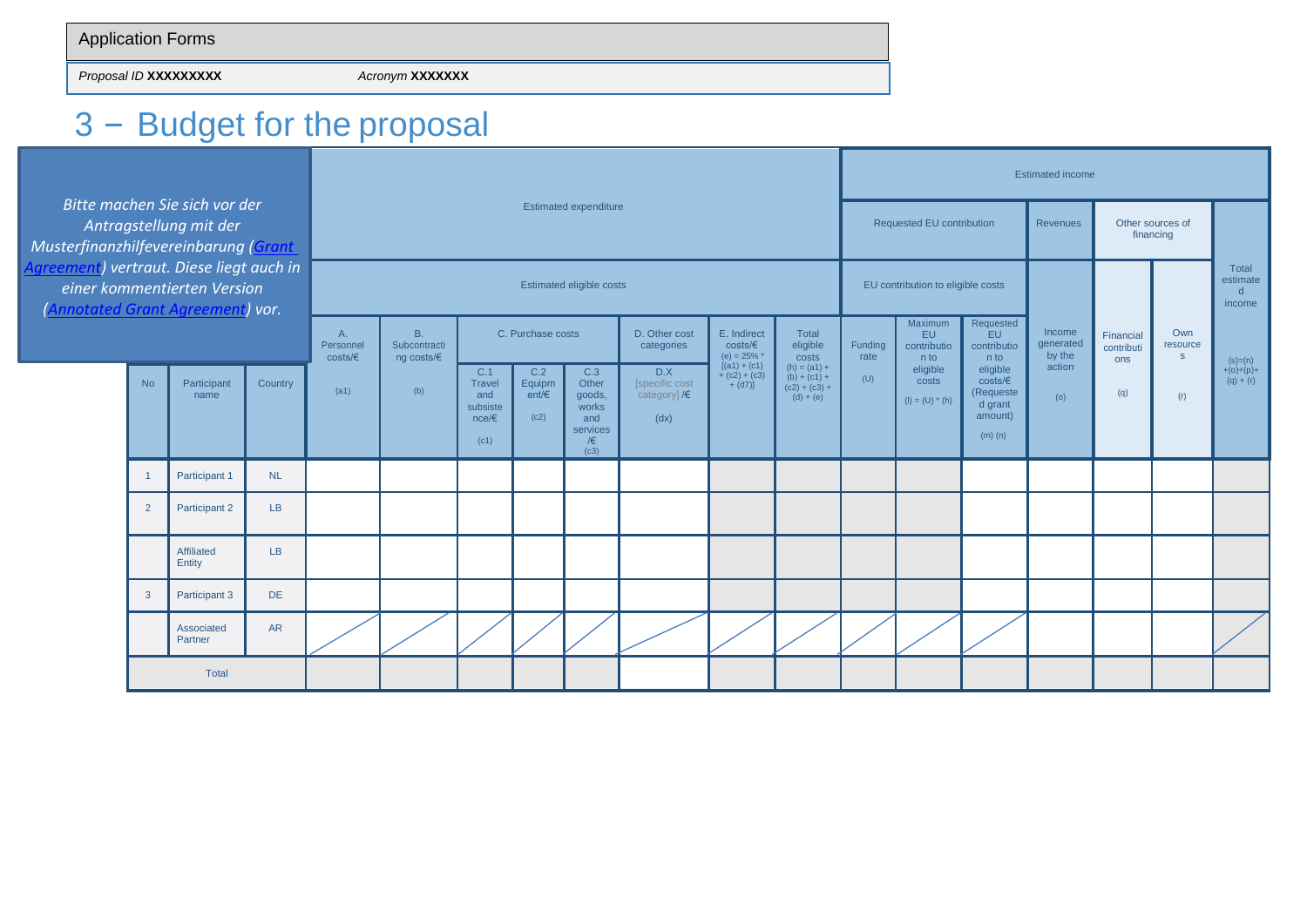Application Forms

*Proposal ID* **XXXXXXXXX** *Acronym* **XXXXXXX**

# 3 − Budget for the proposal

*Bitte machen Sie sich vor der Antragstellung mit der Musterfinanzhilfevereinbarung ([Grant Agreement]()) vertraut. Diese liegt auch in einer kommentierten Version ([Annotated Grant Agreement]()) vor.*

| | | | Estimated expenditure | | | | | | | | | Estimated income | | | | | | |
|---|---|---|---|---|---|---|---|---|---|---|---|---|---|---|---|---|---|---|
| | | | | | | | | | | | | Requested EU contribution | | | Revenues | Other sources of financing | | Total estimated income |
| | | | Estimated eligible costs | | | | | | | | | EU contribution to eligible costs | | | | | | |
| | | | A. Personnel costs/€ | B. Subcontracting costs/€ | C. Purchase costs | | | D. Other cost categories | E. Indirect costs/€ (e) = 25% * [(a1) + (c1) + (c2) + (c3) + (d7)] | Total eligible costs (h) = (a1) + (b) + (c1) + (c2) + (c3) + (d) + (e) | Funding rate | Maximum EU contribution to eligible costs | Requested EU contribution to eligible costs/€ (Requested grant amount) | Income generated by the action | Financial contributions | Own resources | |
| No | Participant name | Country | (a1) | (b) | C.1 Travel and subsistence/€ (c1) | C.2 Equipment/€ (c2) | C.3 Other goods, works and services /€ (c3) | D.X [specific cost category] /€ (dx) | | | (U) | (l) = (U) * (h) | (m) (n) | (o) | (q) | (r) | (s)=(n) +(o)+(p)+ (q) + (r) |
| 1 | Participant 1 | NL | | | | | | | | | | | | | | | |
| 2 | Participant 2 | LB | | | | | | | | | | | | | | | |
| | Affiliated Entity | LB | | | | | | | | | | | | | | | |
| 3 | Participant 3 | DE | | | | | | | | | | | | | | | |
| | Associated Partner | AR | | | | | | | | | | | | | | | |
| Total | | | | | | | | | | | | | | | | | |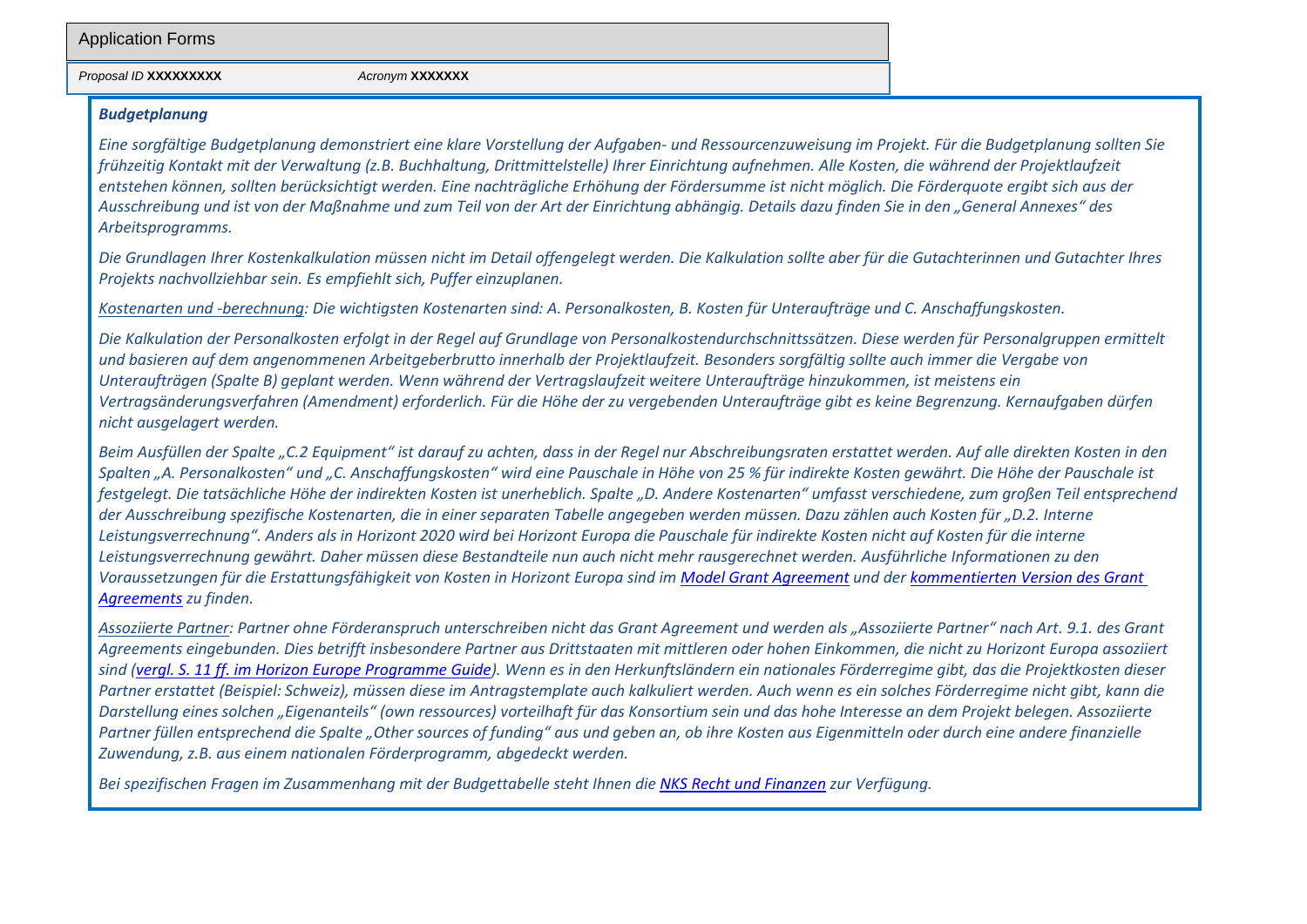*Proposal ID* **XXXXXXXXX** *Acronym* **XXXXXXX**

***Budgetplanung***

*Eine sorgfältige Budgetplanung demonstriert eine klare Vorstellung der Aufgaben- und Ressourcenzuweisung im Projekt. Für die Budgetplanung sollten Sie frühzeitig Kontakt mit der Verwaltung (z.B. Buchhaltung, Drittmittelstelle) Ihrer Einrichtung aufnehmen. Alle Kosten, die während der Projektlaufzeit entstehen können, sollten berücksichtigt werden. Eine nachträgliche Erhöhung der Fördersumme ist nicht möglich. Die Förderquote ergibt sich aus der Ausschreibung und ist von der Maßnahme und zum Teil von der Art der Einrichtung abhängig. Details dazu finden Sie in den „General Annexes" des Arbeitsprogramms.*

*Die Grundlagen Ihrer Kostenkalkulation müssen nicht im Detail offengelegt werden. Die Kalkulation sollte aber für die Gutachterinnen und Gutachter Ihres Projekts nachvollziehbar sein. Es empfiehlt sich, Puffer einzuplanen.*

*Kostenarten und -berechnung: Die wichtigsten Kostenarten sind: A. Personalkosten, B. Kosten für Unteraufträge und C. Anschaffungskosten.*

*Die Kalkulation der Personalkosten erfolgt in der Regel auf Grundlage von Personalkostendurchschnittssätzen. Diese werden für Personalgruppen ermittelt und basieren auf dem angenommenen Arbeitgeberbrutto innerhalb der Projektlaufzeit. Besonders sorgfältig sollte auch immer die Vergabe von Unteraufträgen (Spalte B) geplant werden. Wenn während der Vertragslaufzeit weitere Unteraufträge hinzukommen, ist meistens ein Vertragsänderungsverfahren (Amendment) erforderlich. Für die Höhe der zu vergebenden Unteraufträge gibt es keine Begrenzung. Kernaufgaben dürfen nicht ausgelagert werden.*

*Beim Ausfüllen der Spalte „C.2 Equipment" ist darauf zu achten, dass in der Regel nur Abschreibungsraten erstattet werden. Auf alle direkten Kosten in den Spalten „A. Personalkosten" und „C. Anschaffungskosten" wird eine Pauschale in Höhe von 25 % für indirekte Kosten gewährt. Die Höhe der Pauschale ist festgelegt. Die tatsächliche Höhe der indirekten Kosten ist unerheblich. Spalte „D. Andere Kostenarten" umfasst verschiedene, zum großen Teil entsprechend der Ausschreibung spezifische Kostenarten, die in einer separaten Tabelle angegeben werden müssen. Dazu zählen auch Kosten für „D.2. Interne Leistungsverrechnung". Anders als in Horizont 2020 wird bei Horizont Europa die Pauschale für indirekte Kosten nicht auf Kosten für die interne Leistungsverrechnung gewährt. Daher müssen diese Bestandteile nun auch nicht mehr rausgerechnet werden. Ausführliche Informationen zu den Voraussetzungen für die Erstattungsfähigkeit von Kosten in Horizont Europa sind im Model Grant Agreement und der kommentierten Version des Grant Agreements zu finden.*

*Assoziierte Partner: Partner ohne Förderanspruch unterschreiben nicht das Grant Agreement und werden als „Assoziierte Partner" nach Art. 9.1. des Grant Agreements eingebunden. Dies betrifft insbesondere Partner aus Drittstaaten mit mittleren oder hohen Einkommen, die nicht zu Horizont Europa assoziiert sind (vergl. S. 11 ff. im Horizon Europe Programme Guide). Wenn es in den Herkunftsländern ein nationales Förderregime gibt, das die Projektkosten dieser Partner erstattet (Beispiel: Schweiz), müssen diese im Antragstemplate auch kalkuliert werden. Auch wenn es ein solches Förderregime nicht gibt, kann die Darstellung eines solchen „Eigenanteils" (own ressources) vorteilhaft für das Konsortium sein und das hohe Interesse an dem Projekt belegen. Assoziierte Partner füllen entsprechend die Spalte „Other sources of funding" aus und geben an, ob ihre Kosten aus Eigenmitteln oder durch eine andere finanzielle Zuwendung, z.B. aus einem nationalen Förderprogramm, abgedeckt werden.*

*Bei spezifischen Fragen im Zusammenhang mit der Budgettabelle steht Ihnen die NKS Recht und Finanzen zur Verfügung.*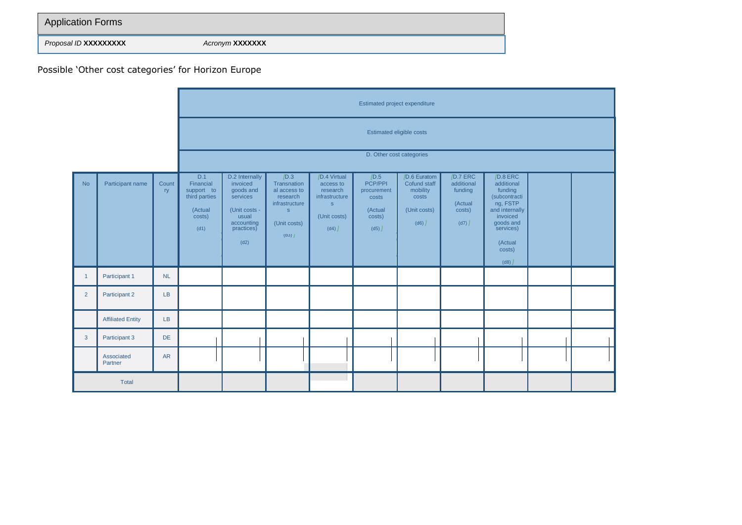| Application Forms | |
|---|---|
| *Proposal ID* **XXXXXXXXX** | *Acronym* **XXXXXXX** |

Possible 'Other cost categories' for Horizon Europe

| | | | Estimated project expenditure | | | | | | | | | |
|---|---|---|---|---|---|---|---|---|---|---|---|---|
| | | | Estimated eligible costs | | | | | | | | | |
| | | | D. Other cost categories | | | | | | | | | |
| No | Participant name | Country | D.1 Financial support to third parties (Actual costs) (d1) | D.2 Internally invoiced goods and services (Unit costs - usual accounting practices) (d2) | D.3 Transnational access to research infrastructures (Unit costs) (d3) | D.4 Virtual access to research infrastructures (Unit costs) (d4) | D.5 PCP/PPI procurement costs (Actual costs) (d5) | D.6 Euratom Cofund staff mobility costs (Unit costs) (d6) | D.7 ERC additional funding (Actual costs) (d7) | D.8 ERC additional funding (subcontracting, FSTP and internally invoiced goods and services) (Actual costs) (d8) | | |
| 1 | Participant 1 | NL | | | | | | | | | | |
| 2 | Participant 2 | LB | | | | | | | | | | |
| | Affiliated Entity | LB | | | | | | | | | | |
| 3 | Participant 3 | DE | | | | | | | | | | |
| | Associated Partner | AR | | | | | | | | | | |
| Total | | | | | | | | | | | | |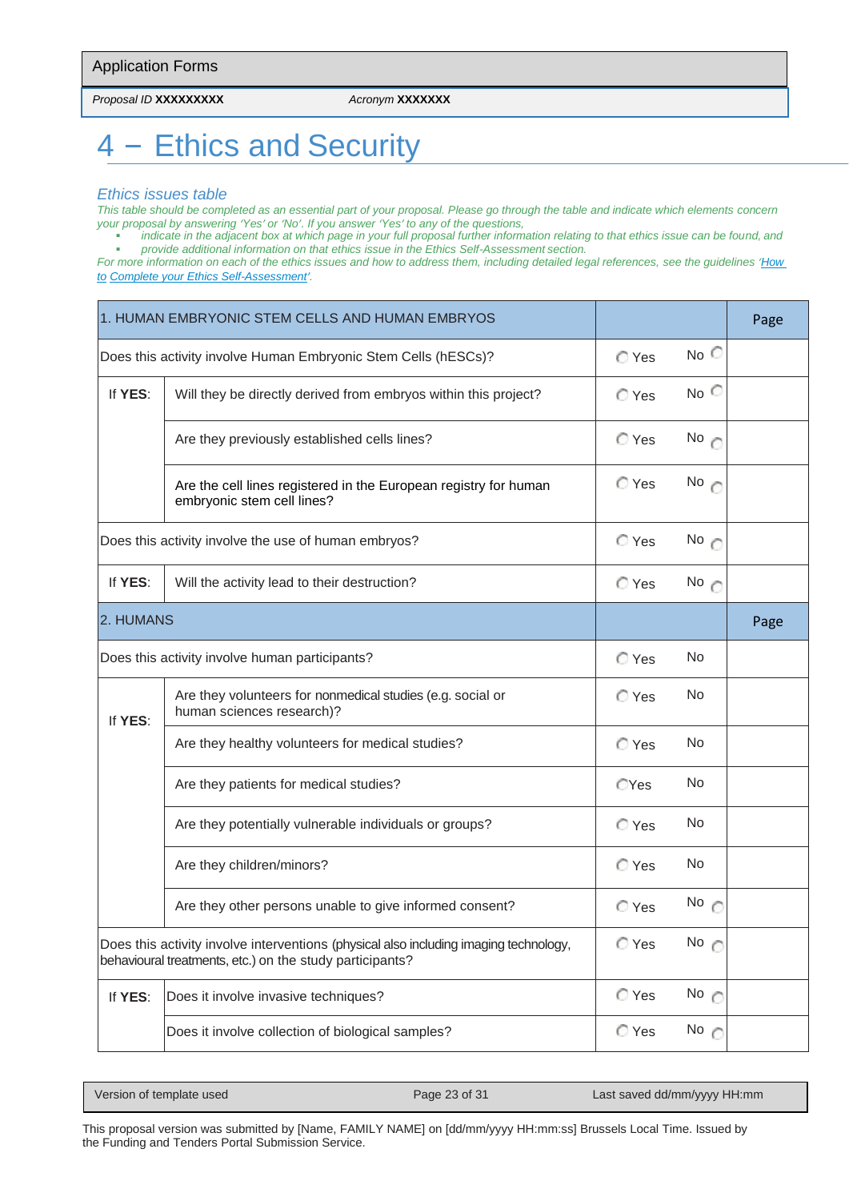# 4 – Ethics and Security

### *Ethics issues table*

*This table should be completed as an essential part of your proposal. Please go through the table and indicate which elements concern your proposal by answering 'Yes' or 'No'. If you answer 'Yes' to any of the questions,*

- *indicate in the adjacent box at which page in your full proposal further information relating to that ethics issue can be found, and*
- *provide additional information on that ethics issue in the Ethics Self-Assessment section.*

*For more information on each of the ethics issues and how to address them, including detailed legal references, see the guidelines '[How to Complete your Ethics Self-Assessment](#)'.*

| 1. HUMAN EMBRYONIC STEM CELLS AND HUMAN EMBRYOS | | | | Page |
|---|---|---|---|---|
| Does this activity involve Human Embryonic Stem Cells (hESCs)? | | Yes | No | |
| If **YES**: | Will they be directly derived from embryos within this project? | Yes | No | |
| | Are they previously established cells lines? | Yes | No | |
| | Are the cell lines registered in the European registry for human embryonic stem cell lines? | Yes | No | |
| Does this activity involve the use of human embryos? | | Yes | No | |
| If **YES**: | Will the activity lead to their destruction? | Yes | No | |
| **2. HUMANS** | | | | **Page** |
| Does this activity involve human participants? | | Yes | No | |
| If **YES**: | Are they volunteers for nonmedical studies (e.g. social or human sciences research)? | Yes | No | |
| | Are they healthy volunteers for medical studies? | Yes | No | |
| | Are they patients for medical studies? | Yes | No | |
| | Are they potentially vulnerable individuals or groups? | Yes | No | |
| | Are they children/minors? | Yes | No | |
| | Are they other persons unable to give informed consent? | Yes | No | |
| Does this activity involve interventions (physical also including imaging technology, behavioural treatments, etc.) on the study participants? | | Yes | No | |
| If **YES**: | Does it involve invasive techniques? | Yes | No | |
| | Does it involve collection of biological samples? | Yes | No | |

This proposal version was submitted by [Name, FAMILY NAME] on [dd/mm/yyyy HH:mm:ss] Brussels Local Time. Issued by the Funding and Tenders Portal Submission Service.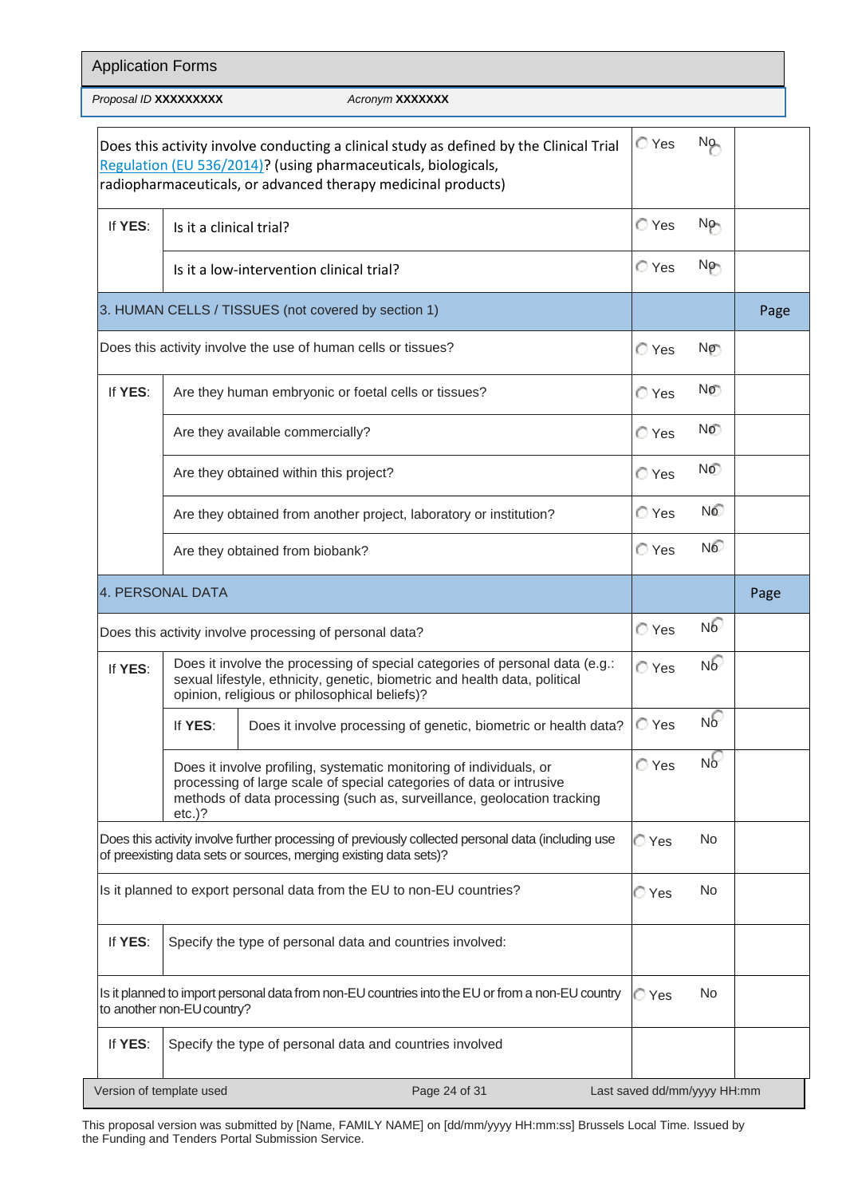| Does this activity involve conducting a clinical study as defined by the Clinical Trial Regulation (EU 536/2014)? (using pharmaceuticals, biologicals, radiopharmaceuticals, or advanced therapy medicinal products) | | | Yes No | |
|---|---|---|---|---|
| If **YES**: | Is it a clinical trial? | | Yes No | |
| | Is it a low-intervention clinical trial? | | Yes No | |
| 3. HUMAN CELLS / TISSUES (not covered by section 1) | | | | Page |
| Does this activity involve the use of human cells or tissues? | | | Yes No | |
| If **YES**: | Are they human embryonic or foetal cells or tissues? | | Yes No | |
| | Are they available commercially? | | Yes No | |
| | Are they obtained within this project? | | Yes No | |
| | Are they obtained from another project, laboratory or institution? | | Yes No | |
| | Are they obtained from biobank? | | Yes No | |
| 4. PERSONAL DATA | | | | Page |
| Does this activity involve processing of personal data? | | | Yes No | |
| If **YES**: | Does it involve the processing of special categories of personal data (e.g.: sexual lifestyle, ethnicity, genetic, biometric and health data, political opinion, religious or philosophical beliefs)? | | Yes No | |
| | If **YES**: | Does it involve processing of genetic, biometric or health data? | Yes No | |
| | Does it involve profiling, systematic monitoring of individuals, or processing of large scale of special categories of data or intrusive methods of data processing (such as, surveillance, geolocation tracking etc.)? | | Yes No | |
| Does this activity involve further processing of previously collected personal data (including use of preexisting data sets or sources, merging existing data sets)? | | | Yes No | |
| Is it planned to export personal data from the EU to non-EU countries? | | | Yes No | |
| If **YES**: | Specify the type of personal data and countries involved: | | | |
| Is it planned to import personal data from non-EU countries into the EU or from a non-EU country to another non-EU country? | | | Yes No | |
| If **YES**: | Specify the type of personal data and countries involved | | | |

This proposal version was submitted by [Name, FAMILY NAME] on [dd/mm/yyyy HH:mm:ss] Brussels Local Time. Issued by the Funding and Tenders Portal Submission Service.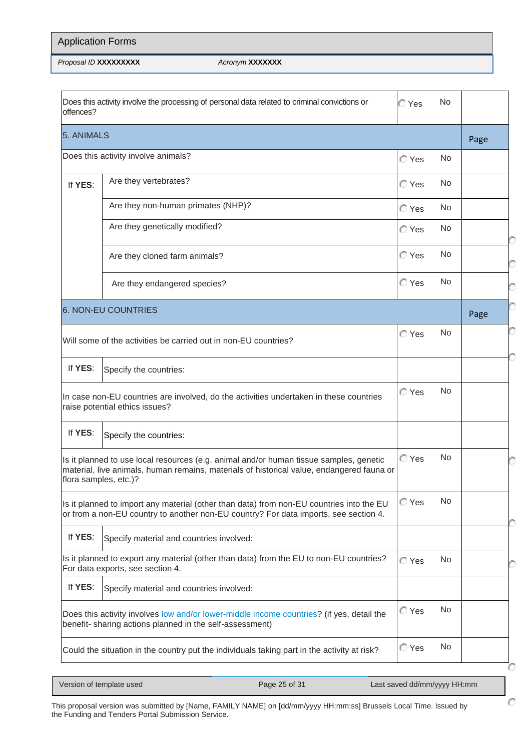| | | | |
|---|---|---|---|
| Does this activity involve the processing of personal data related to criminal convictions or offences? | | Yes No | |
| **5. ANIMALS** | | | Page |
| Does this activity involve animals? | | Yes No | |
| If **YES**: | Are they vertebrates? | Yes No | |
| | Are they non-human primates (NHP)? | Yes No | |
| | Are they genetically modified? | Yes No | |
| | Are they cloned farm animals? | Yes No | |
| | Are they endangered species? | Yes No | |
| **6. NON-EU COUNTRIES** | | | Page |
| Will some of the activities be carried out in non-EU countries? | | Yes No | |
| If **YES**: | Specify the countries: | | |
| In case non-EU countries are involved, do the activities undertaken in these countries raise potential ethics issues? | | Yes No | |
| If **YES**: | Specify the countries: | | |
| Is it planned to use local resources (e.g. animal and/or human tissue samples, genetic material, live animals, human remains, materials of historical value, endangered fauna or flora samples, etc.)? | | Yes No | |
| Is it planned to import any material (other than data) from non-EU countries into the EU or from a non-EU country to another non-EU country? For data imports, see section 4. | | Yes No | |
| If **YES**: | Specify material and countries involved: | | |
| Is it planned to export any material (other than data) from the EU to non-EU countries? For data exports, see section 4. | | Yes No | |
| If **YES**: | Specify material and countries involved: | | |
| Does this activity involves low and/or lower-middle income countries? (if yes, detail the benefit- sharing actions planned in the self-assessment) | | Yes No | |
| Could the situation in the country put the individuals taking part in the activity at risk? | | Yes No | |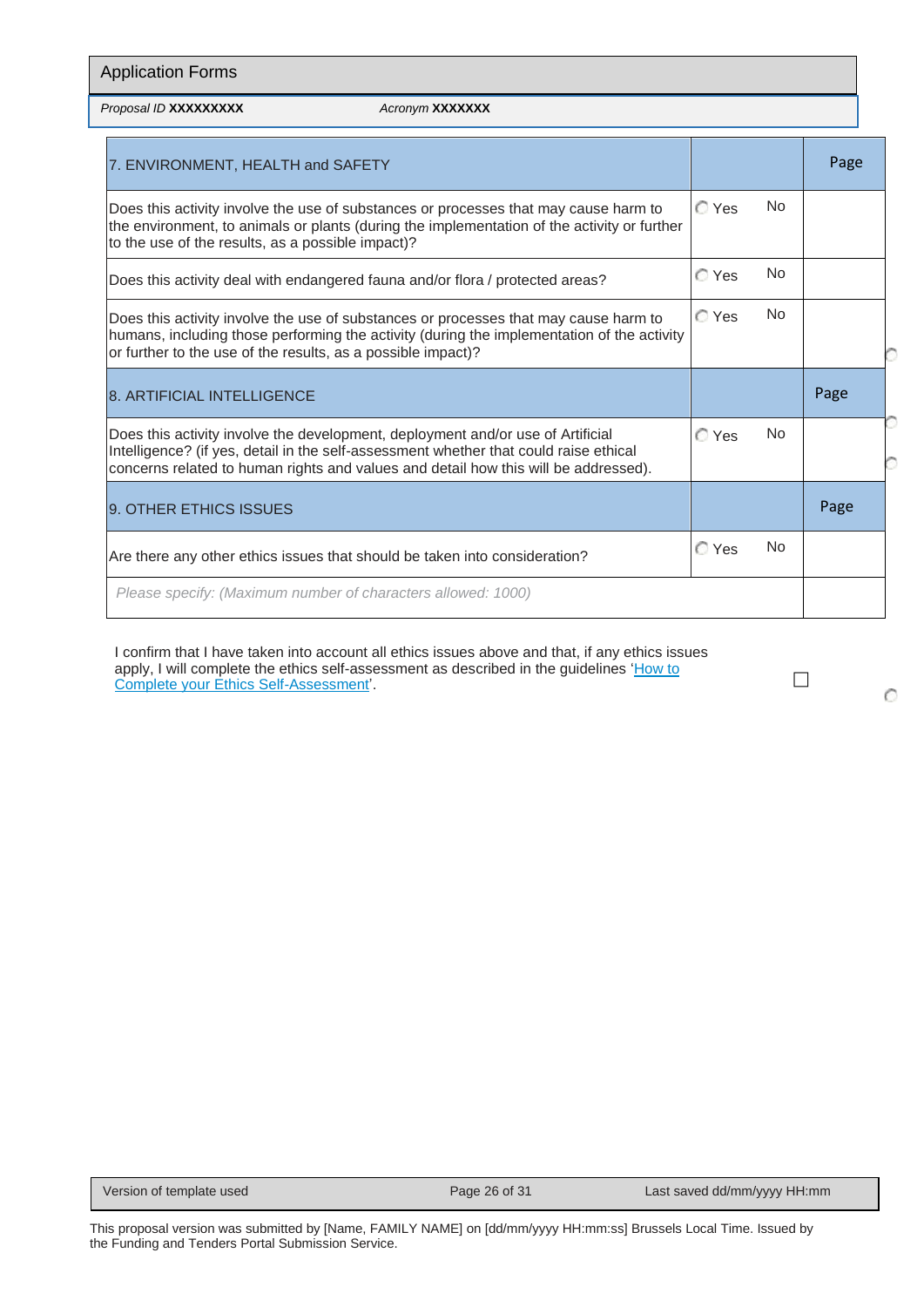Application Forms

*Proposal ID* **XXXXXXXXX** *Acronym* **XXXXXXX**

| 7. ENVIRONMENT, HEALTH and SAFETY | | Page |
|---|---|---|
| Does this activity involve the use of substances or processes that may cause harm to the environment, to animals or plants (during the implementation of the activity or further to the use of the results, as a possible impact)? | Yes No | |
| Does this activity deal with endangered fauna and/or flora / protected areas? | Yes No | |
| Does this activity involve the use of substances or processes that may cause harm to humans, including those performing the activity (during the implementation of the activity or further to the use of the results, as a possible impact)? | Yes No | |
| **8. ARTIFICIAL INTELLIGENCE** | | **Page** |
| Does this activity involve the development, deployment and/or use of Artificial Intelligence? (if yes, detail in the self-assessment whether that could raise ethical concerns related to human rights and values and detail how this will be addressed). | Yes No | |
| **9. OTHER ETHICS ISSUES** | | **Page** |
| Are there any other ethics issues that should be taken into consideration? | Yes No | |
| *Please specify: (Maximum number of characters allowed: 1000)* | | |

I confirm that I have taken into account all ethics issues above and that, if any ethics issues apply, I will complete the ethics self-assessment as described in the guidelines 'How to Complete your Ethics Self-Assessment'. ☐

This proposal version was submitted by [Name, FAMILY NAME] on [dd/mm/yyyy HH:mm:ss] Brussels Local Time. Issued by the Funding and Tenders Portal Submission Service.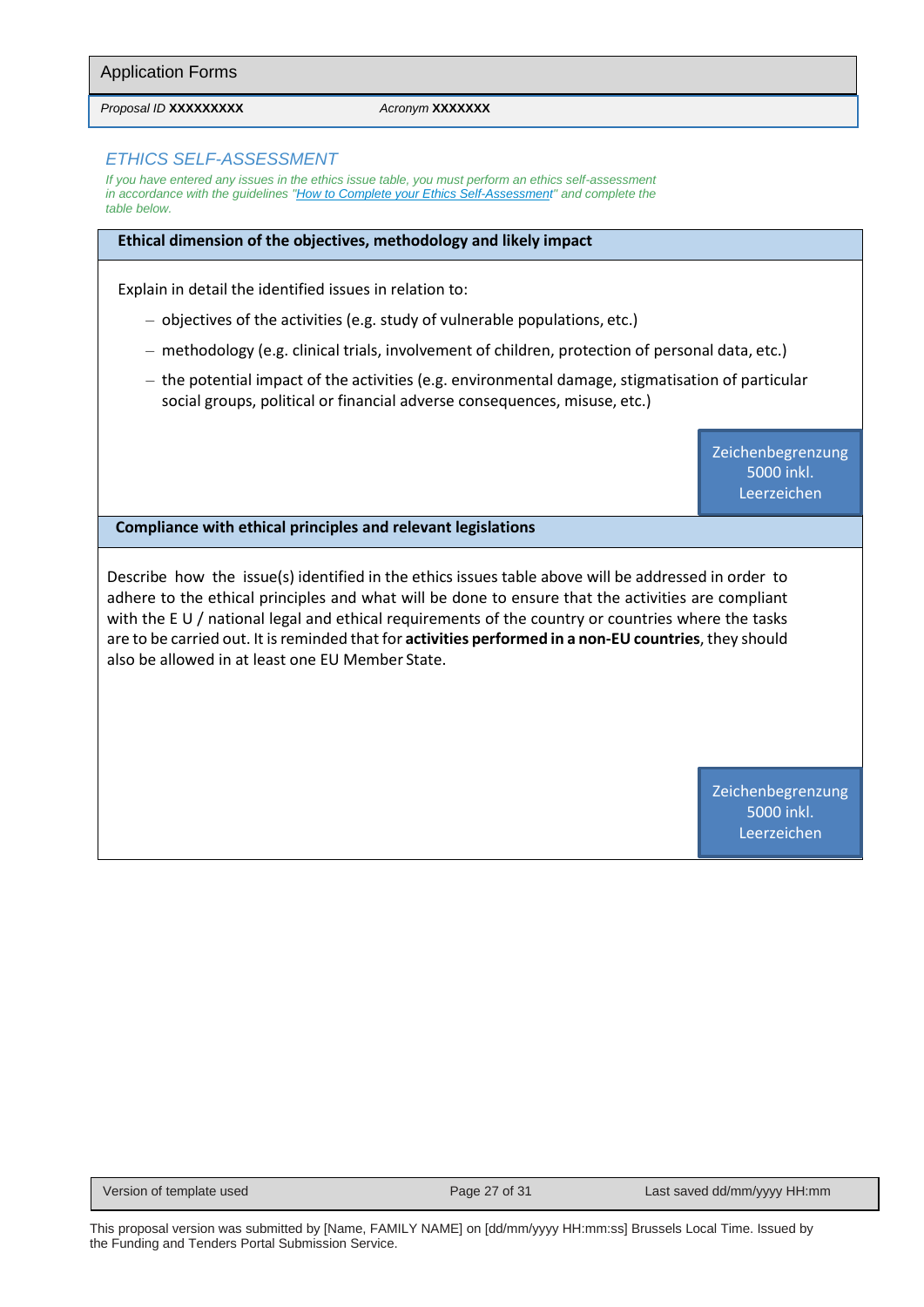## ETHICS SELF-ASSESSMENT

*If you have entered any issues in the ethics issue table, you must perform an ethics self-assessment in accordance with the guidelines "[How to Complete your Ethics Self-Assessment](#)" and complete the table below.*

| **Ethical dimension of the objectives, methodology and likely impact** |
|---|
| Explain in detail the identified issues in relation to:<br>– objectives of the activities (e.g. study of vulnerable populations, etc.)<br>– methodology (e.g. clinical trials, involvement of children, protection of personal data, etc.)<br>– the potential impact of the activities (e.g. environmental damage, stigmatisation of particular social groups, political or financial adverse consequences, misuse, etc.)<br><br>Zeichenbegrenzung 5000 inkl. Leerzeichen |
| **Compliance with ethical principles and relevant legislations** |
| Describe how the issue(s) identified in the ethics issues table above will be addressed in order to adhere to the ethical principles and what will be done to ensure that the activities are compliant with the E U / national legal and ethical requirements of the country or countries where the tasks are to be carried out. It is reminded that for **activities performed in a non-EU countries**, they should also be allowed in at least one EU Member State.<br><br>Zeichenbegrenzung 5000 inkl. Leerzeichen |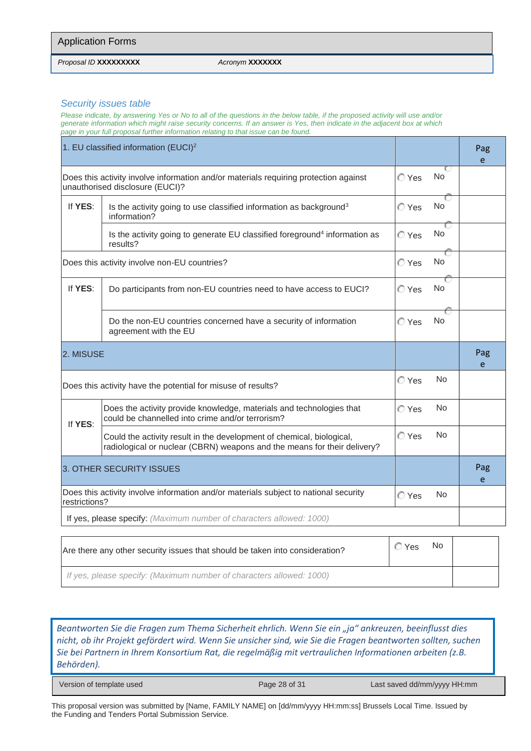Application Forms

*Proposal ID* **XXXXXXXXX** *Acronym* **XXXXXXX**

## *Security issues table*

*Please indicate, by answering Yes or No to all of the questions in the below table, if the proposed activity will use and/or generate information which might raise security concerns. If an answer is Yes, then indicate in the adjacent box at which page in your full proposal further information relating to that issue can be found.*

| 1. EU classified information (EUCI)[2] | | | Page |
|---|---|---|---|
| Does this activity involve information and/or materials requiring protection against unauthorised disclosure (EUCI)? | | Yes No | |
| If **YES**: | Is the activity going to use classified information as background[3] information? | Yes No | |
| | Is the activity going to generate EU classified foreground[4] information as results? | Yes No | |
| Does this activity involve non-EU countries? | | Yes No | |
| If **YES**: | Do participants from non-EU countries need to have access to EUCI? | Yes No | |
| | Do the non-EU countries concerned have a security of information agreement with the EU | Yes No | |
| **2. MISUSE** | | | **Page** |
| Does this activity have the potential for misuse of results? | | Yes No | |
| If **YES**: | Does the activity provide knowledge, materials and technologies that could be channelled into crime and/or terrorism? | Yes No | |
| | Could the activity result in the development of chemical, biological, radiological or nuclear (CBRN) weapons and the means for their delivery? | Yes No | |
| **3. OTHER SECURITY ISSUES** | | | **Page** |
| Does this activity involve information and/or materials subject to national security restrictions? | | Yes No | |
| If yes, please specify: *(Maximum number of characters allowed: 1000)* | | | |

| Are there any other security issues that should be taken into consideration? | Yes No | |
|---|---|---|
| *If yes, please specify: (Maximum number of characters allowed: 1000)* | | |

*Beantworten Sie die Fragen zum Thema Sicherheit ehrlich. Wenn Sie ein „ja“ ankreuzen, beeinflusst dies nicht, ob ihr Projekt gefördert wird. Wenn Sie unsicher sind, wie Sie die Fragen beantworten sollten, suchen Sie bei Partnern in Ihrem Konsortium Rat, die regelmäßig mit vertraulichen Informationen arbeiten (z.B. Behörden).*

Version of template used | Last saved dd/mm/yyyy HH:mm

This proposal version was submitted by [Name, FAMILY NAME] on [dd/mm/yyyy HH:mm:ss] Brussels Local Time. Issued by the Funding and Tenders Portal Submission Service.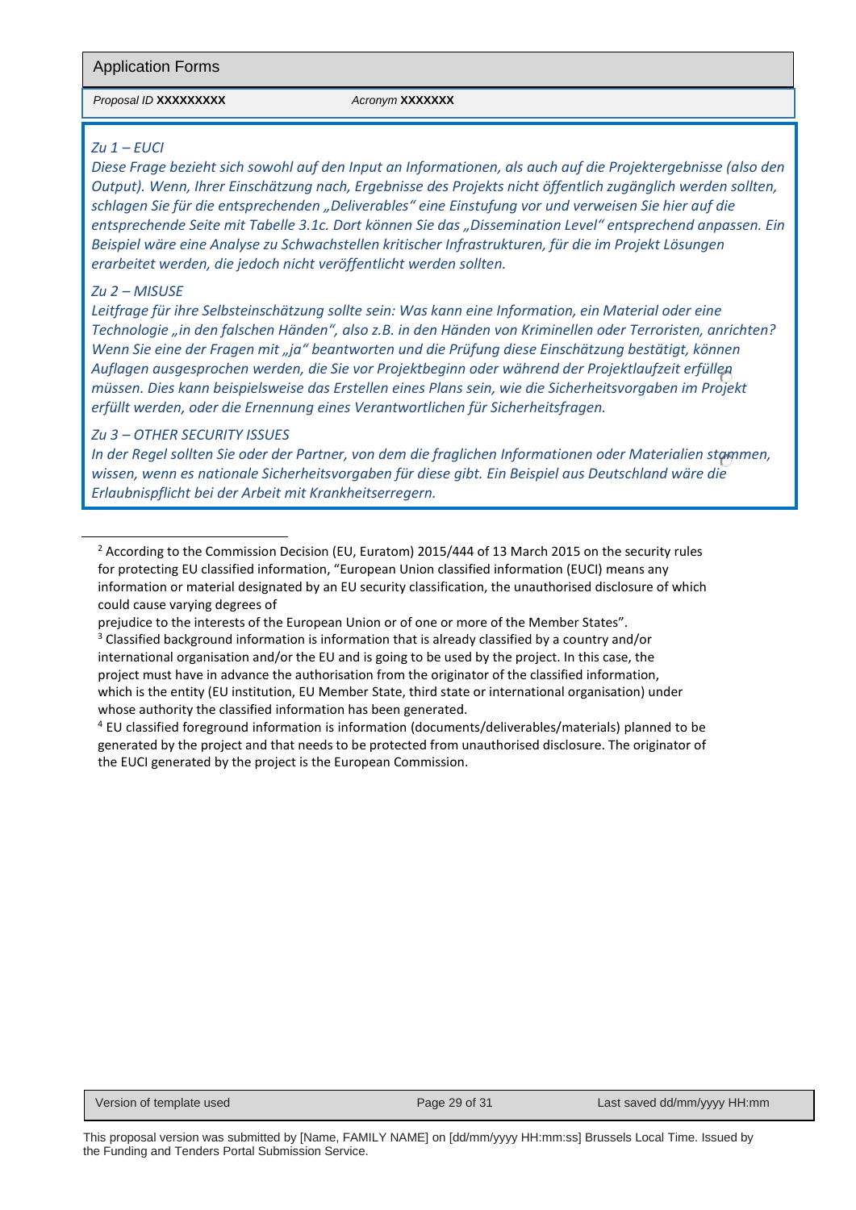*Zu 1 – EUCI*

*Diese Frage bezieht sich sowohl auf den Input an Informationen, als auch auf die Projektergebnisse (also den Output). Wenn, Ihrer Einschätzung nach, Ergebnisse des Projekts nicht öffentlich zugänglich werden sollten, schlagen Sie für die entsprechenden „Deliverables" eine Einstufung vor und verweisen Sie hier auf die entsprechende Seite mit Tabelle 3.1c. Dort können Sie das „Dissemination Level" entsprechend anpassen. Ein Beispiel wäre eine Analyse zu Schwachstellen kritischer Infrastrukturen, für die im Projekt Lösungen erarbeitet werden, die jedoch nicht veröffentlicht werden sollten.*

*Zu 2 – MISUSE*

*Leitfrage für ihre Selbsteinschätzung sollte sein: Was kann eine Information, ein Material oder eine Technologie „in den falschen Händen", also z.B. in den Händen von Kriminellen oder Terroristen, anrichten? Wenn Sie eine der Fragen mit „ja" beantworten und die Prüfung diese Einschätzung bestätigt, können Auflagen ausgesprochen werden, die Sie vor Projektbeginn oder während der Projektlaufzeit erfüllen müssen. Dies kann beispielsweise das Erstellen eines Plans sein, wie die Sicherheitsvorgaben im Projekt erfüllt werden, oder die Ernennung eines Verantwortlichen für Sicherheitsfragen.*

*Zu 3 – OTHER SECURITY ISSUES*

*In der Regel sollten Sie oder der Partner, von dem die fraglichen Informationen oder Materialien stammen, wissen, wenn es nationale Sicherheitsvorgaben für diese gibt. Ein Beispiel aus Deutschland wäre die Erlaubnispflicht bei der Arbeit mit Krankheitserregern.*

---

[2] According to the Commission Decision (EU, Euratom) 2015/444 of 13 March 2015 on the security rules for protecting EU classified information, "European Union classified information (EUCI) means any information or material designated by an EU security classification, the unauthorised disclosure of which could cause varying degrees of prejudice to the interests of the European Union or of one or more of the Member States".

[3] Classified background information is information that is already classified by a country and/or international organisation and/or the EU and is going to be used by the project. In this case, the project must have in advance the authorisation from the originator of the classified information, which is the entity (EU institution, EU Member State, third state or international organisation) under whose authority the classified information has been generated.

[4] EU classified foreground information is information (documents/deliverables/materials) planned to be generated by the project and that needs to be protected from unauthorised disclosure. The originator of the EUCI generated by the project is the European Commission.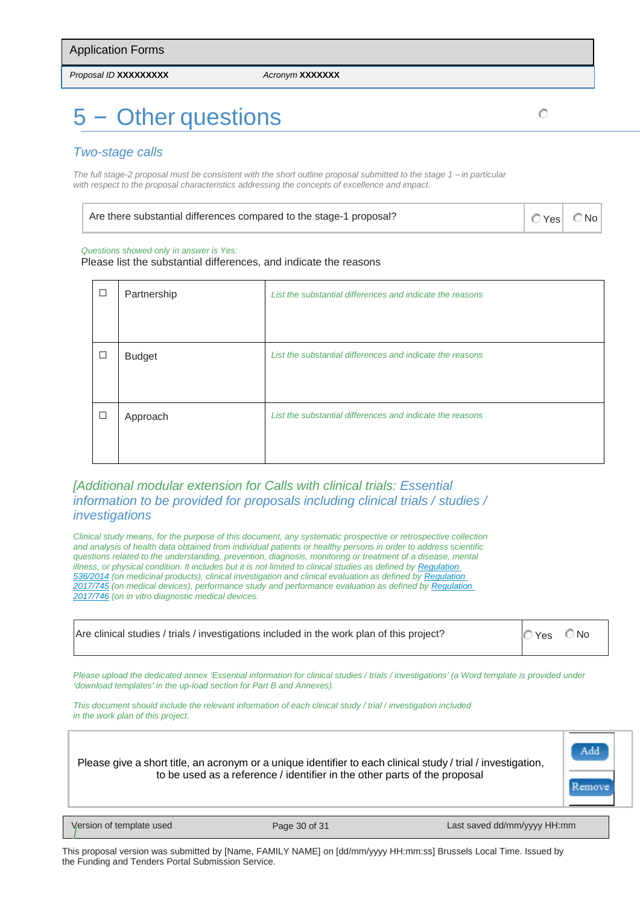# 5 – Other questions

## *Two-stage calls*

*The full stage-2 proposal must be consistent with the short outline proposal submitted to the stage 1 – in particular with respect to the proposal characteristics addressing the concepts of excellence and impact.*

| Are there substantial differences compared to the stage-1 proposal? | ○ Yes | ○ No |
|---|---|---|

*Questions showed only in answer is Yes:*

Please list the substantial differences, and indicate the reasons

| | | |
|---|---|---|
| ☐ | Partnership | *List the substantial differences and indicate the reasons* |
| ☐ | Budget | *List the substantial differences and indicate the reasons* |
| ☐ | Approach | *List the substantial differences and indicate the reasons* |

## *[Additional modular extension for Calls with clinical trials: Essential information to be provided for proposals including clinical trials / studies / investigations*

*Clinical study means, for the purpose of this document, any systematic prospective or retrospective collection and analysis of health data obtained from individual patients or healthy persons in order to address scientific questions related to the understanding, prevention, diagnosis, monitoring or treatment of a disease, mental illness, or physical condition. It includes but it is not limited to clinical studies as defined by Regulation 536/2014 (on medicinal products), clinical investigation and clinical evaluation as defined by Regulation 2017/745 (on medical devices), performance study and performance evaluation as defined by Regulation 2017/746 (on in vitro diagnostic medical devices.*

| Are clinical studies / trials / investigations included in the work plan of this project? | ○ Yes ○ No |
|---|---|

*Please upload the dedicated annex 'Essential information for clinical studies / trials / investigations' (a Word template is provided under 'download templates' in the up-load section for Part B and Annexes).*

*This document should include the relevant information of each clinical study / trial / investigation included in the work plan of this project.*

| Please give a short title, an acronym or a unique identifier to each clinical study / trial / investigation, to be used as a reference / identifier in the other parts of the proposal | Add / Remove |
|---|---|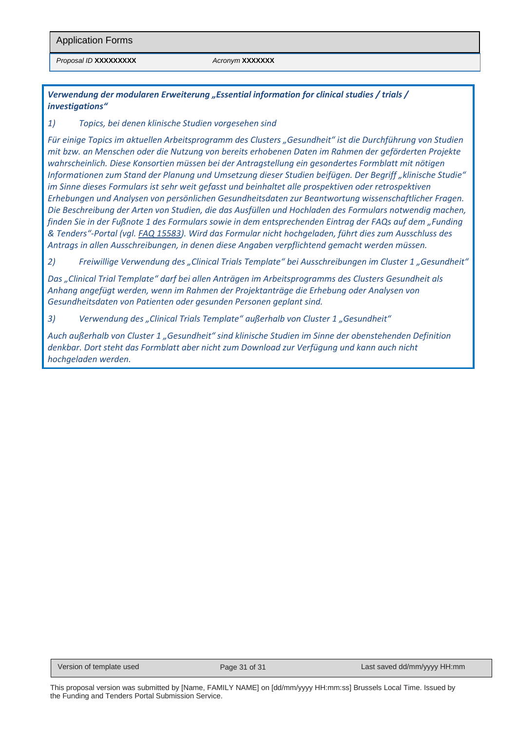***Verwendung der modularen Erweiterung „Essential information for clinical studies / trials / investigations“***

*1) Topics, bei denen klinische Studien vorgesehen sind*

*Für einige Topics im aktuellen Arbeitsprogramm des Clusters „Gesundheit“ ist die Durchführung von Studien mit bzw. an Menschen oder die Nutzung von bereits erhobenen Daten im Rahmen der geförderten Projekte wahrscheinlich. Diese Konsortien müssen bei der Antragstellung ein gesondertes Formblatt mit nötigen Informationen zum Stand der Planung und Umsetzung dieser Studien beifügen. Der Begriff „klinische Studie“ im Sinne dieses Formulars ist sehr weit gefasst und beinhaltet alle prospektiven oder retrospektiven Erhebungen und Analysen von persönlichen Gesundheitsdaten zur Beantwortung wissenschaftlicher Fragen. Die Beschreibung der Arten von Studien, die das Ausfüllen und Hochladen des Formulars notwendig machen, finden Sie in der Fußnote 1 des Formulars sowie in dem entsprechenden Eintrag der FAQs auf dem „Funding & Tenders“-Portal (vgl. FAQ 15583). Wird das Formular nicht hochgeladen, führt dies zum Ausschluss des Antrags in allen Ausschreibungen, in denen diese Angaben verpflichtend gemacht werden müssen.*

*2) Freiwillige Verwendung des „Clinical Trials Template“ bei Ausschreibungen im Cluster 1 „Gesundheit“*

*Das „Clinical Trial Template“ darf bei allen Anträgen im Arbeitsprogramms des Clusters Gesundheit als Anhang angefügt werden, wenn im Rahmen der Projektanträge die Erhebung oder Analysen von Gesundheitsdaten von Patienten oder gesunden Personen geplant sind.*

*3) Verwendung des „Clinical Trials Template“ außerhalb von Cluster 1 „Gesundheit“*

*Auch außerhalb von Cluster 1 „Gesundheit“ sind klinische Studien im Sinne der obenstehenden Definition denkbar. Dort steht das Formblatt aber nicht zum Download zur Verfügung und kann auch nicht hochgeladen werden.*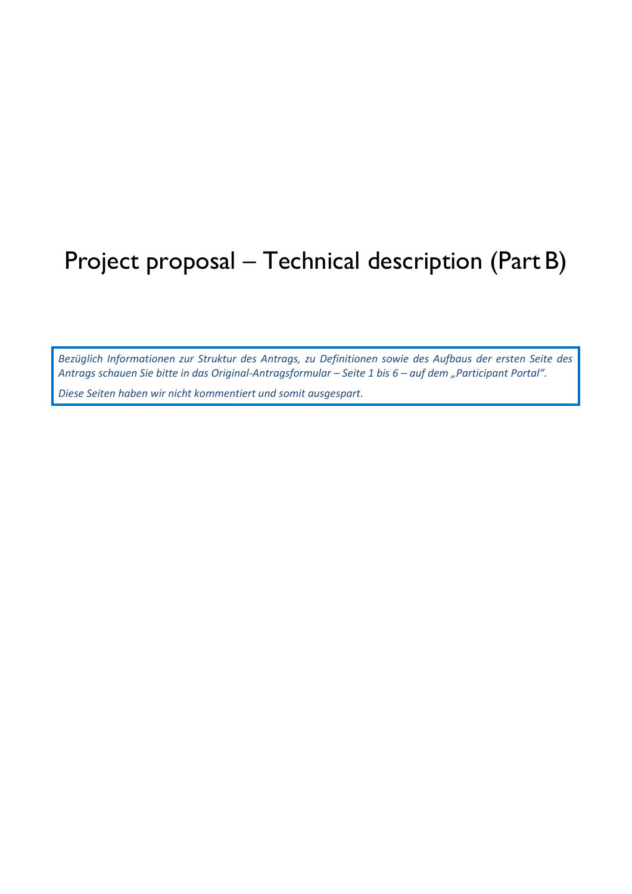# Project proposal – Technical description (Part B)

*Bezüglich Informationen zur Struktur des Antrags, zu Definitionen sowie des Aufbaus der ersten Seite des Antrags schauen Sie bitte in das Original-Antragsformular – Seite 1 bis 6 – auf dem „Participant Portal".*

*Diese Seiten haben wir nicht kommentiert und somit ausgespart.*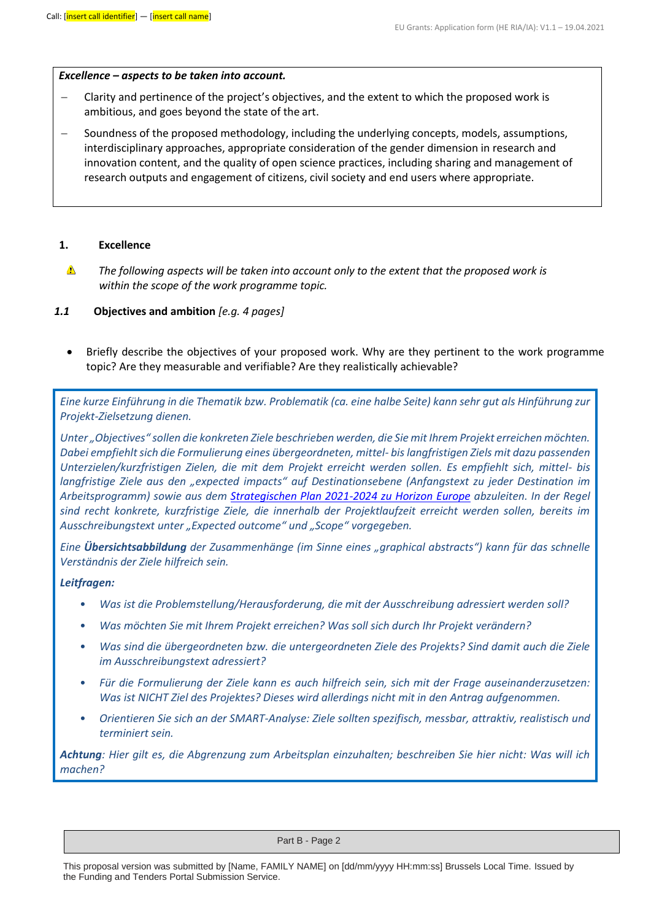***Excellence – aspects to be taken into account.***

- Clarity and pertinence of the project's objectives, and the extent to which the proposed work is ambitious, and goes beyond the state of the art.
- Soundness of the proposed methodology, including the underlying concepts, models, assumptions, interdisciplinary approaches, appropriate consideration of the gender dimension in research and innovation content, and the quality of open science practices, including sharing and management of research outputs and engagement of citizens, civil society and end users where appropriate.

# 1. Excellence

⚠ *The following aspects will be taken into account only to the extent that the proposed work is within the scope of the work programme topic.*

## *1.1* Objectives and ambition *[e.g. 4 pages]*

- Briefly describe the objectives of your proposed work. Why are they pertinent to the work programme topic? Are they measurable and verifiable? Are they realistically achievable?

*Eine kurze Einführung in die Thematik bzw. Problematik (ca. eine halbe Seite) kann sehr gut als Hinführung zur Projekt-Zielsetzung dienen.*

*Unter „Objectives" sollen die konkreten Ziele beschrieben werden, die Sie mit Ihrem Projekt erreichen möchten. Dabei empfiehlt sich die Formulierung eines übergeordneten, mittel- bis langfristigen Ziels mit dazu passenden Unterzielen/kurzfristigen Zielen, die mit dem Projekt erreicht werden sollen. Es empfiehlt sich, mittel- bis langfristige Ziele aus den „expected impacts" auf Destinationsebene (Anfangstext zu jeder Destination im Arbeitsprogramm) sowie aus dem [Strategischen Plan 2021-2024 zu Horizon Europe] abzuleiten. In der Regel sind recht konkrete, kurzfristige Ziele, die innerhalb der Projektlaufzeit erreicht werden sollen, bereits im Ausschreibungstext unter „Expected outcome" und „Scope" vorgegeben.*

*Eine **Übersichtsabbildung** der Zusammenhänge (im Sinne eines „graphical abstracts") kann für das schnelle Verständnis der Ziele hilfreich sein.*

***Leitfragen:***

- *Was ist die Problemstellung/Herausforderung, die mit der Ausschreibung adressiert werden soll?*
- *Was möchten Sie mit Ihrem Projekt erreichen? Was soll sich durch Ihr Projekt verändern?*
- *Was sind die übergeordneten bzw. die untergeordneten Ziele des Projekts? Sind damit auch die Ziele im Ausschreibungstext adressiert?*
- *Für die Formulierung der Ziele kann es auch hilfreich sein, sich mit der Frage auseinanderzusetzen: Was ist NICHT Ziel des Projektes? Dieses wird allerdings nicht mit in den Antrag aufgenommen.*
- *Orientieren Sie sich an der SMART-Analyse: Ziele sollten spezifisch, messbar, attraktiv, realistisch und terminiert sein.*

***Achtung**: Hier gilt es, die Abgrenzung zum Arbeitsplan einzuhalten; beschreiben Sie hier nicht: Was will ich machen?*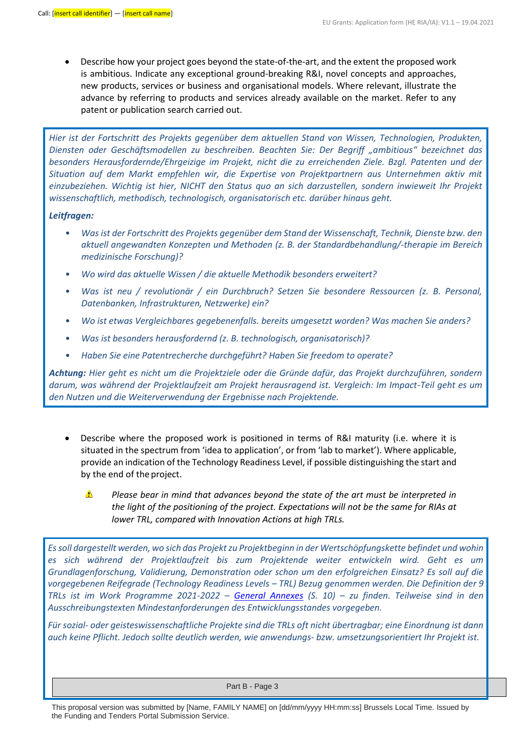- Describe how your project goes beyond the state-of-the-art, and the extent the proposed work is ambitious. Indicate any exceptional ground-breaking R&I, novel concepts and approaches, new products, services or business and organisational models. Where relevant, illustrate the advance by referring to products and services already available on the market. Refer to any patent or publication search carried out.

*Hier ist der Fortschritt des Projekts gegenüber dem aktuellen Stand von Wissen, Technologien, Produkten, Diensten oder Geschäftsmodellen zu beschreiben. Beachten Sie: Der Begriff „ambitious" bezeichnet das besonders Herausfordernde/Ehrgeizige im Projekt, nicht die zu erreichenden Ziele. Bzgl. Patenten und der Situation auf dem Markt empfehlen wir, die Expertise von Projektpartnern aus Unternehmen aktiv mit einzubeziehen. Wichtig ist hier, NICHT den Status quo an sich darzustellen, sondern inwieweit Ihr Projekt wissenschaftlich, methodisch, technologisch, organisatorisch etc. darüber hinaus geht.*

***Leitfragen:***

- *Was ist der Fortschritt des Projekts gegenüber dem Stand der Wissenschaft, Technik, Dienste bzw. den aktuell angewandten Konzepten und Methoden (z. B. der Standardbehandlung/-therapie im Bereich medizinische Forschung)?*
- *Wo wird das aktuelle Wissen / die aktuelle Methodik besonders erweitert?*
- *Was ist neu / revolutionär / ein Durchbruch? Setzen Sie besondere Ressourcen (z. B. Personal, Datenbanken, Infrastrukturen, Netzwerke) ein?*
- *Wo ist etwas Vergleichbares gegebenenfalls. bereits umgesetzt worden? Was machen Sie anders?*
- *Was ist besonders herausfordernd (z. B. technologisch, organisatorisch)?*
- *Haben Sie eine Patentrecherche durchgeführt? Haben Sie freedom to operate?*

***Achtung:*** *Hier geht es nicht um die Projektziele oder die Gründe dafür, das Projekt durchzuführen, sondern darum, was während der Projektlaufzeit am Projekt herausragend ist. Vergleich: Im Impact-Teil geht es um den Nutzen und die Weiterverwendung der Ergebnisse nach Projektende.*

- Describe where the proposed work is positioned in terms of R&I maturity (i.e. where it is situated in the spectrum from 'idea to application', or from 'lab to market'). Where applicable, provide an indication of the Technology Readiness Level, if possible distinguishing the start and by the end of the project.

  ⚠ *Please bear in mind that advances beyond the state of the art must be interpreted in the light of the positioning of the project. Expectations will not be the same for RIAs at lower TRL, compared with Innovation Actions at high TRLs.*

*Es soll dargestellt werden, wo sich das Projekt zu Projektbeginn in der Wertschöpfungskette befindet und wohin es sich während der Projektlaufzeit bis zum Projektende weiter entwickeln wird. Geht es um Grundlagenforschung, Validierung, Demonstration oder schon um den erfolgreichen Einsatz? Es soll auf die vorgegebenen Reifegrade (Technology Readiness Levels – TRL) Bezug genommen werden. Die Definition der 9 TRLs ist im Work Programme 2021-2022 – [General Annexes](General Annexes) (S. 10) – zu finden. Teilweise sind in den Ausschreibungstexten Mindestanforderungen des Entwicklungsstandes vorgegeben.*

*Für sozial- oder geisteswissenschaftliche Projekte sind die TRLs oft nicht übertragbar; eine Einordnung ist dann auch keine Pflicht. Jedoch sollte deutlich werden, wie anwendungs- bzw. umsetzungsorientiert Ihr Projekt ist.*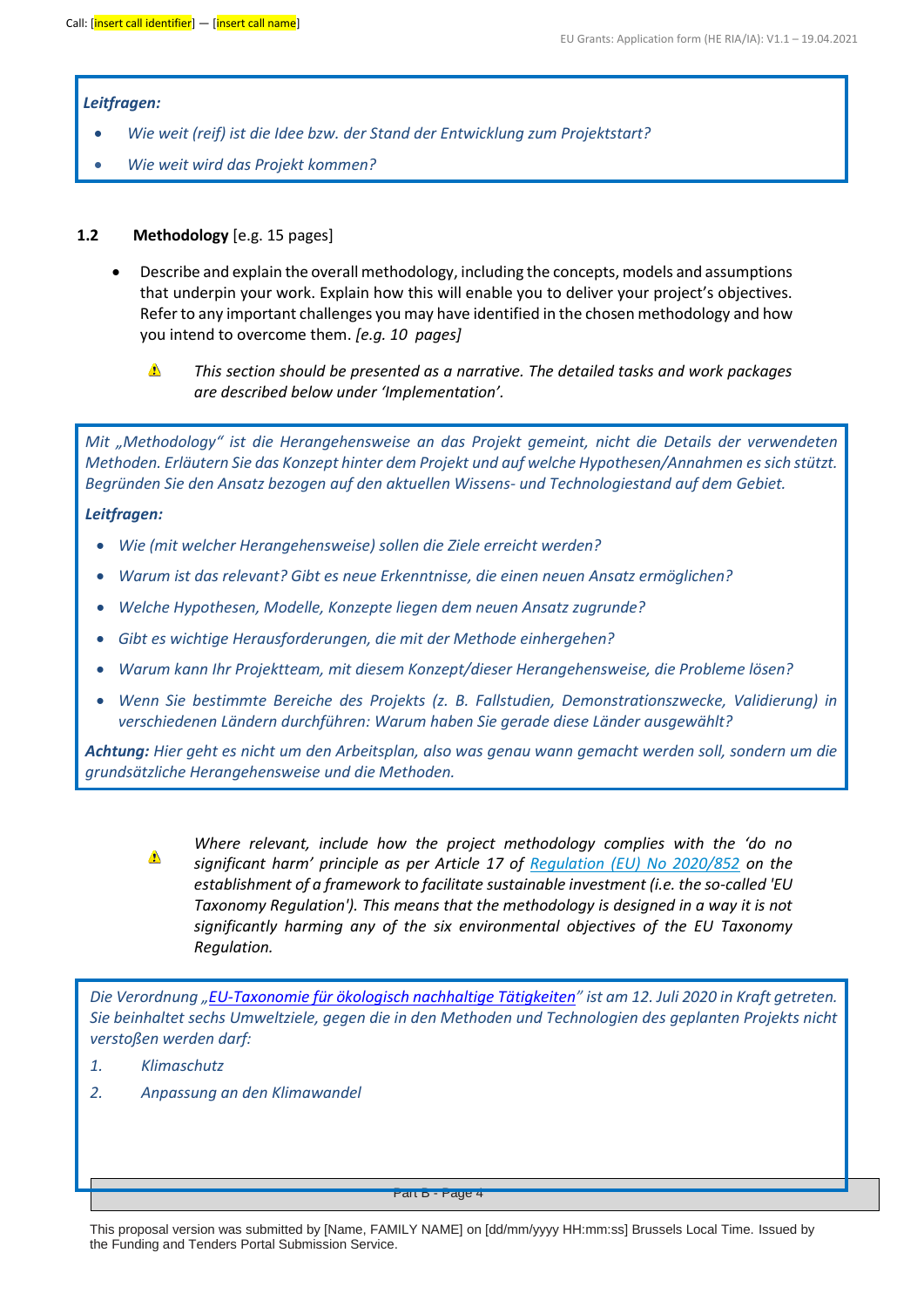*Leitfragen:*

- *Wie weit (reif) ist die Idee bzw. der Stand der Entwicklung zum Projektstart?*
- *Wie weit wird das Projekt kommen?*

### 1.2 **Methodology** [e.g. 15 pages]

- Describe and explain the overall methodology, including the concepts, models and assumptions that underpin your work. Explain how this will enable you to deliver your project's objectives. Refer to any important challenges you may have identified in the chosen methodology and how you intend to overcome them. *[e.g. 10 pages]*

  ⚠ *This section should be presented as a narrative. The detailed tasks and work packages are described below under 'Implementation'.*

*Mit „Methodology" ist die Herangehensweise an das Projekt gemeint, nicht die Details der verwendeten Methoden. Erläutern Sie das Konzept hinter dem Projekt und auf welche Hypothesen/Annahmen es sich stützt. Begründen Sie den Ansatz bezogen auf den aktuellen Wissens- und Technologiestand auf dem Gebiet.*

***Leitfragen:***

- *Wie (mit welcher Herangehensweise) sollen die Ziele erreicht werden?*
- *Warum ist das relevant? Gibt es neue Erkenntnisse, die einen neuen Ansatz ermöglichen?*
- *Welche Hypothesen, Modelle, Konzepte liegen dem neuen Ansatz zugrunde?*
- *Gibt es wichtige Herausforderungen, die mit der Methode einhergehen?*
- *Warum kann Ihr Projektteam, mit diesem Konzept/dieser Herangehensweise, die Probleme lösen?*
- *Wenn Sie bestimmte Bereiche des Projekts (z. B. Fallstudien, Demonstrationszwecke, Validierung) in verschiedenen Ländern durchführen: Warum haben Sie gerade diese Länder ausgewählt?*

***Achtung:*** *Hier geht es nicht um den Arbeitsplan, also was genau wann gemacht werden soll, sondern um die grundsätzliche Herangehensweise und die Methoden.*

⚠ *Where relevant, include how the project methodology complies with the 'do no significant harm' principle as per Article 17 of Regulation (EU) No 2020/852 on the establishment of a framework to facilitate sustainable investment (i.e. the so-called 'EU Taxonomy Regulation'). This means that the methodology is designed in a way it is not significantly harming any of the six environmental objectives of the EU Taxonomy Regulation.*

*Die Verordnung „EU-Taxonomie für ökologisch nachhaltige Tätigkeiten" ist am 12. Juli 2020 in Kraft getreten. Sie beinhaltet sechs Umweltziele, gegen die in den Methoden und Technologien des geplanten Projekts nicht verstoßen werden darf:*

1. *Klimaschutz*
2. *Anpassung an den Klimawandel*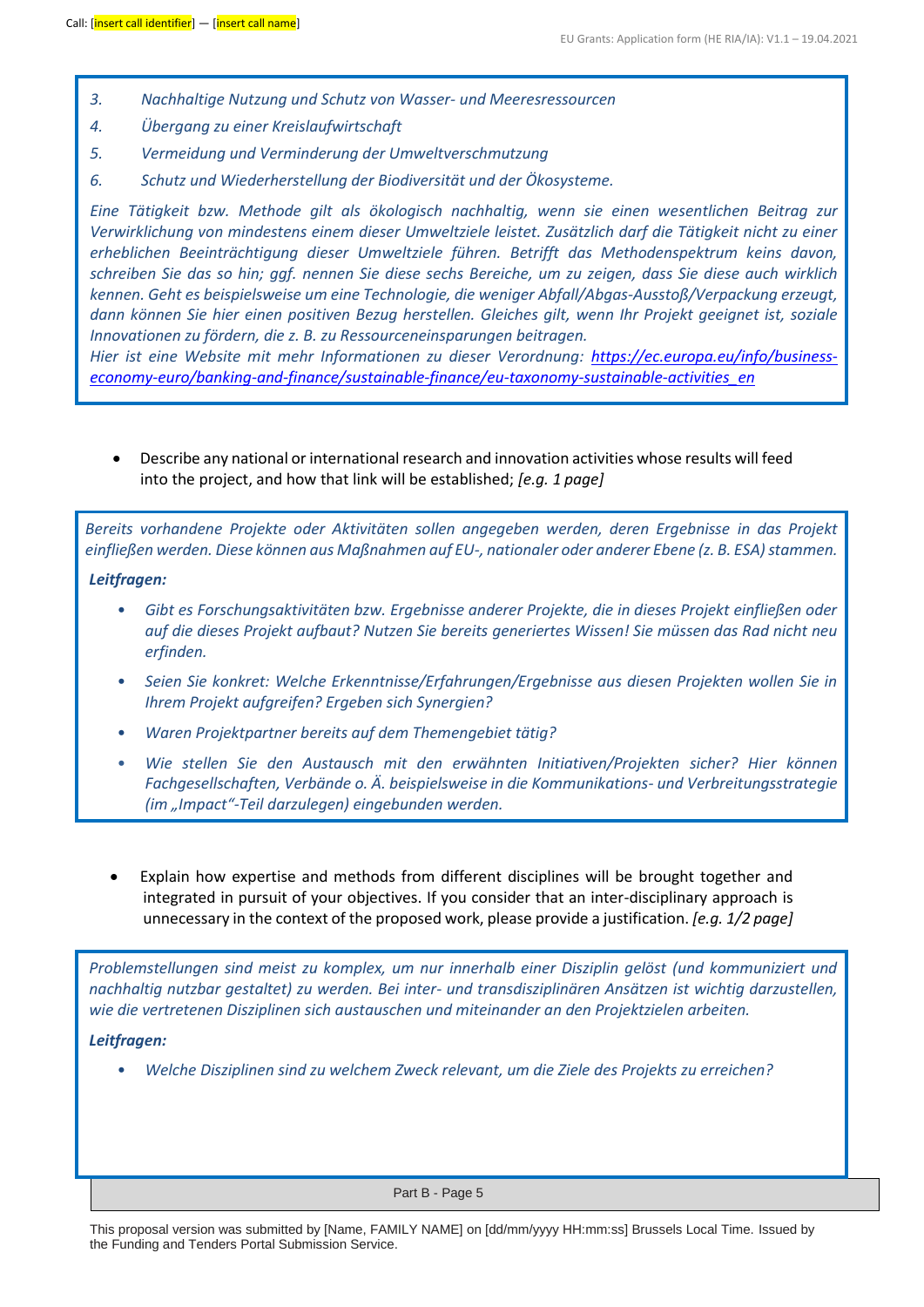3. *Nachhaltige Nutzung und Schutz von Wasser- und Meeresressourcen*
4. *Übergang zu einer Kreislaufwirtschaft*
5. *Vermeidung und Verminderung der Umweltverschmutzung*
6. *Schutz und Wiederherstellung der Biodiversität und der Ökosysteme.*

*Eine Tätigkeit bzw. Methode gilt als ökologisch nachhaltig, wenn sie einen wesentlichen Beitrag zur Verwirklichung von mindestens einem dieser Umweltziele leistet. Zusätzlich darf die Tätigkeit nicht zu einer erheblichen Beeinträchtigung dieser Umweltziele führen. Betrifft das Methodenspektrum keins davon, schreiben Sie das so hin; ggf. nennen Sie diese sechs Bereiche, um zu zeigen, dass Sie diese auch wirklich kennen. Geht es beispielsweise um eine Technologie, die weniger Abfall/Abgas-Ausstoß/Verpackung erzeugt, dann können Sie hier einen positiven Bezug herstellen. Gleiches gilt, wenn Ihr Projekt geeignet ist, soziale Innovationen zu fördern, die z. B. zu Ressourceneinsparungen beitragen.*
*Hier ist eine Website mit mehr Informationen zu dieser Verordnung: https://ec.europa.eu/info/business-economy-euro/banking-and-finance/sustainable-finance/eu-taxonomy-sustainable-activities_en*

- Describe any national or international research and innovation activities whose results will feed into the project, and how that link will be established; *[e.g. 1 page]*

*Bereits vorhandene Projekte oder Aktivitäten sollen angegeben werden, deren Ergebnisse in das Projekt einfließen werden. Diese können aus Maßnahmen auf EU-, nationaler oder anderer Ebene (z. B. ESA) stammen.*

***Leitfragen:***

- *Gibt es Forschungsaktivitäten bzw. Ergebnisse anderer Projekte, die in dieses Projekt einfließen oder auf die dieses Projekt aufbaut? Nutzen Sie bereits generiertes Wissen! Sie müssen das Rad nicht neu erfinden.*
- *Seien Sie konkret: Welche Erkenntnisse/Erfahrungen/Ergebnisse aus diesen Projekten wollen Sie in Ihrem Projekt aufgreifen? Ergeben sich Synergien?*
- *Waren Projektpartner bereits auf dem Themengebiet tätig?*
- *Wie stellen Sie den Austausch mit den erwähnten Initiativen/Projekten sicher? Hier können Fachgesellschaften, Verbände o. Ä. beispielsweise in die Kommunikations- und Verbreitungsstrategie (im „Impact"-Teil darzulegen) eingebunden werden.*

- Explain how expertise and methods from different disciplines will be brought together and integrated in pursuit of your objectives. If you consider that an inter-disciplinary approach is unnecessary in the context of the proposed work, please provide a justification. *[e.g. 1/2 page]*

*Problemstellungen sind meist zu komplex, um nur innerhalb einer Disziplin gelöst (und kommuniziert und nachhaltig nutzbar gestaltet) zu werden. Bei inter- und transdisziplinären Ansätzen ist wichtig darzustellen, wie die vertretenen Disziplinen sich austauschen und miteinander an den Projektzielen arbeiten.*

***Leitfragen:***

- *Welche Disziplinen sind zu welchem Zweck relevant, um die Ziele des Projekts zu erreichen?*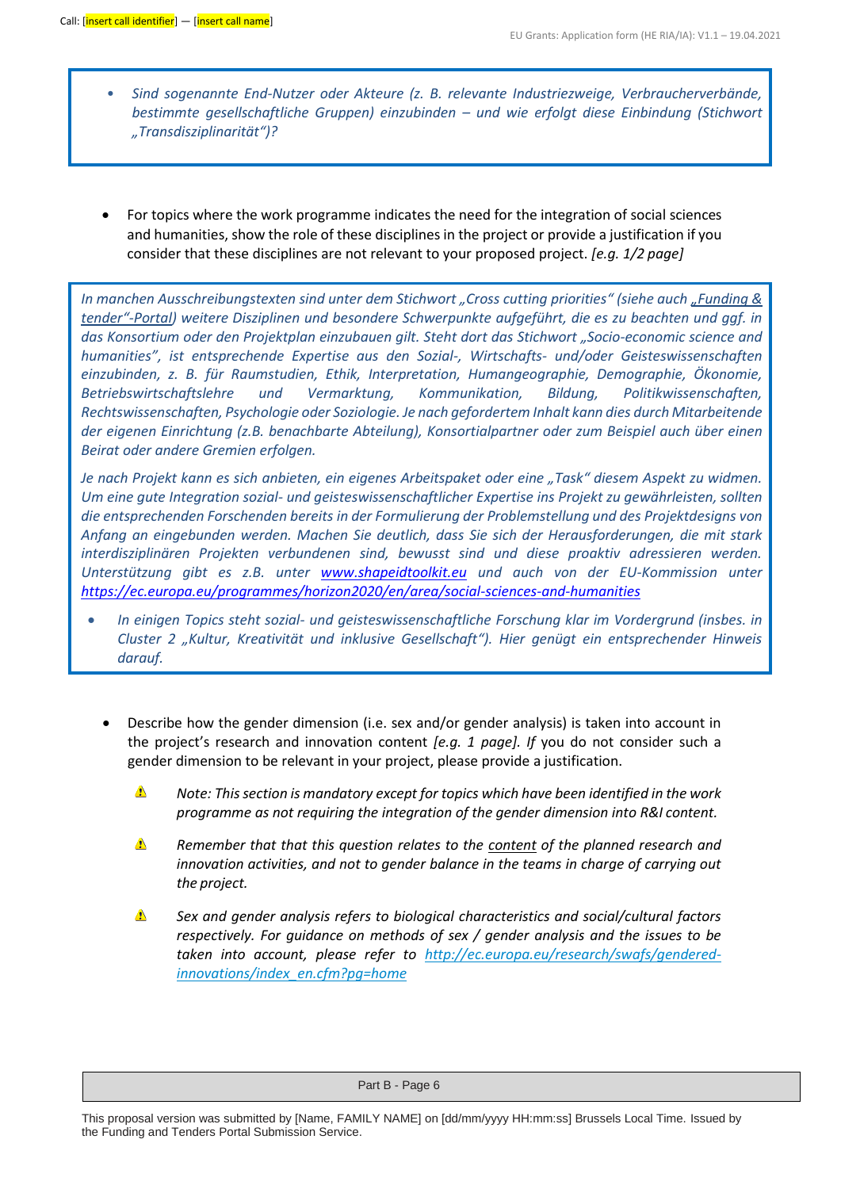- *Sind sogenannte End-Nutzer oder Akteure (z. B. relevante Industriezweige, Verbraucherverbände, bestimmte gesellschaftliche Gruppen) einzubinden – und wie erfolgt diese Einbindung (Stichwort „Transdisziplinarität")?*

- For topics where the work programme indicates the need for the integration of social sciences and humanities, show the role of these disciplines in the project or provide a justification if you consider that these disciplines are not relevant to your proposed project. *[e.g. 1/2 page]*

*In manchen Ausschreibungstexten sind unter dem Stichwort „Cross cutting priorities" (siehe auch „Funding & tender"-Portal) weitere Disziplinen und besondere Schwerpunkte aufgeführt, die es zu beachten und ggf. in das Konsortium oder den Projektplan einzubauen gilt. Steht dort das Stichwort „Socio-economic science and humanities", ist entsprechende Expertise aus den Sozial-, Wirtschafts- und/oder Geisteswissenschaften einzubinden, z. B. für Raumstudien, Ethik, Interpretation, Humangeographie, Demographie, Ökonomie, Betriebswirtschaftslehre und Vermarktung, Kommunikation, Bildung, Politikwissenschaften, Rechtswissenschaften, Psychologie oder Soziologie. Je nach gefordertem Inhalt kann dies durch Mitarbeitende der eigenen Einrichtung (z.B. benachbarte Abteilung), Konsortialpartner oder zum Beispiel auch über einen Beirat oder andere Gremien erfolgen.*

*Je nach Projekt kann es sich anbieten, ein eigenes Arbeitspaket oder eine „Task" diesem Aspekt zu widmen. Um eine gute Integration sozial- und geisteswissenschaftlicher Expertise ins Projekt zu gewährleisten, sollten die entsprechenden Forschenden bereits in der Formulierung der Problemstellung und des Projektdesigns von Anfang an eingebunden werden. Machen Sie deutlich, dass Sie sich der Herausforderungen, die mit stark interdisziplinären Projekten verbundenen sind, bewusst sind und diese proaktiv adressieren werden. Unterstützung gibt es z.B. unter www.shapeidtoolkit.eu und auch von der EU-Kommission unter https://ec.europa.eu/programmes/horizon2020/en/area/social-sciences-and-humanities*

- *In einigen Topics steht sozial- und geisteswissenschaftliche Forschung klar im Vordergrund (insbes. in Cluster 2 „Kultur, Kreativität und inklusive Gesellschaft"). Hier genügt ein entsprechender Hinweis darauf.*

- Describe how the gender dimension (i.e. sex and/or gender analysis) is taken into account in the project's research and innovation content *[e.g. 1 page]. If* you do not consider such a gender dimension to be relevant in your project, please provide a justification.

  ⚠ *Note: This section is mandatory except for topics which have been identified in the work programme as not requiring the integration of the gender dimension into R&I content.*

  ⚠ *Remember that that this question relates to the content of the planned research and innovation activities, and not to gender balance in the teams in charge of carrying out the project.*

  ⚠ *Sex and gender analysis refers to biological characteristics and social/cultural factors respectively. For guidance on methods of sex / gender analysis and the issues to be taken into account, please refer to http://ec.europa.eu/research/swafs/gendered-innovations/index_en.cfm?pg=home*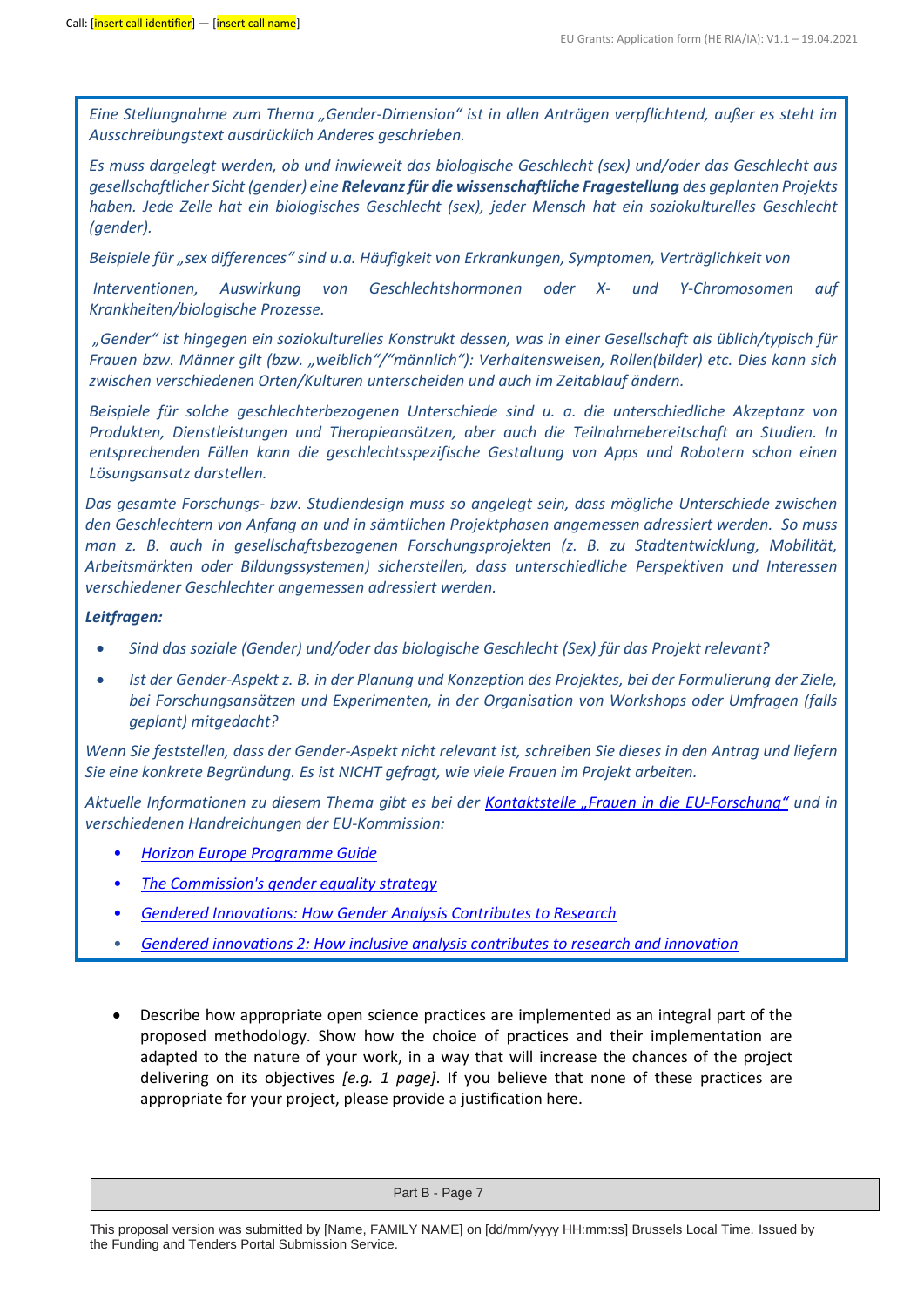*Eine Stellungnahme zum Thema „Gender-Dimension" ist in allen Anträgen verpflichtend, außer es steht im Ausschreibungstext ausdrücklich Anderes geschrieben.*

*Es muss dargelegt werden, ob und inwieweit das biologische Geschlecht (sex) und/oder das Geschlecht aus gesellschaftlicher Sicht (gender) eine* ***Relevanz für die wissenschaftliche Fragestellung*** *des geplanten Projekts haben. Jede Zelle hat ein biologisches Geschlecht (sex), jeder Mensch hat ein soziokulturelles Geschlecht (gender).*

*Beispiele für „sex differences" sind u.a. Häufigkeit von Erkrankungen, Symptomen, Verträglichkeit von Interventionen, Auswirkung von Geschlechtshormonen oder X- und Y-Chromosomen auf Krankheiten/biologische Prozesse.*

*„Gender" ist hingegen ein soziokulturelles Konstrukt dessen, was in einer Gesellschaft als üblich/typisch für Frauen bzw. Männer gilt (bzw. „weiblich"/"männlich"): Verhaltensweisen, Rollen(bilder) etc. Dies kann sich zwischen verschiedenen Orten/Kulturen unterscheiden und auch im Zeitablauf ändern.*

*Beispiele für solche geschlechterbezogenen Unterschiede sind u. a. die unterschiedliche Akzeptanz von Produkten, Dienstleistungen und Therapieansätzen, aber auch die Teilnahmebereitschaft an Studien. In entsprechenden Fällen kann die geschlechtsspezifische Gestaltung von Apps und Robotern schon einen Lösungsansatz darstellen.*

*Das gesamte Forschungs- bzw. Studiendesign muss so angelegt sein, dass mögliche Unterschiede zwischen den Geschlechtern von Anfang an und in sämtlichen Projektphasen angemessen adressiert werden. So muss man z. B. auch in gesellschaftsbezogenen Forschungsprojekten (z. B. zu Stadtentwicklung, Mobilität, Arbeitsmärkten oder Bildungssystemen) sicherstellen, dass unterschiedliche Perspektiven und Interessen verschiedener Geschlechter angemessen adressiert werden.*

***Leitfragen:***

- *Sind das soziale (Gender) und/oder das biologische Geschlecht (Sex) für das Projekt relevant?*
- *Ist der Gender-Aspekt z. B. in der Planung und Konzeption des Projektes, bei der Formulierung der Ziele, bei Forschungsansätzen und Experimenten, in der Organisation von Workshops oder Umfragen (falls geplant) mitgedacht?*

*Wenn Sie feststellen, dass der Gender-Aspekt nicht relevant ist, schreiben Sie dieses in den Antrag und liefern Sie eine konkrete Begründung. Es ist NICHT gefragt, wie viele Frauen im Projekt arbeiten.*

*Aktuelle Informationen zu diesem Thema gibt es bei der Kontaktstelle „Frauen in die EU-Forschung" und in verschiedenen Handreichungen der EU-Kommission:*

- *Horizon Europe Programme Guide*
- *The Commission's gender equality strategy*
- *Gendered Innovations: How Gender Analysis Contributes to Research*
- *Gendered innovations 2: How inclusive analysis contributes to research and innovation*

- Describe how appropriate open science practices are implemented as an integral part of the proposed methodology. Show how the choice of practices and their implementation are adapted to the nature of your work, in a way that will increase the chances of the project delivering on its objectives *[e.g. 1 page]*. If you believe that none of these practices are appropriate for your project, please provide a justification here.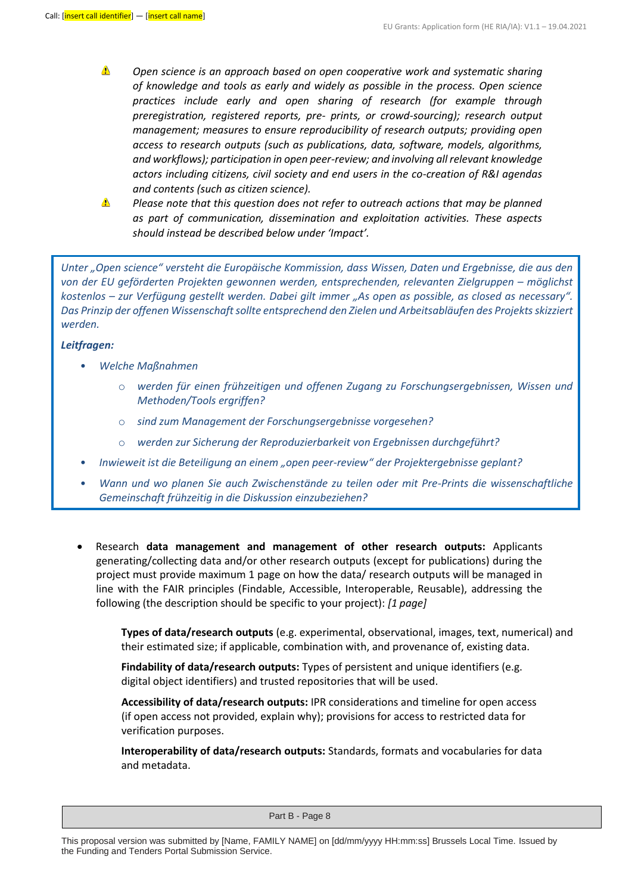⚠ *Open science is an approach based on open cooperative work and systematic sharing of knowledge and tools as early and widely as possible in the process. Open science practices include early and open sharing of research (for example through preregistration, registered reports, pre- prints, or crowd-sourcing); research output management; measures to ensure reproducibility of research outputs; providing open access to research outputs (such as publications, data, software, models, algorithms, and workflows); participation in open peer-review; and involving all relevant knowledge actors including citizens, civil society and end users in the co-creation of R&I agendas and contents (such as citizen science).*

⚠ *Please note that this question does not refer to outreach actions that may be planned as part of communication, dissemination and exploitation activities. These aspects should instead be described below under 'Impact'.*

*Unter „Open science" versteht die Europäische Kommission, dass Wissen, Daten und Ergebnisse, die aus den von der EU geförderten Projekten gewonnen werden, entsprechenden, relevanten Zielgruppen – möglichst kostenlos – zur Verfügung gestellt werden. Dabei gilt immer „As open as possible, as closed as necessary". Das Prinzip der offenen Wissenschaft sollte entsprechend den Zielen und Arbeitsabläufen des Projekts skizziert werden.*

***Leitfragen:***

- *Welche Maßnahmen*
  - *werden für einen frühzeitigen und offenen Zugang zu Forschungsergebnissen, Wissen und Methoden/Tools ergriffen?*
  - *sind zum Management der Forschungsergebnisse vorgesehen?*
  - *werden zur Sicherung der Reproduzierbarkeit von Ergebnissen durchgeführt?*
- *Inwieweit ist die Beteiligung an einem „open peer-review" der Projektergebnisse geplant?*
- *Wann und wo planen Sie auch Zwischenstände zu teilen oder mit Pre-Prints die wissenschaftliche Gemeinschaft frühzeitig in die Diskussion einzubeziehen?*

- Research **data management and management of other research outputs:** Applicants generating/collecting data and/or other research outputs (except for publications) during the project must provide maximum 1 page on how the data/ research outputs will be managed in line with the FAIR principles (Findable, Accessible, Interoperable, Reusable), addressing the following (the description should be specific to your project): *[1 page]*

  **Types of data/research outputs** (e.g. experimental, observational, images, text, numerical) and their estimated size; if applicable, combination with, and provenance of, existing data.

  **Findability of data/research outputs:** Types of persistent and unique identifiers (e.g. digital object identifiers) and trusted repositories that will be used.

  **Accessibility of data/research outputs:** IPR considerations and timeline for open access (if open access not provided, explain why); provisions for access to restricted data for verification purposes.

  **Interoperability of data/research outputs:** Standards, formats and vocabularies for data and metadata.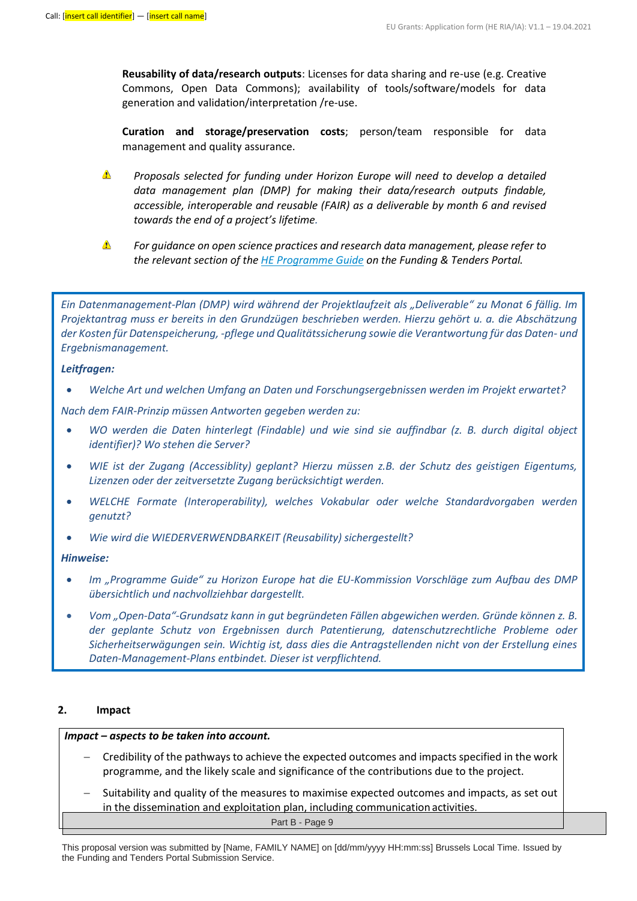**Reusability of data/research outputs**: Licenses for data sharing and re-use (e.g. Creative Commons, Open Data Commons); availability of tools/software/models for data generation and validation/interpretation /re-use.

**Curation and storage/preservation costs**; person/team responsible for data management and quality assurance.

⚠ *Proposals selected for funding under Horizon Europe will need to develop a detailed data management plan (DMP) for making their data/research outputs findable, accessible, interoperable and reusable (FAIR) as a deliverable by month 6 and revised towards the end of a project's lifetime.*

⚠ *For guidance on open science practices and research data management, please refer to the relevant section of the HE Programme Guide on the Funding & Tenders Portal.*

*Ein Datenmanagement-Plan (DMP) wird während der Projektlaufzeit als „Deliverable" zu Monat 6 fällig. Im Projektantrag muss er bereits in den Grundzügen beschrieben werden. Hierzu gehört u. a. die Abschätzung der Kosten für Datenspeicherung, -pflege und Qualitätssicherung sowie die Verantwortung für das Daten- und Ergebnismanagement.*

***Leitfragen:***

- *Welche Art und welchen Umfang an Daten und Forschungsergebnissen werden im Projekt erwartet?*

*Nach dem FAIR-Prinzip müssen Antworten gegeben werden zu:*

- *WO werden die Daten hinterlegt (Findable) und wie sind sie auffindbar (z. B. durch digital object identifier)? Wo stehen die Server?*
- *WIE ist der Zugang (Accessiblity) geplant? Hierzu müssen z.B. der Schutz des geistigen Eigentums, Lizenzen oder der zeitversetzte Zugang berücksichtigt werden.*
- *WELCHE Formate (Interoperability), welches Vokabular oder welche Standardvorgaben werden genutzt?*
- *Wie wird die WIEDERVERWENDBARKEIT (Reusability) sichergestellt?*

***Hinweise:***

- *Im „Programme Guide" zu Horizon Europe hat die EU-Kommission Vorschläge zum Aufbau des DMP übersichtlich und nachvollziehbar dargestellt.*
- *Vom „Open-Data"-Grundsatz kann in gut begründeten Fällen abgewichen werden. Gründe können z. B. der geplante Schutz von Ergebnissen durch Patentierung, datenschutzrechtliche Probleme oder Sicherheitserwägungen sein. Wichtig ist, dass dies die Antragstellenden nicht von der Erstellung eines Daten-Management-Plans entbindet. Dieser ist verpflichtend.*

## 2. Impact

***Impact – aspects to be taken into account.***

- Credibility of the pathways to achieve the expected outcomes and impacts specified in the work programme, and the likely scale and significance of the contributions due to the project.
- Suitability and quality of the measures to maximise expected outcomes and impacts, as set out in the dissemination and exploitation plan, including communication activities.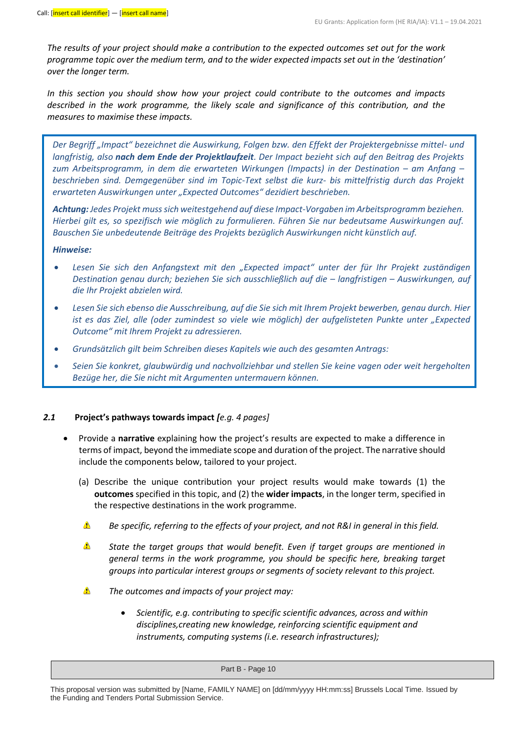*The results of your project should make a contribution to the expected outcomes set out for the work programme topic over the medium term, and to the wider expected impacts set out in the 'destination' over the longer term.*

*In this section you should show how your project could contribute to the outcomes and impacts described in the work programme, the likely scale and significance of this contribution, and the measures to maximise these impacts.*

> *Der Begriff „Impact" bezeichnet die Auswirkung, Folgen bzw. den Effekt der Projektergebnisse mittel- und langfristig, also* ***nach dem Ende der Projektlaufzeit****. Der Impact bezieht sich auf den Beitrag des Projekts zum Arbeitsprogramm, in dem die erwarteten Wirkungen (Impacts) in der Destination – am Anfang – beschrieben sind. Demgegenüber sind im Topic-Text selbst die kurz- bis mittelfristig durch das Projekt erwarteten Auswirkungen unter „Expected Outcomes" dezidiert beschrieben.*
>
> ***Achtung:*** *Jedes Projekt muss sich weitestgehend auf diese Impact-Vorgaben im Arbeitsprogramm beziehen. Hierbei gilt es, so spezifisch wie möglich zu formulieren. Führen Sie nur bedeutsame Auswirkungen auf. Bauschen Sie unbedeutende Beiträge des Projekts bezüglich Auswirkungen nicht künstlich auf.*
>
> ***Hinweise:***
>
> - *Lesen Sie sich den Anfangstext mit den „Expected impact" unter der für Ihr Projekt zuständigen Destination genau durch; beziehen Sie sich ausschließlich auf die – langfristigen – Auswirkungen, auf die Ihr Projekt abzielen wird.*
> - *Lesen Sie sich ebenso die Ausschreibung, auf die Sie sich mit Ihrem Projekt bewerben, genau durch. Hier ist es das Ziel, alle (oder zumindest so viele wie möglich) der aufgelisteten Punkte unter „Expected Outcome" mit Ihrem Projekt zu adressieren.*
> - *Grundsätzlich gilt beim Schreiben dieses Kapitels wie auch des gesamten Antrags:*
> - *Seien Sie konkret, glaubwürdig und nachvollziehbar und stellen Sie keine vagen oder weit hergeholten Bezüge her, die Sie nicht mit Argumenten untermauern können.*

## *2.1* Project's pathways towards impact *[e.g. 4 pages]*

- Provide a **narrative** explaining how the project's results are expected to make a difference in terms of impact, beyond the immediate scope and duration of the project. The narrative should include the components below, tailored to your project.

  (a) Describe the unique contribution your project results would make towards (1) the **outcomes** specified in this topic, and (2) the **wider impacts**, in the longer term, specified in the respective destinations in the work programme.

  ⚠ *Be specific, referring to the effects of your project, and not R&I in general in this field.*

  ⚠ *State the target groups that would benefit. Even if target groups are mentioned in general terms in the work programme, you should be specific here, breaking target groups into particular interest groups or segments of society relevant to this project.*

  ⚠ *The outcomes and impacts of your project may:*

  - *Scientific, e.g. contributing to specific scientific advances, across and within disciplines,creating new knowledge, reinforcing scientific equipment and instruments, computing systems (i.e. research infrastructures);*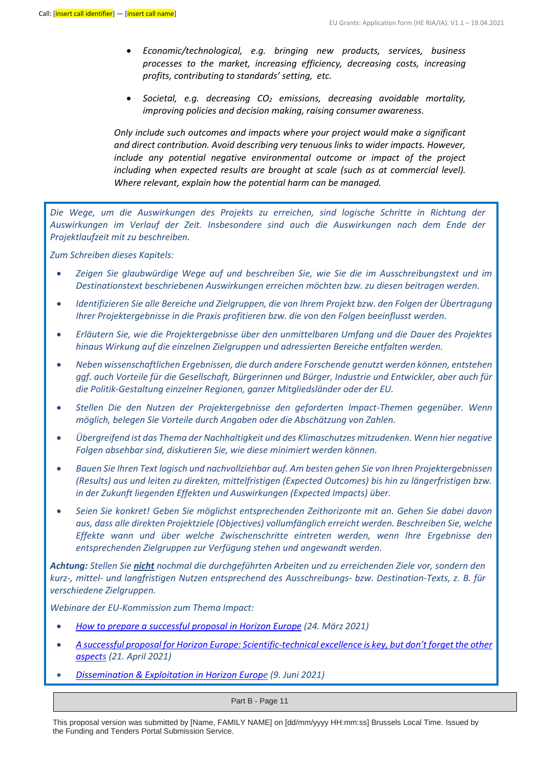- *Economic/technological, e.g. bringing new products, services, business processes to the market, increasing efficiency, decreasing costs, increasing profits, contributing to standards' setting, etc.*

- *Societal, e.g. decreasing $CO_2$ emissions, decreasing avoidable mortality, improving policies and decision making, raising consumer awareness.*

*Only include such outcomes and impacts where your project would make a significant and direct contribution. Avoid describing very tenuous links to wider impacts. However, include any potential negative environmental outcome or impact of the project including when expected results are brought at scale (such as at commercial level). Where relevant, explain how the potential harm can be managed.*

*Die Wege, um die Auswirkungen des Projekts zu erreichen, sind logische Schritte in Richtung der Auswirkungen im Verlauf der Zeit. Insbesondere sind auch die Auswirkungen nach dem Ende der Projektlaufzeit mit zu beschreiben.*

*Zum Schreiben dieses Kapitels:*

- *Zeigen Sie glaubwürdige Wege auf und beschreiben Sie, wie Sie die im Ausschreibungstext und im Destinationstext beschriebenen Auswirkungen erreichen möchten bzw. zu diesen beitragen werden.*
- *Identifizieren Sie alle Bereiche und Zielgruppen, die von Ihrem Projekt bzw. den Folgen der Übertragung Ihrer Projektergebnisse in die Praxis profitieren bzw. die von den Folgen beeinflusst werden.*
- *Erläutern Sie, wie die Projektergebnisse über den unmittelbaren Umfang und die Dauer des Projektes hinaus Wirkung auf die einzelnen Zielgruppen und adressierten Bereiche entfalten werden.*
- *Neben wissenschaftlichen Ergebnissen, die durch andere Forschende genutzt werden können, entstehen ggf. auch Vorteile für die Gesellschaft, Bürgerinnen und Bürger, Industrie und Entwickler, aber auch für die Politik-Gestaltung einzelner Regionen, ganzer Mitgliedsländer oder der EU.*
- *Stellen Die den Nutzen der Projektergebnisse den geforderten Impact-Themen gegenüber. Wenn möglich, belegen Sie Vorteile durch Angaben oder die Abschätzung von Zahlen.*
- *Übergreifend ist das Thema der Nachhaltigkeit und des Klimaschutzes mitzudenken. Wenn hier negative Folgen absehbar sind, diskutieren Sie, wie diese minimiert werden können.*
- *Bauen Sie Ihren Text logisch und nachvollziehbar auf. Am besten gehen Sie von Ihren Projektergebnissen (Results) aus und leiten zu direkten, mittelfristigen (Expected Outcomes) bis hin zu längerfristigen bzw. in der Zukunft liegenden Effekten und Auswirkungen (Expected Impacts) über.*
- *Seien Sie konkret! Geben Sie möglichst entsprechenden Zeithorizonte mit an. Gehen Sie dabei davon aus, dass alle direkten Projektziele (Objectives) vollumfänglich erreicht werden. Beschreiben Sie, welche Effekte wann und über welche Zwischenschritte eintreten werden, wenn Ihre Ergebnisse den entsprechenden Zielgruppen zur Verfügung stehen und angewandt werden.*

***Achtung:*** *Stellen Sie **nicht** nochmal die durchgeführten Arbeiten und zu erreichenden Ziele vor, sondern den kurz-, mittel- und langfristigen Nutzen entsprechend des Ausschreibungs- bzw. Destination-Texts, z. B. für verschiedene Zielgruppen.*

*Webinare der EU-Kommission zum Thema Impact:*

- *How to prepare a successful proposal in Horizon Europe (24. März 2021)*
- *A successful proposal for Horizon Europe: Scientific-technical excellence is key, but don't forget the other aspects (21. April 2021)*
- *Dissemination & Exploitation in Horizon Europe (9. Juni 2021)*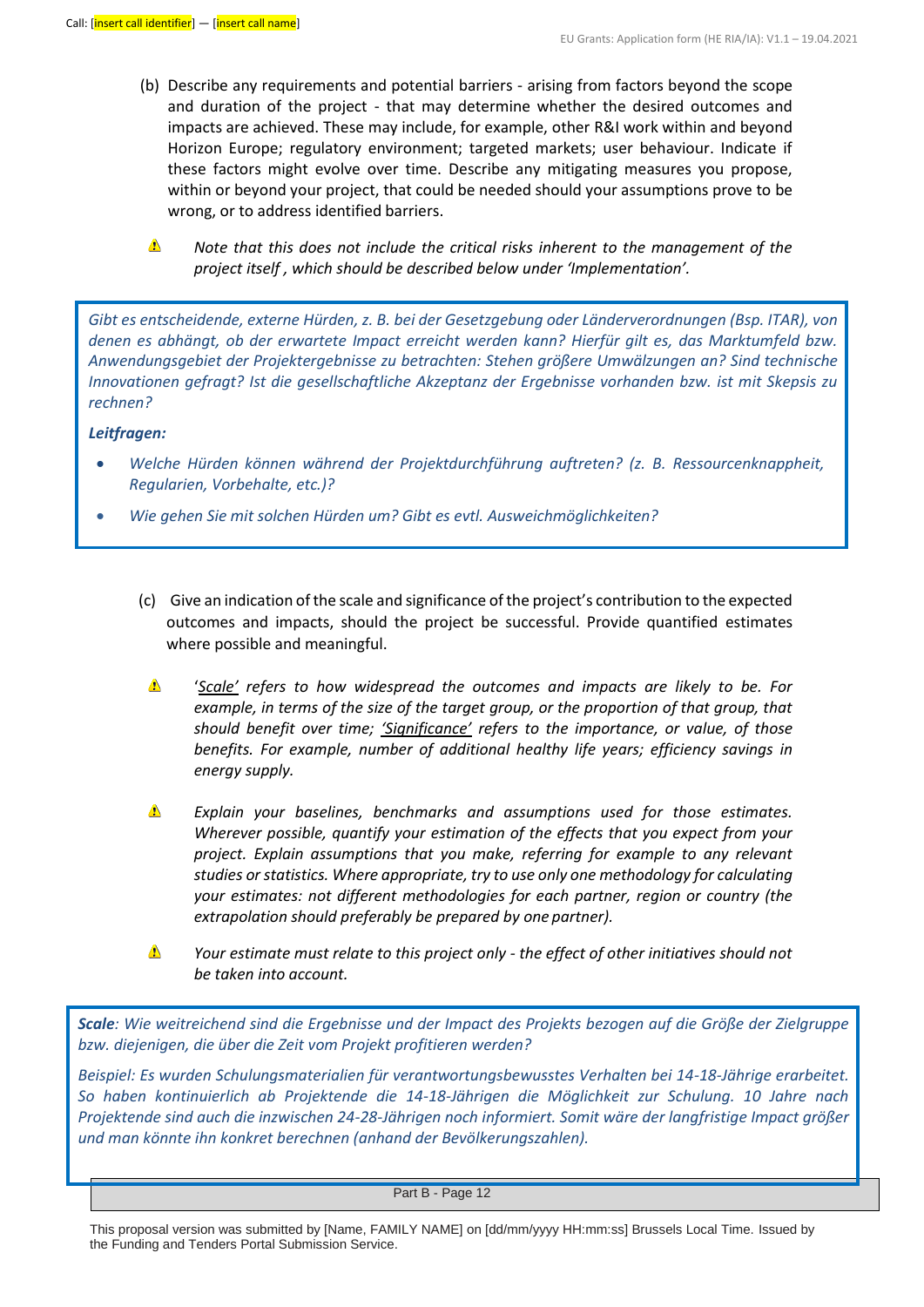(b) Describe any requirements and potential barriers - arising from factors beyond the scope and duration of the project - that may determine whether the desired outcomes and impacts are achieved. These may include, for example, other R&I work within and beyond Horizon Europe; regulatory environment; targeted markets; user behaviour. Indicate if these factors might evolve over time. Describe any mitigating measures you propose, within or beyond your project, that could be needed should your assumptions prove to be wrong, or to address identified barriers.

⚠ *Note that this does not include the critical risks inherent to the management of the project itself , which should be described below under 'Implementation'.*

> *Gibt es entscheidende, externe Hürden, z. B. bei der Gesetzgebung oder Länderverordnungen (Bsp. ITAR), von denen es abhängt, ob der erwartete Impact erreicht werden kann? Hierfür gilt es, das Marktumfeld bzw. Anwendungsgebiet der Projektergebnisse zu betrachten: Stehen größere Umwälzungen an? Sind technische Innovationen gefragt? Ist die gesellschaftliche Akzeptanz der Ergebnisse vorhanden bzw. ist mit Skepsis zu rechnen?*
>
> ***Leitfragen:***
>
> - *Welche Hürden können während der Projektdurchführung auftreten? (z. B. Ressourcenknappheit, Regularien, Vorbehalte, etc.)?*
> - *Wie gehen Sie mit solchen Hürden um? Gibt es evtl. Ausweichmöglichkeiten?*

(c) Give an indication of the scale and significance of the project's contribution to the expected outcomes and impacts, should the project be successful. Provide quantified estimates where possible and meaningful.

⚠ *'Scale' refers to how widespread the outcomes and impacts are likely to be. For example, in terms of the size of the target group, or the proportion of that group, that should benefit over time; 'Significance' refers to the importance, or value, of those benefits. For example, number of additional healthy life years; efficiency savings in energy supply.*

⚠ *Explain your baselines, benchmarks and assumptions used for those estimates. Wherever possible, quantify your estimation of the effects that you expect from your project. Explain assumptions that you make, referring for example to any relevant studies or statistics. Where appropriate, try to use only one methodology for calculating your estimates: not different methodologies for each partner, region or country (the extrapolation should preferably be prepared by one partner).*

⚠ *Your estimate must relate to this project only - the effect of other initiatives should not be taken into account.*

> ***Scale**: Wie weitreichend sind die Ergebnisse und der Impact des Projekts bezogen auf die Größe der Zielgruppe bzw. diejenigen, die über die Zeit vom Projekt profitieren werden?*
>
> *Beispiel: Es wurden Schulungsmaterialien für verantwortungsbewusstes Verhalten bei 14-18-Jährige erarbeitet. So haben kontinuierlich ab Projektende die 14-18-Jährigen die Möglichkeit zur Schulung. 10 Jahre nach Projektende sind auch die inzwischen 24-28-Jährigen noch informiert. Somit wäre der langfristige Impact größer und man könnte ihn konkret berechnen (anhand der Bevölkerungszahlen).*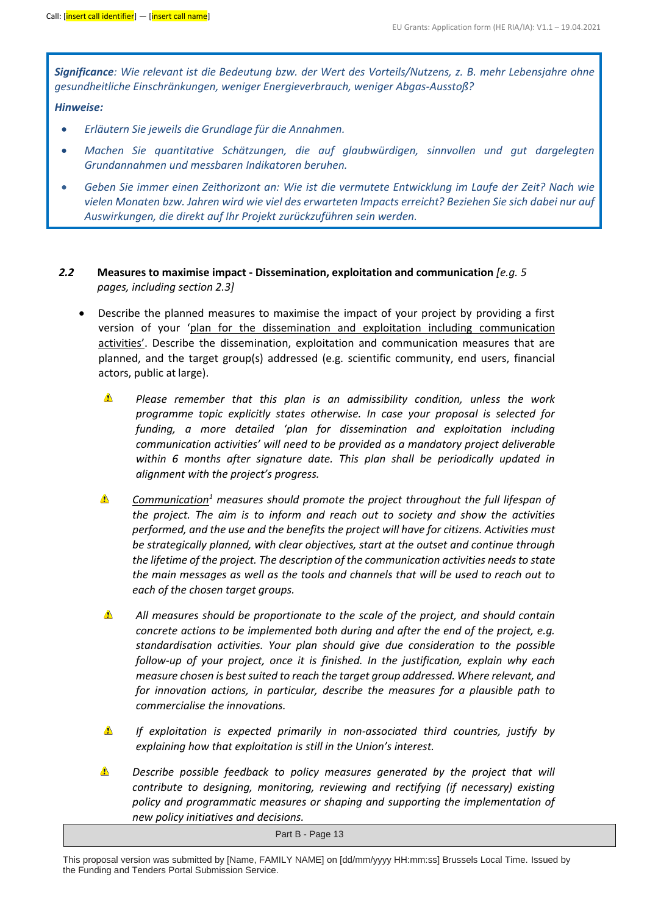> ***Significance**: Wie relevant ist die Bedeutung bzw. der Wert des Vorteils/Nutzens, z. B. mehr Lebensjahre ohne gesundheitliche Einschränkungen, weniger Energieverbrauch, weniger Abgas-Ausstoß?*
>
> ***Hinweise:***
>
> - *Erläutern Sie jeweils die Grundlage für die Annahmen.*
> - *Machen Sie quantitative Schätzungen, die auf glaubwürdigen, sinnvollen und gut dargelegten Grundannahmen und messbaren Indikatoren beruhen.*
> - *Geben Sie immer einen Zeithorizont an: Wie ist die vermutete Entwicklung im Laufe der Zeit? Nach wie vielen Monaten bzw. Jahren wird wie viel des erwarteten Impacts erreicht? Beziehen Sie sich dabei nur auf Auswirkungen, die direkt auf Ihr Projekt zurückzuführen sein werden.*

### *2.2* Measures to maximise impact - Dissemination, exploitation and communication *[e.g. 5 pages, including section 2.3]*

- Describe the planned measures to maximise the impact of your project by providing a first version of your 'plan for the dissemination and exploitation including communication activities'. Describe the dissemination, exploitation and communication measures that are planned, and the target group(s) addressed (e.g. scientific community, end users, financial actors, public at large).

  ⚠ *Please remember that this plan is an admissibility condition, unless the work programme topic explicitly states otherwise. In case your proposal is selected for funding, a more detailed 'plan for dissemination and exploitation including communication activities' will need to be provided as a mandatory project deliverable within 6 months after signature date. This plan shall be periodically updated in alignment with the project's progress.*

  ⚠ *Communication[1] measures should promote the project throughout the full lifespan of the project. The aim is to inform and reach out to society and show the activities performed, and the use and the benefits the project will have for citizens. Activities must be strategically planned, with clear objectives, start at the outset and continue through the lifetime of the project. The description of the communication activities needs to state the main messages as well as the tools and channels that will be used to reach out to each of the chosen target groups.*

  ⚠ *All measures should be proportionate to the scale of the project, and should contain concrete actions to be implemented both during and after the end of the project, e.g. standardisation activities. Your plan should give due consideration to the possible follow-up of your project, once it is finished. In the justification, explain why each measure chosen is best suited to reach the target group addressed. Where relevant, and for innovation actions, in particular, describe the measures for a plausible path to commercialise the innovations.*

  ⚠ *If exploitation is expected primarily in non-associated third countries, justify by explaining how that exploitation is still in the Union's interest.*

  ⚠ *Describe possible feedback to policy measures generated by the project that will contribute to designing, monitoring, reviewing and rectifying (if necessary) existing policy and programmatic measures or shaping and supporting the implementation of new policy initiatives and decisions.*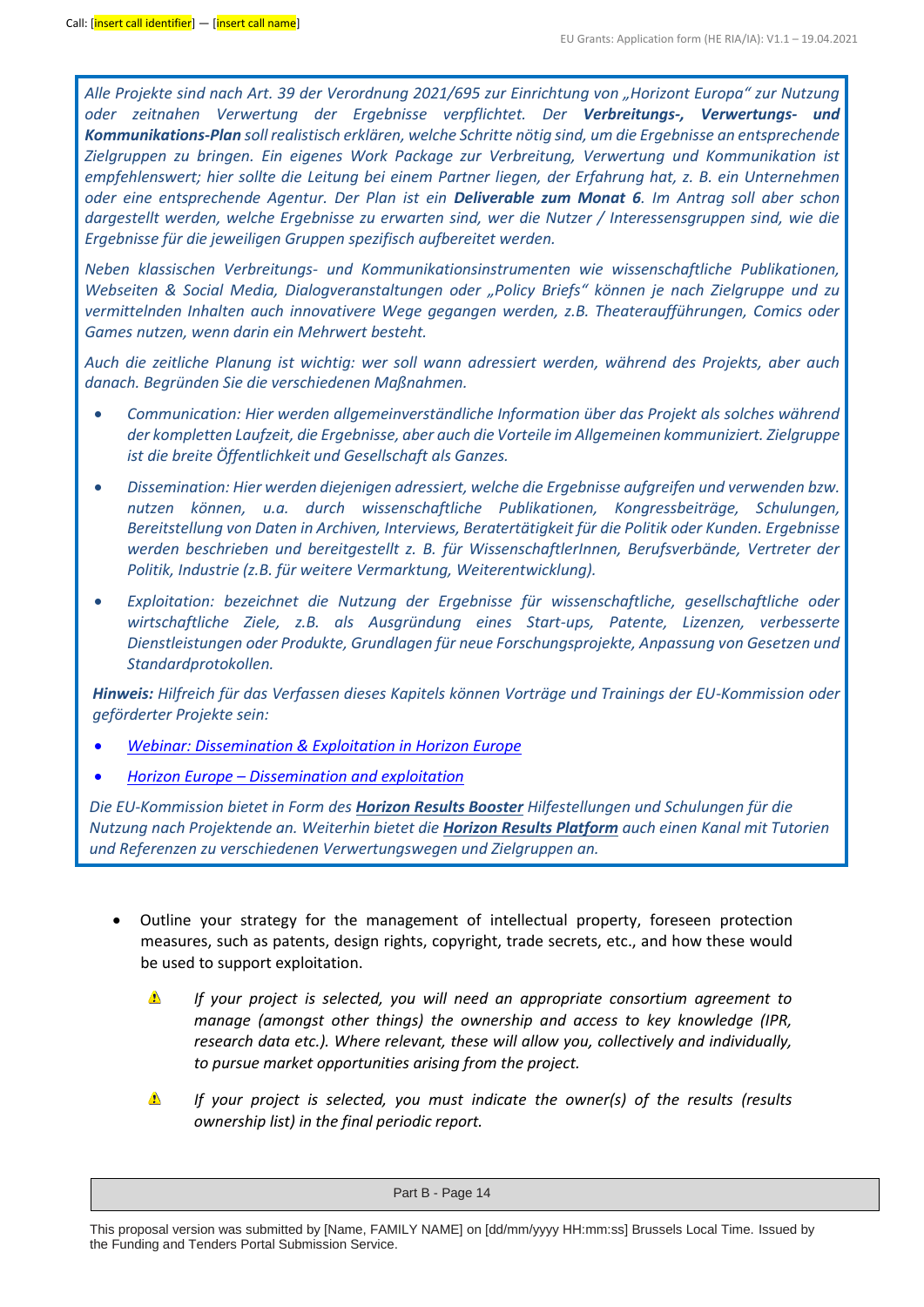*Alle Projekte sind nach Art. 39 der Verordnung 2021/695 zur Einrichtung von „Horizont Europa" zur Nutzung oder zeitnahen Verwertung der Ergebnisse verpflichtet. Der **Verbreitungs-, Verwertungs- und Kommunikations-Plan** soll realistisch erklären, welche Schritte nötig sind, um die Ergebnisse an entsprechende Zielgruppen zu bringen. Ein eigenes Work Package zur Verbreitung, Verwertung und Kommunikation ist empfehlenswert; hier sollte die Leitung bei einem Partner liegen, der Erfahrung hat, z. B. ein Unternehmen oder eine entsprechende Agentur. Der Plan ist ein **Deliverable zum Monat 6**. Im Antrag soll aber schon dargestellt werden, welche Ergebnisse zu erwarten sind, wer die Nutzer / Interessensgruppen sind, wie die Ergebnisse für die jeweiligen Gruppen spezifisch aufbereitet werden.*

*Neben klassischen Verbreitungs- und Kommunikationsinstrumenten wie wissenschaftliche Publikationen, Webseiten & Social Media, Dialogveranstaltungen oder „Policy Briefs" können je nach Zielgruppe und zu vermittelnden Inhalten auch innovativere Wege gegangen werden, z.B. Theateraufführungen, Comics oder Games nutzen, wenn darin ein Mehrwert besteht.*

*Auch die zeitliche Planung ist wichtig: wer soll wann adressiert werden, während des Projekts, aber auch danach. Begründen Sie die verschiedenen Maßnahmen.*

- *Communication: Hier werden allgemeinverständliche Information über das Projekt als solches während der kompletten Laufzeit, die Ergebnisse, aber auch die Vorteile im Allgemeinen kommuniziert. Zielgruppe ist die breite Öffentlichkeit und Gesellschaft als Ganzes.*
- *Dissemination: Hier werden diejenigen adressiert, welche die Ergebnisse aufgreifen und verwenden bzw. nutzen können, u.a. durch wissenschaftliche Publikationen, Kongressbeiträge, Schulungen, Bereitstellung von Daten in Archiven, Interviews, Beratertätigkeit für die Politik oder Kunden. Ergebnisse werden beschrieben und bereitgestellt z. B. für WissenschaftlerInnen, Berufsverbände, Vertreter der Politik, Industrie (z.B. für weitere Vermarktung, Weiterentwicklung).*
- *Exploitation: bezeichnet die Nutzung der Ergebnisse für wissenschaftliche, gesellschaftliche oder wirtschaftliche Ziele, z.B. als Ausgründung eines Start-ups, Patente, Lizenzen, verbesserte Dienstleistungen oder Produkte, Grundlagen für neue Forschungsprojekte, Anpassung von Gesetzen und Standardprotokollen.*

***Hinweis:** Hilfreich für das Verfassen dieses Kapitels können Vorträge und Trainings der EU-Kommission oder geförderter Projekte sein:*

- *Webinar: Dissemination & Exploitation in Horizon Europe*
- *Horizon Europe – Dissemination and exploitation*

*Die EU-Kommission bietet in Form des **Horizon Results Booster** Hilfestellungen und Schulungen für die Nutzung nach Projektende an. Weiterhin bietet die **Horizon Results Platform** auch einen Kanal mit Tutorien und Referenzen zu verschiedenen Verwertungswegen und Zielgruppen an.*

- Outline your strategy for the management of intellectual property, foreseen protection measures, such as patents, design rights, copyright, trade secrets, etc., and how these would be used to support exploitation.

  ⚠ *If your project is selected, you will need an appropriate consortium agreement to manage (amongst other things) the ownership and access to key knowledge (IPR, research data etc.). Where relevant, these will allow you, collectively and individually, to pursue market opportunities arising from the project.*

  ⚠ *If your project is selected, you must indicate the owner(s) of the results (results ownership list) in the final periodic report.*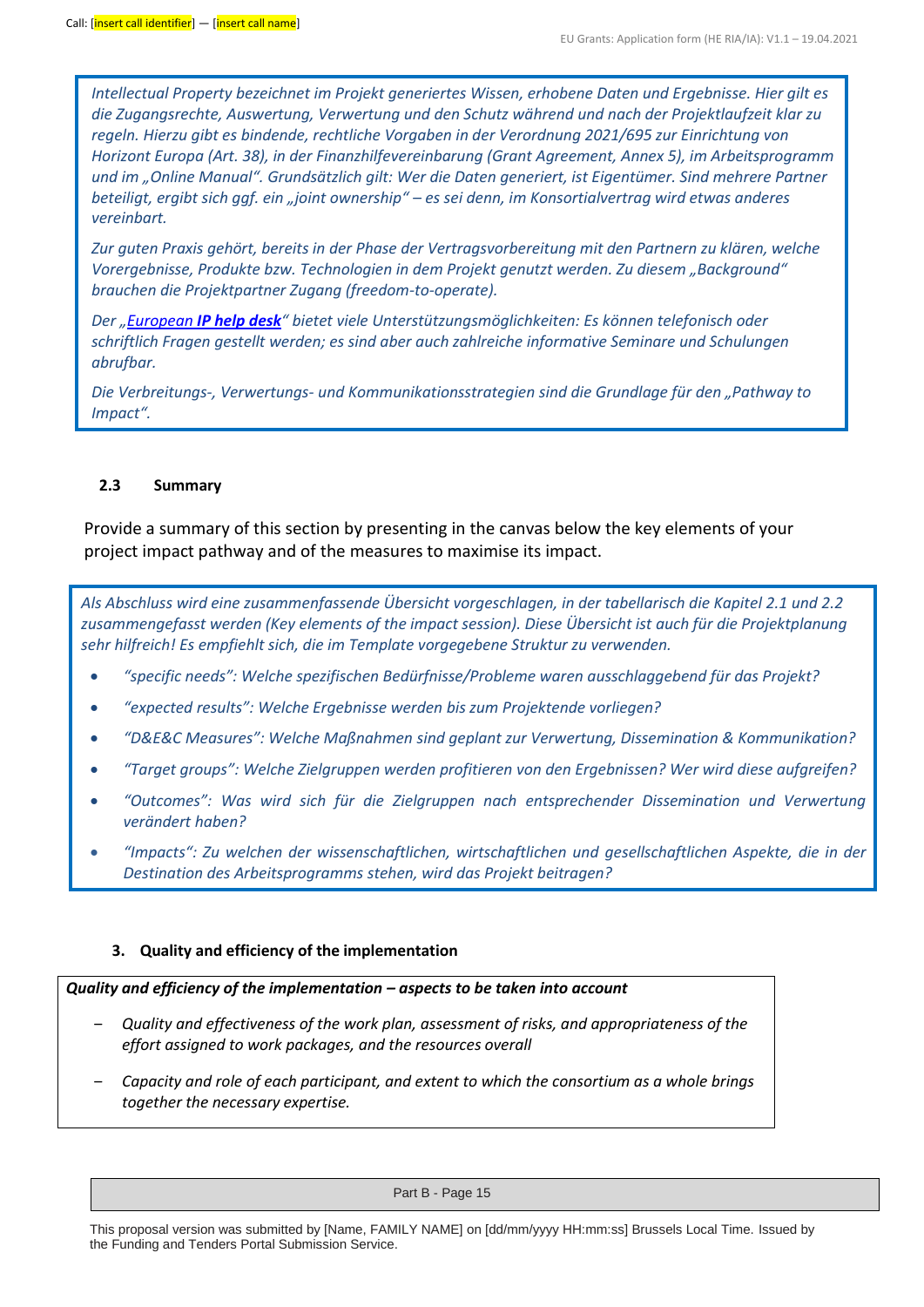*Intellectual Property bezeichnet im Projekt generiertes Wissen, erhobene Daten und Ergebnisse. Hier gilt es die Zugangsrechte, Auswertung, Verwertung und den Schutz während und nach der Projektlaufzeit klar zu regeln. Hierzu gibt es bindende, rechtliche Vorgaben in der Verordnung 2021/695 zur Einrichtung von Horizont Europa (Art. 38), in der Finanzhilfevereinbarung (Grant Agreement, Annex 5), im Arbeitsprogramm und im „Online Manual". Grundsätzlich gilt: Wer die Daten generiert, ist Eigentümer. Sind mehrere Partner beteiligt, ergibt sich ggf. ein „joint ownership" – es sei denn, im Konsortialvertrag wird etwas anderes vereinbart.*

*Zur guten Praxis gehört, bereits in der Phase der Vertragsvorbereitung mit den Partnern zu klären, welche Vorergebnisse, Produkte bzw. Technologien in dem Projekt genutzt werden. Zu diesem „Background" brauchen die Projektpartner Zugang (freedom-to-operate).*

*Der „European **IP help desk**" bietet viele Unterstützungsmöglichkeiten: Es können telefonisch oder schriftlich Fragen gestellt werden; es sind aber auch zahlreiche informative Seminare und Schulungen abrufbar.*

*Die Verbreitungs-, Verwertungs- und Kommunikationsstrategien sind die Grundlage für den „Pathway to Impact".*

### 2.3 Summary

Provide a summary of this section by presenting in the canvas below the key elements of your project impact pathway and of the measures to maximise its impact.

*Als Abschluss wird eine zusammenfassende Übersicht vorgeschlagen, in der tabellarisch die Kapitel 2.1 und 2.2 zusammengefasst werden (Key elements of the impact session). Diese Übersicht ist auch für die Projektplanung sehr hilfreich! Es empfiehlt sich, die im Template vorgegebene Struktur zu verwenden.*

- *"specific needs": Welche spezifischen Bedürfnisse/Probleme waren ausschlaggebend für das Projekt?*
- *"expected results": Welche Ergebnisse werden bis zum Projektende vorliegen?*
- *"D&E&C Measures": Welche Maßnahmen sind geplant zur Verwertung, Dissemination & Kommunikation?*
- *"Target groups": Welche Zielgruppen werden profitieren von den Ergebnissen? Wer wird diese aufgreifen?*
- *"Outcomes": Was wird sich für die Zielgruppen nach entsprechender Dissemination und Verwertung verändert haben?*
- *"Impacts": Zu welchen der wissenschaftlichen, wirtschaftlichen und gesellschaftlichen Aspekte, die in der Destination des Arbeitsprogramms stehen, wird das Projekt beitragen?*

## 3. Quality and efficiency of the implementation

***Quality and efficiency of the implementation – aspects to be taken into account***

- *Quality and effectiveness of the work plan, assessment of risks, and appropriateness of the effort assigned to work packages, and the resources overall*
- *Capacity and role of each participant, and extent to which the consortium as a whole brings together the necessary expertise.*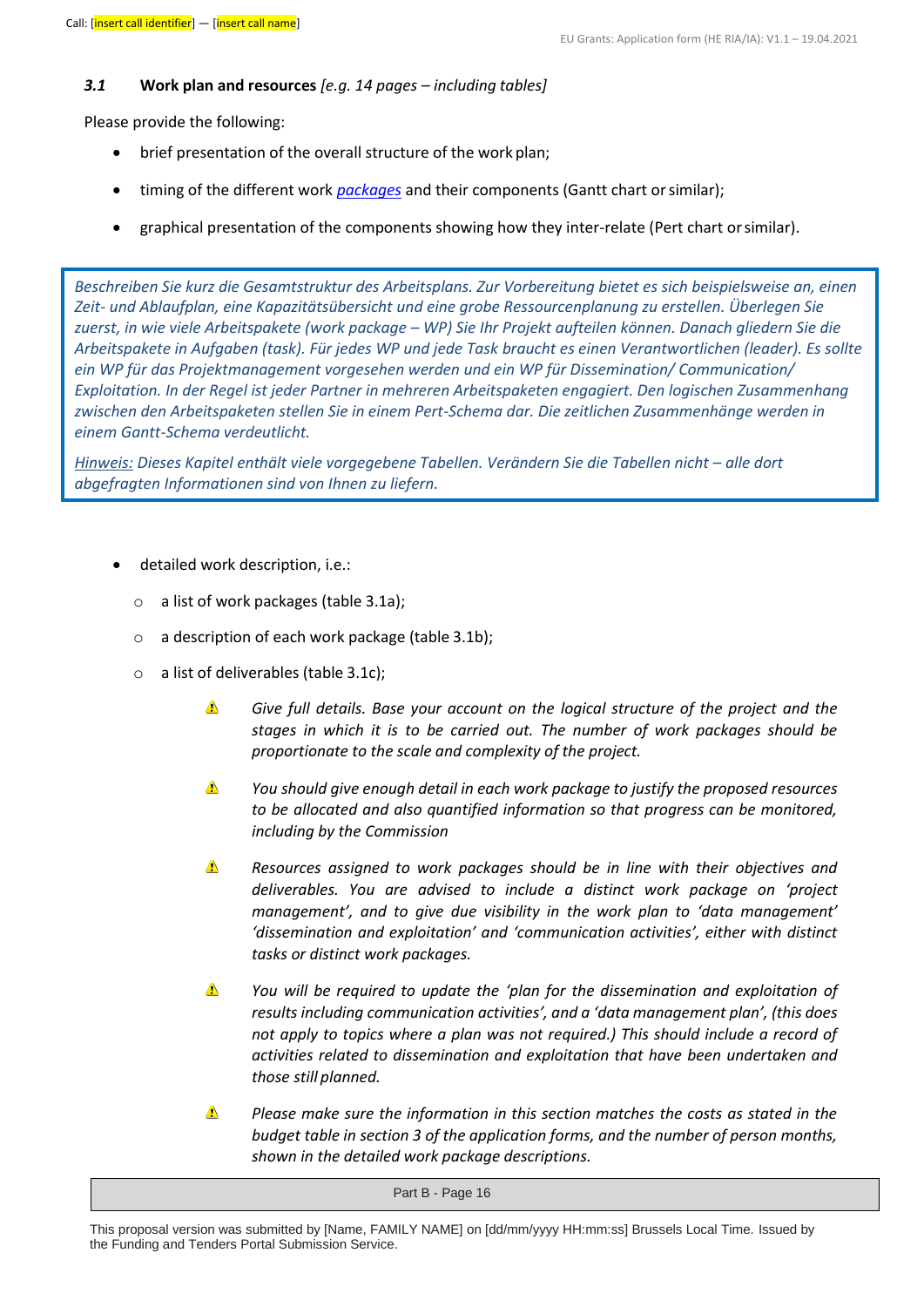### 3.1 Work plan and resources *[e.g. 14 pages – including tables]*

Please provide the following:

- brief presentation of the overall structure of the work plan;
- timing of the different work *packages* and their components (Gantt chart or similar);
- graphical presentation of the components showing how they inter-relate (Pert chart or similar).

*Beschreiben Sie kurz die Gesamtstruktur des Arbeitsplans. Zur Vorbereitung bietet es sich beispielsweise an, einen Zeit- und Ablaufplan, eine Kapazitätsübersicht und eine grobe Ressourcenplanung zu erstellen. Überlegen Sie zuerst, in wie viele Arbeitspakete (work package – WP) Sie Ihr Projekt aufteilen können. Danach gliedern Sie die Arbeitspakete in Aufgaben (task). Für jedes WP und jede Task braucht es einen Verantwortlichen (leader). Es sollte ein WP für das Projektmanagement vorgesehen werden und ein WP für Dissemination/ Communication/ Exploitation. In der Regel ist jeder Partner in mehreren Arbeitspaketen engagiert. Den logischen Zusammenhang zwischen den Arbeitspaketen stellen Sie in einem Pert-Schema dar. Die zeitlichen Zusammenhänge werden in einem Gantt-Schema verdeutlicht.*

*Hinweis: Dieses Kapitel enthält viele vorgegebene Tabellen. Verändern Sie die Tabellen nicht – alle dort abgefragten Informationen sind von Ihnen zu liefern.*

- detailed work description, i.e.:
  - a list of work packages (table 3.1a);
  - a description of each work package (table 3.1b);
  - a list of deliverables (table 3.1c);

> ⚠ *Give full details. Base your account on the logical structure of the project and the stages in which it is to be carried out. The number of work packages should be proportionate to the scale and complexity of the project.*

> ⚠ *You should give enough detail in each work package to justify the proposed resources to be allocated and also quantified information so that progress can be monitored, including by the Commission*

> ⚠ *Resources assigned to work packages should be in line with their objectives and deliverables. You are advised to include a distinct work package on 'project management', and to give due visibility in the work plan to 'data management' 'dissemination and exploitation' and 'communication activities', either with distinct tasks or distinct work packages.*

> ⚠ *You will be required to update the 'plan for the dissemination and exploitation of results including communication activities', and a 'data management plan', (this does not apply to topics where a plan was not required.) This should include a record of activities related to dissemination and exploitation that have been undertaken and those still planned.*

> ⚠ *Please make sure the information in this section matches the costs as stated in the budget table in section 3 of the application forms, and the number of person months, shown in the detailed work package descriptions.*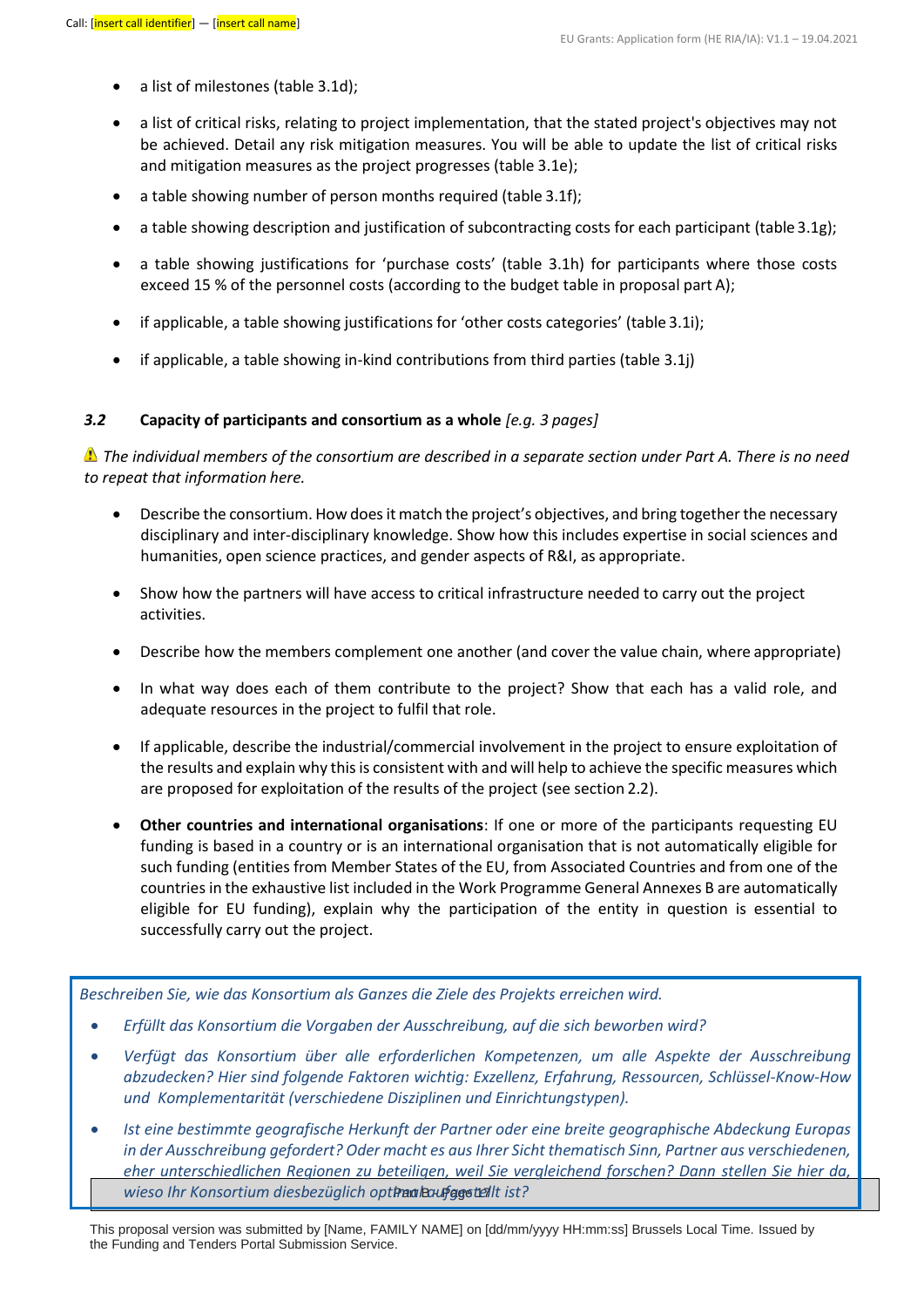- a list of milestones (table 3.1d);
- a list of critical risks, relating to project implementation, that the stated project's objectives may not be achieved. Detail any risk mitigation measures. You will be able to update the list of critical risks and mitigation measures as the project progresses (table 3.1e);
- a table showing number of person months required (table 3.1f);
- a table showing description and justification of subcontracting costs for each participant (table 3.1g);
- a table showing justifications for 'purchase costs' (table 3.1h) for participants where those costs exceed 15 % of the personnel costs (according to the budget table in proposal part A);
- if applicable, a table showing justifications for 'other costs categories' (table 3.1i);
- if applicable, a table showing in-kind contributions from third parties (table 3.1j)

### *3.2* Capacity of participants and consortium as a whole *[e.g. 3 pages]*

⚠ *The individual members of the consortium are described in a separate section under Part A. There is no need to repeat that information here.*

- Describe the consortium. How does it match the project's objectives, and bring together the necessary disciplinary and inter-disciplinary knowledge. Show how this includes expertise in social sciences and humanities, open science practices, and gender aspects of R&I, as appropriate.
- Show how the partners will have access to critical infrastructure needed to carry out the project activities.
- Describe how the members complement one another (and cover the value chain, where appropriate)
- In what way does each of them contribute to the project? Show that each has a valid role, and adequate resources in the project to fulfil that role.
- If applicable, describe the industrial/commercial involvement in the project to ensure exploitation of the results and explain why this is consistent with and will help to achieve the specific measures which are proposed for exploitation of the results of the project (see section 2.2).
- **Other countries and international organisations**: If one or more of the participants requesting EU funding is based in a country or is an international organisation that is not automatically eligible for such funding (entities from Member States of the EU, from Associated Countries and from one of the countries in the exhaustive list included in the Work Programme General Annexes B are automatically eligible for EU funding), explain why the participation of the entity in question is essential to successfully carry out the project.

*Beschreiben Sie, wie das Konsortium als Ganzes die Ziele des Projekts erreichen wird.*

- *Erfüllt das Konsortium die Vorgaben der Ausschreibung, auf die sich beworben wird?*
- *Verfügt das Konsortium über alle erforderlichen Kompetenzen, um alle Aspekte der Ausschreibung abzudecken? Hier sind folgende Faktoren wichtig: Exzellenz, Erfahrung, Ressourcen, Schlüssel-Know-How und Komplementarität (verschiedene Disziplinen und Einrichtungstypen).*
- *Ist eine bestimmte geografische Herkunft der Partner oder eine breite geographische Abdeckung Europas in der Ausschreibung gefordert? Oder macht es aus Ihrer Sicht thematisch Sinn, Partner aus verschiedenen, eher unterschiedlichen Regionen zu beteiligen, weil Sie vergleichend forschen? Dann stellen Sie hier da, wieso Ihr Konsortium diesbezüglich optimal aufgestellt ist?*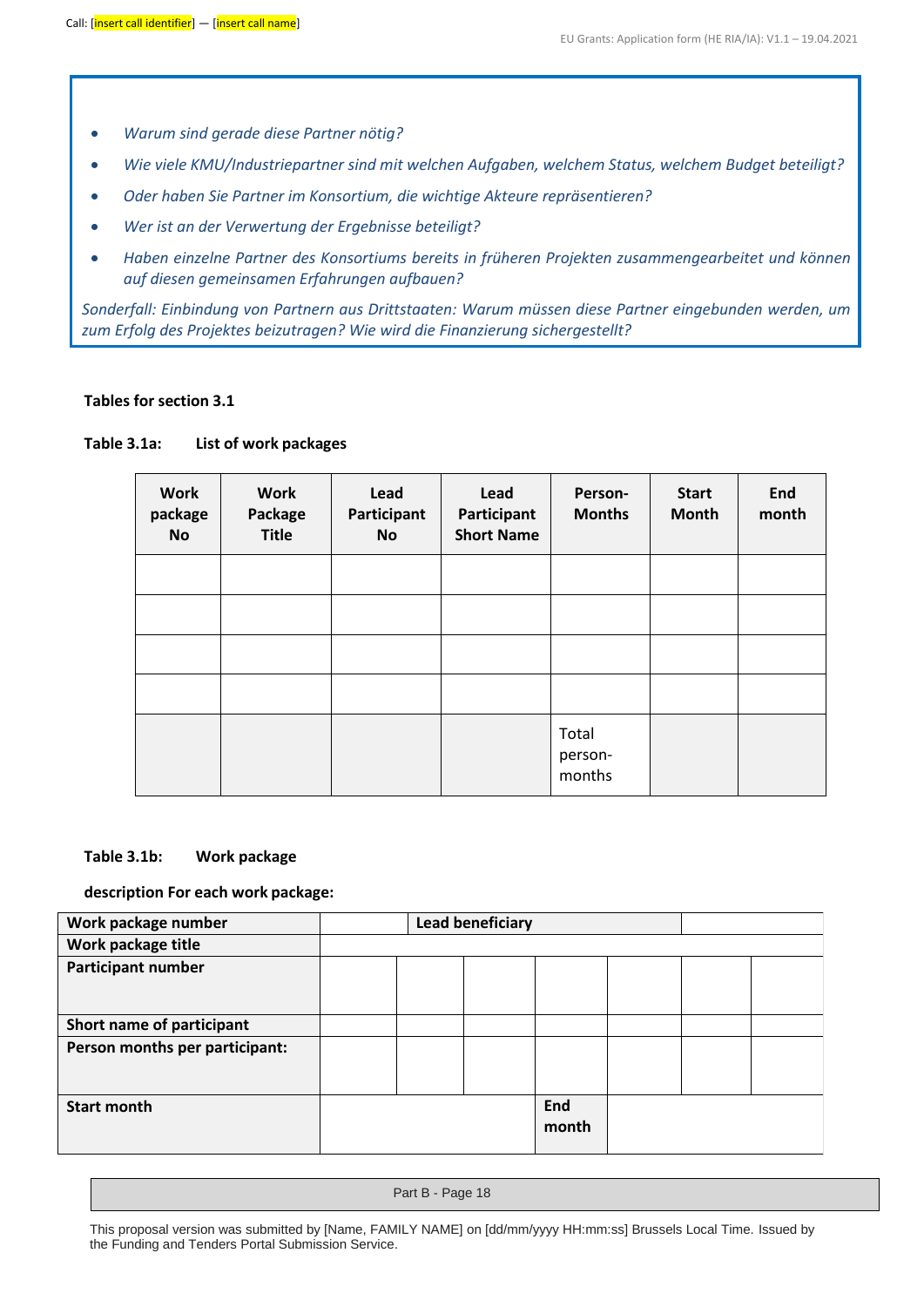- *Warum sind gerade diese Partner nötig?*
- *Wie viele KMU/Industriepartner sind mit welchen Aufgaben, welchem Status, welchem Budget beteiligt?*
- *Oder haben Sie Partner im Konsortium, die wichtige Akteure repräsentieren?*
- *Wer ist an der Verwertung der Ergebnisse beteiligt?*
- *Haben einzelne Partner des Konsortiums bereits in früheren Projekten zusammengearbeitet und können auf diesen gemeinsamen Erfahrungen aufbauen?*

*Sonderfall: Einbindung von Partnern aus Drittstaaten: Warum müssen diese Partner eingebunden werden, um zum Erfolg des Projektes beizutragen? Wie wird die Finanzierung sichergestellt?*

**Tables for section 3.1**

**Table 3.1a: List of work packages**

| Work package No | Work Package Title | Lead Participant No | Lead Participant Short Name | Person-Months | Start Month | End month |
|---|---|---|---|---|---|---|
| | | | | | | |
| | | | | | | |
| | | | | | | |
| | | | | | | |
| | | | | Total person-months | | |

**Table 3.1b: Work package**

**description For each work package:**

| Work package number | | | | Lead beneficiary | | |
|---|---|---|---|---|---|---|
| Work package title | | | | | | |
| Participant number | | | | | | |
| Short name of participant | | | | | | |
| Person months per participant: | | | | | | |
| Start month | | | End month | | | |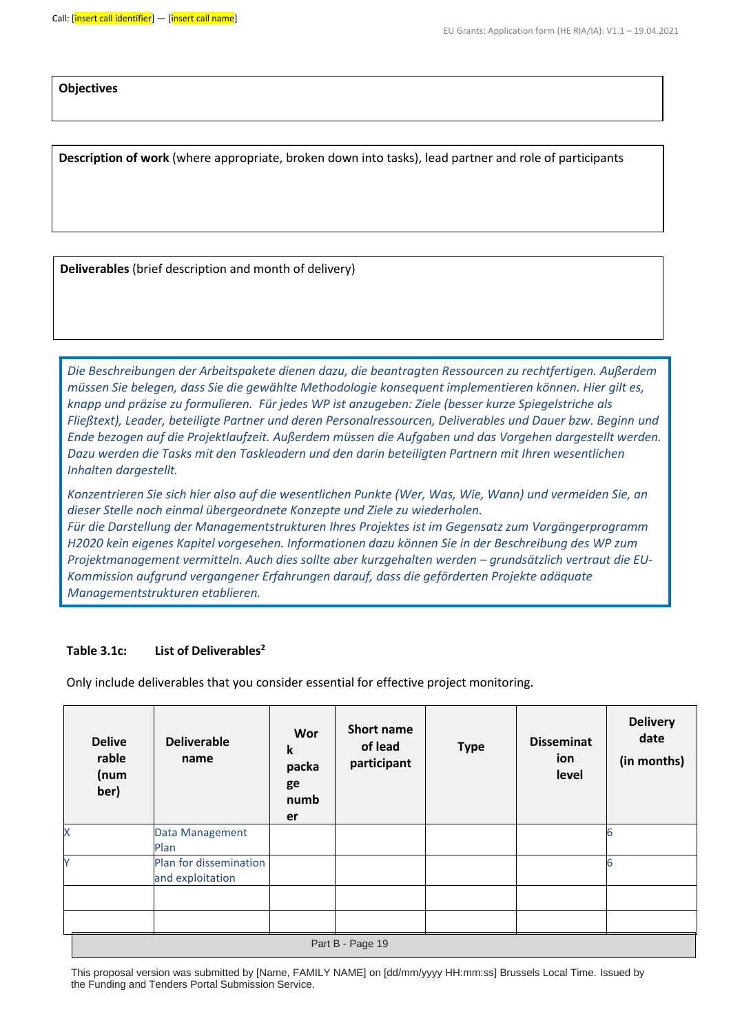| **Objectives** |
|---|

| **Description of work** (where appropriate, broken down into tasks), lead partner and role of participants |
|---|

| **Deliverables** (brief description and month of delivery) |
|---|

*Die Beschreibungen der Arbeitspakete dienen dazu, die beantragten Ressourcen zu rechtfertigen. Außerdem müssen Sie belegen, dass Sie die gewählte Methodologie konsequent implementieren können. Hier gilt es, knapp und präzise zu formulieren. Für jedes WP ist anzugeben: Ziele (besser kurze Spiegelstriche als Fließtext), Leader, beteiligte Partner und deren Personalressourcen, Deliverables und Dauer bzw. Beginn und Ende bezogen auf die Projektlaufzeit. Außerdem müssen die Aufgaben und das Vorgehen dargestellt werden. Dazu werden die Tasks mit den Taskleadern und den darin beteiligten Partnern mit Ihren wesentlichen Inhalten dargestellt.*

*Konzentrieren Sie sich hier also auf die wesentlichen Punkte (Wer, Was, Wie, Wann) und vermeiden Sie, an dieser Stelle noch einmal übergeordnete Konzepte und Ziele zu wiederholen.*
*Für die Darstellung der Managementstrukturen Ihres Projektes ist im Gegensatz zum Vorgängerprogramm H2020 kein eigenes Kapitel vorgesehen. Informationen dazu können Sie in der Beschreibung des WP zum Projektmanagement vermitteln. Auch dies sollte aber kurzgehalten werden – grundsätzlich vertraut die EU-Kommission aufgrund vergangener Erfahrungen darauf, dass die geförderten Projekte adäquate Managementstrukturen etablieren.*

**Table 3.1c: List of Deliverables[2]**

Only include deliverables that you consider essential for effective project monitoring.

| Deliverable (number) | Deliverable name | Work package number | Short name of lead participant | Type | Dissemination level | Delivery date (in months) |
|---|---|---|---|---|---|---|
| X | Data Management Plan | | | | | 6 |
| Y | Plan for dissemination and exploitation | | | | | 6 |
| | | | | | | |
| | | | | | | |

This proposal version was submitted by [Name, FAMILY NAME] on [dd/mm/yyyy HH:mm:ss] Brussels Local Time. Issued by the Funding and Tenders Portal Submission Service.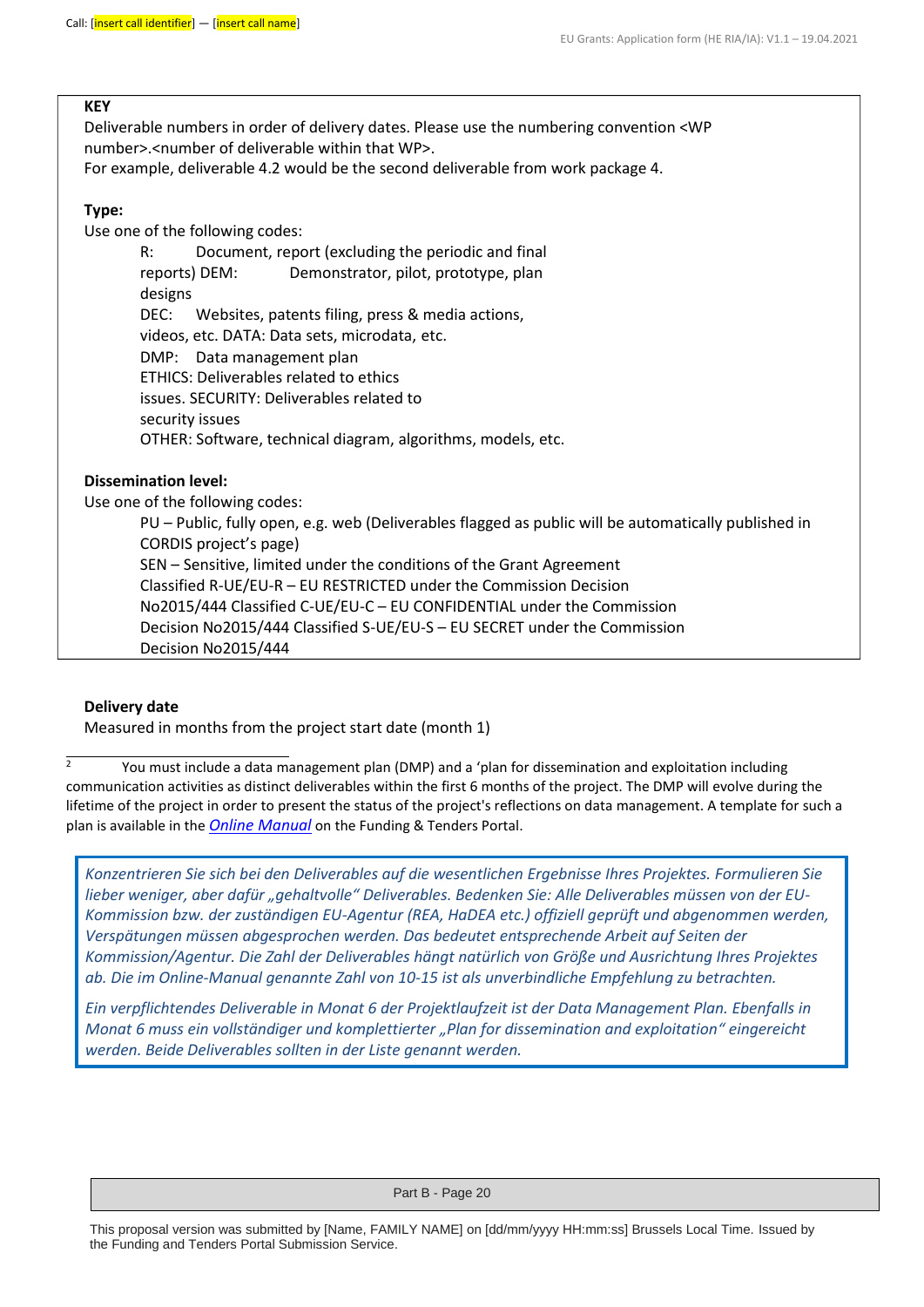**KEY**

Deliverable numbers in order of delivery dates. Please use the numbering convention <WP number>.<number of deliverable within that WP>.
For example, deliverable 4.2 would be the second deliverable from work package 4.

**Type:**

Use one of the following codes:

- R: Document, report (excluding the periodic and final reports)
- DEM: Demonstrator, pilot, prototype, plan designs
- DEC: Websites, patents filing, press & media actions, videos, etc.
- DATA: Data sets, microdata, etc.
- DMP: Data management plan
- ETHICS: Deliverables related to ethics issues.
- SECURITY: Deliverables related to security issues
- OTHER: Software, technical diagram, algorithms, models, etc.

**Dissemination level:**

Use one of the following codes:

- PU – Public, fully open, e.g. web (Deliverables flagged as public will be automatically published in CORDIS project's page)
- SEN – Sensitive, limited under the conditions of the Grant Agreement
- Classified R-UE/EU-R – EU RESTRICTED under the Commission Decision No2015/444
- Classified C-UE/EU-C – EU CONFIDENTIAL under the Commission Decision No2015/444
- Classified S-UE/EU-S – EU SECRET under the Commission Decision No2015/444

**Delivery date**

Measured in months from the project start date (month 1)

[2] You must include a data management plan (DMP) and a 'plan for dissemination and exploitation including communication activities as distinct deliverables within the first 6 months of the project. The DMP will evolve during the lifetime of the project in order to present the status of the project's reflections on data management. A template for such a plan is available in the *Online Manual* on the Funding & Tenders Portal.

*Konzentrieren Sie sich bei den Deliverables auf die wesentlichen Ergebnisse Ihres Projektes. Formulieren Sie lieber weniger, aber dafür „gehaltvolle" Deliverables. Bedenken Sie: Alle Deliverables müssen von der EU-Kommission bzw. der zuständigen EU-Agentur (REA, HaDEA etc.) offiziell geprüft und abgenommen werden, Verspätungen müssen abgesprochen werden. Das bedeutet entsprechende Arbeit auf Seiten der Kommission/Agentur. Die Zahl der Deliverables hängt natürlich von Größe und Ausrichtung Ihres Projektes ab. Die im Online-Manual genannte Zahl von 10-15 ist als unverbindliche Empfehlung zu betrachten.*

*Ein verpflichtendes Deliverable in Monat 6 der Projektlaufzeit ist der Data Management Plan. Ebenfalls in Monat 6 muss ein vollständiger und komplettierter „Plan for dissemination and exploitation" eingereicht werden. Beide Deliverables sollten in der Liste genannt werden.*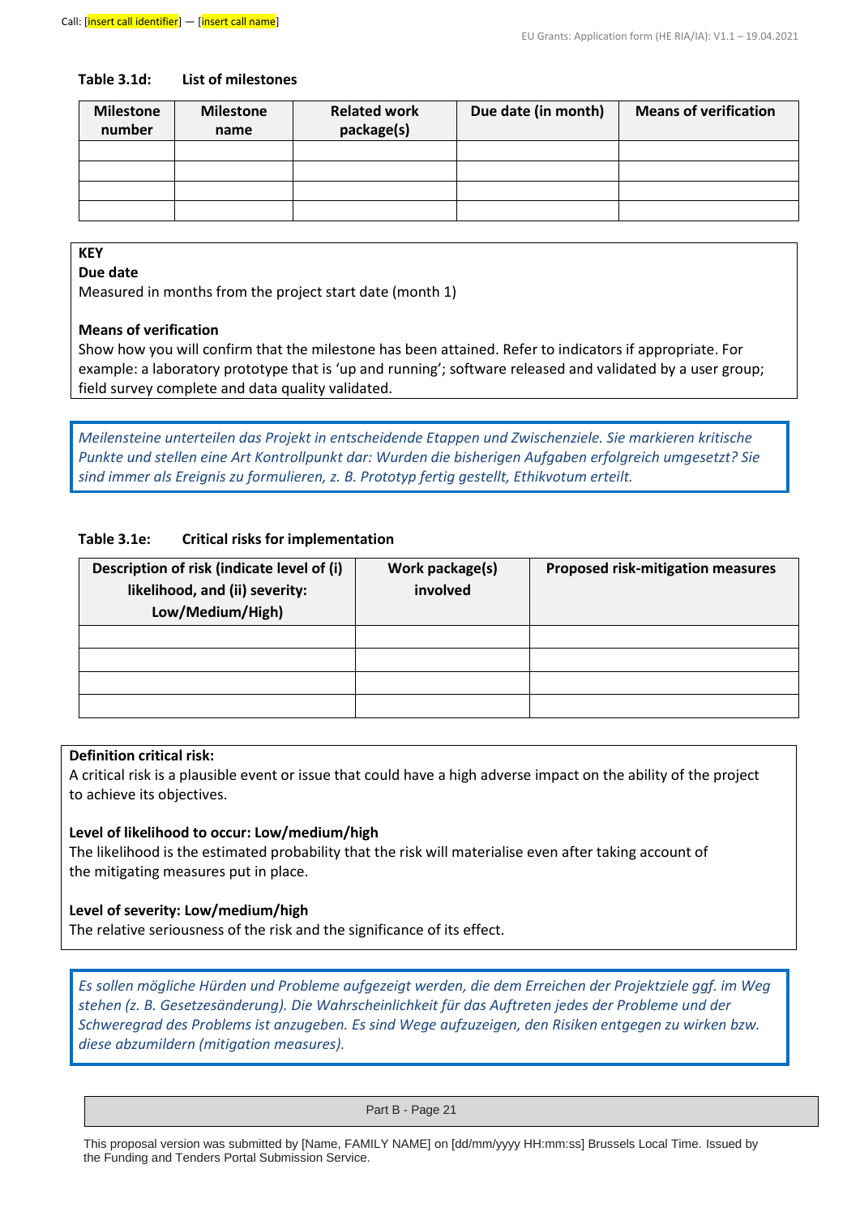**Table 3.1d: List of milestones**

| Milestone number | Milestone name | Related work package(s) | Due date (in month) | Means of verification |
|---|---|---|---|---|
| | | | | |
| | | | | |
| | | | | |
| | | | | |

**KEY**

**Due date**

Measured in months from the project start date (month 1)

**Means of verification**

Show how you will confirm that the milestone has been attained. Refer to indicators if appropriate. For example: a laboratory prototype that is 'up and running'; software released and validated by a user group; field survey complete and data quality validated.

*Meilensteine unterteilen das Projekt in entscheidende Etappen und Zwischenziele. Sie markieren kritische Punkte und stellen eine Art Kontrollpunkt dar: Wurden die bisherigen Aufgaben erfolgreich umgesetzt? Sie sind immer als Ereignis zu formulieren, z. B. Prototyp fertig gestellt, Ethikvotum erteilt.*

**Table 3.1e: Critical risks for implementation**

| Description of risk (indicate level of (i) likelihood, and (ii) severity: Low/Medium/High) | Work package(s) involved | Proposed risk-mitigation measures |
|---|---|---|
| | | |
| | | |
| | | |
| | | |

**Definition critical risk:**

A critical risk is a plausible event or issue that could have a high adverse impact on the ability of the project to achieve its objectives.

**Level of likelihood to occur: Low/medium/high**

The likelihood is the estimated probability that the risk will materialise even after taking account of the mitigating measures put in place.

**Level of severity: Low/medium/high**

The relative seriousness of the risk and the significance of its effect.

*Es sollen mögliche Hürden und Probleme aufgezeigt werden, die dem Erreichen der Projektziele ggf. im Weg stehen (z. B. Gesetzesänderung). Die Wahrscheinlichkeit für das Auftreten jedes der Probleme und der Schweregrad des Problems ist anzugeben. Es sind Wege aufzuzeigen, den Risiken entgegen zu wirken bzw. diese abzumildern (mitigation measures).*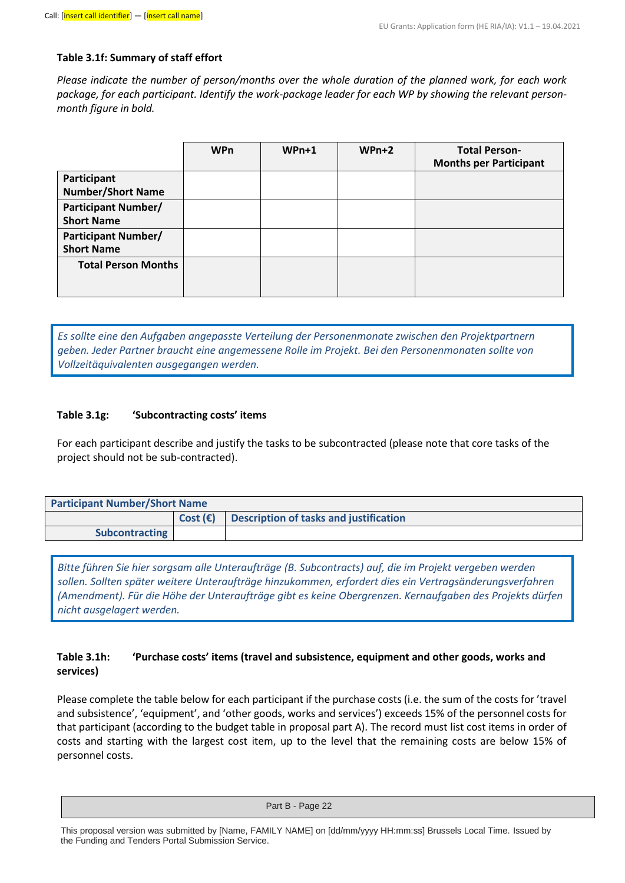**Table 3.1f: Summary of staff effort**

*Please indicate the number of person/months over the whole duration of the planned work, for each work package, for each participant. Identify the work-package leader for each WP by showing the relevant person-month figure in bold.*

| | WPn | WPn+1 | WPn+2 | Total Person-Months per Participant |
|---|---|---|---|---|
| **Participant Number/Short Name** | | | | |
| **Participant Number/ Short Name** | | | | |
| **Participant Number/ Short Name** | | | | |
| **Total Person Months** | | | | |

*Es sollte eine den Aufgaben angepasste Verteilung der Personenmonate zwischen den Projektpartnern geben. Jeder Partner braucht eine angemessene Rolle im Projekt. Bei den Personenmonaten sollte von Vollzeitäquivalenten ausgegangen werden.*

**Table 3.1g: 'Subcontracting costs' items**

For each participant describe and justify the tasks to be subcontracted (please note that core tasks of the project should not be sub-contracted).

| **Participant Number/Short Name** | | |
|---|---|---|
| | **Cost (€)** | **Description of tasks and justification** |
| **Subcontracting** | | |

*Bitte führen Sie hier sorgsam alle Unteraufträge (B. Subcontracts) auf, die im Projekt vergeben werden sollen. Sollten später weitere Unteraufträge hinzukommen, erfordert dies ein Vertragsänderungsverfahren (Amendment). Für die Höhe der Unteraufträge gibt es keine Obergrenzen. Kernaufgaben des Projekts dürfen nicht ausgelagert werden.*

**Table 3.1h: 'Purchase costs' items (travel and subsistence, equipment and other goods, works and services)**

Please complete the table below for each participant if the purchase costs (i.e. the sum of the costs for 'travel and subsistence', 'equipment', and 'other goods, works and services') exceeds 15% of the personnel costs for that participant (according to the budget table in proposal part A). The record must list cost items in order of costs and starting with the largest cost item, up to the level that the remaining costs are below 15% of personnel costs.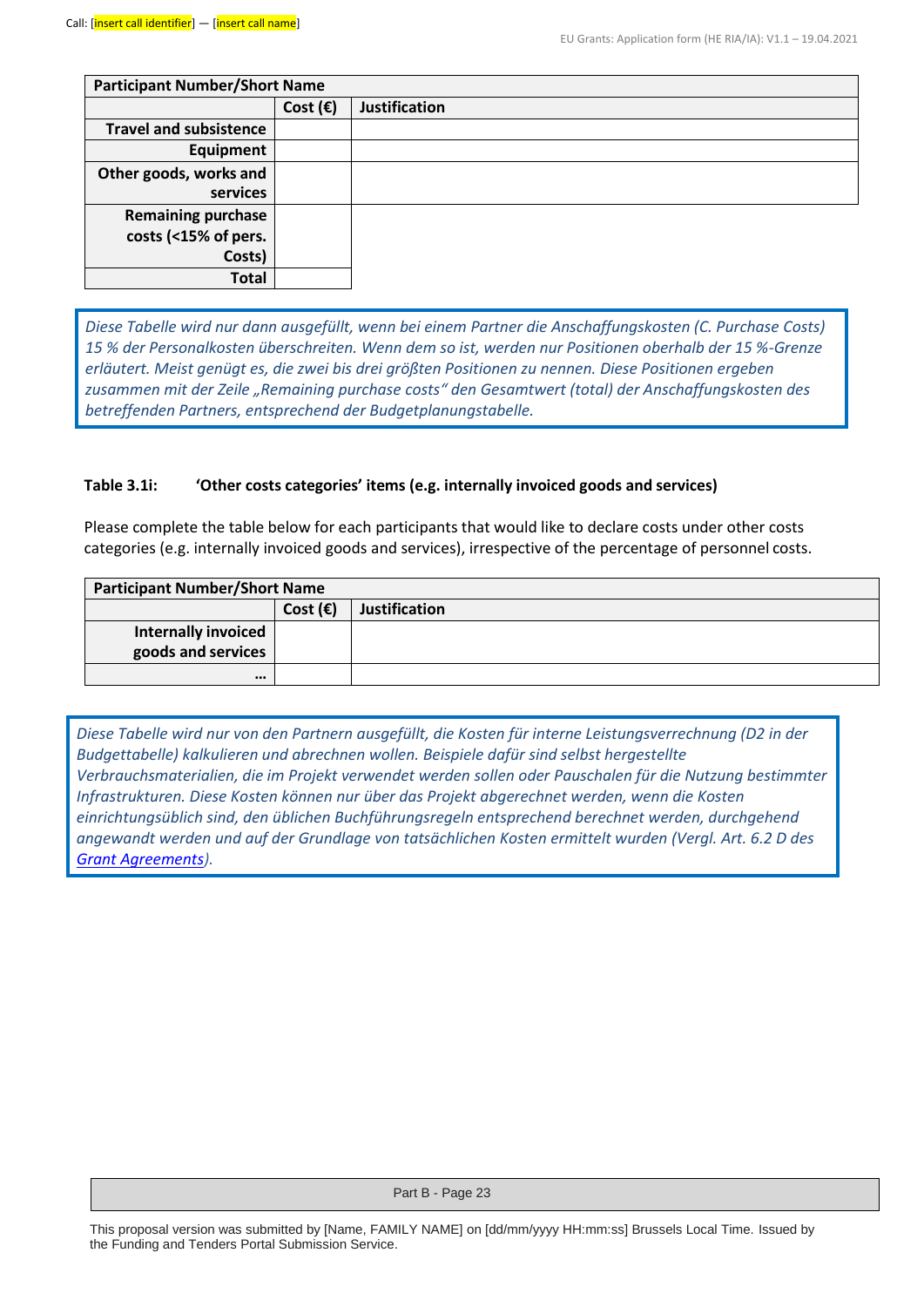| Participant Number/Short Name | | |
|---|---|---|
| | **Cost (€)** | **Justification** |
| **Travel and subsistence** | | |
| **Equipment** | | |
| **Other goods, works and services** | | |
| **Remaining purchase costs (<15% of pers. Costs)** | | |
| **Total** | | |

*Diese Tabelle wird nur dann ausgefüllt, wenn bei einem Partner die Anschaffungskosten (C. Purchase Costs) 15 % der Personalkosten überschreiten. Wenn dem so ist, werden nur Positionen oberhalb der 15 %-Grenze erläutert. Meist genügt es, die zwei bis drei größten Positionen zu nennen. Diese Positionen ergeben zusammen mit der Zeile „Remaining purchase costs" den Gesamtwert (total) der Anschaffungskosten des betreffenden Partners, entsprechend der Budgetplanungstabelle.*

**Table 3.1i: 'Other costs categories' items (e.g. internally invoiced goods and services)**

Please complete the table below for each participants that would like to declare costs under other costs categories (e.g. internally invoiced goods and services), irrespective of the percentage of personnel costs.

| Participant Number/Short Name | | |
|---|---|---|
| | **Cost (€)** | **Justification** |
| **Internally invoiced goods and services** | | |
| **...** | | |

*Diese Tabelle wird nur von den Partnern ausgefüllt, die Kosten für interne Leistungsverrechnung (D2 in der Budgettabelle) kalkulieren und abrechnen wollen. Beispiele dafür sind selbst hergestellte Verbrauchsmaterialien, die im Projekt verwendet werden sollen oder Pauschalen für die Nutzung bestimmter Infrastrukturen. Diese Kosten können nur über das Projekt abgerechnet werden, wenn die Kosten einrichtungsüblich sind, den üblichen Buchführungsregeln entsprechend berechnet werden, durchgehend angewandt werden und auf der Grundlage von tatsächlichen Kosten ermittelt wurden (Vergl. Art. 6.2 D des Grant Agreements).*

This proposal version was submitted by [Name, FAMILY NAME] on [dd/mm/yyyy HH:mm:ss] Brussels Local Time. Issued by the Funding and Tenders Portal Submission Service.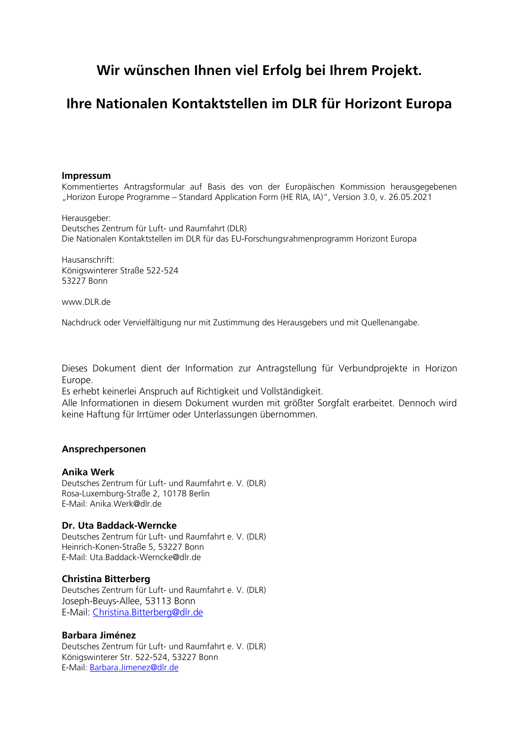## Wir wünschen Ihnen viel Erfolg bei Ihrem Projekt.

## Ihre Nationalen Kontaktstellen im DLR für Horizont Europa

**Impressum**
Kommentiertes Antragsformular auf Basis des von der Europäischen Kommission herausgegebenen „Horizon Europe Programme – Standard Application Form (HE RIA, IA)“, Version 3.0, v. 26.05.2021

Herausgeber:
Deutsches Zentrum für Luft- und Raumfahrt (DLR)
Die Nationalen Kontaktstellen im DLR für das EU-Forschungsrahmenprogramm Horizont Europa

Hausanschrift:
Königswinterer Straße 522-524
53227 Bonn

www.DLR.de

Nachdruck oder Vervielfältigung nur mit Zustimmung des Herausgebers und mit Quellenangabe.

Dieses Dokument dient der Information zur Antragstellung für Verbundprojekte in Horizon Europe.
Es erhebt keinerlei Anspruch auf Richtigkeit und Vollständigkeit.
Alle Informationen in diesem Dokument wurden mit größter Sorgfalt erarbeitet. Dennoch wird keine Haftung für Irrtümer oder Unterlassungen übernommen.

**Ansprechpersonen**

**Anika Werk**
Deutsches Zentrum für Luft- und Raumfahrt e. V. (DLR)
Rosa-Luxemburg-Straße 2, 10178 Berlin
E-Mail: Anika.Werk@dlr.de

**Dr. Uta Baddack-Werncke**
Deutsches Zentrum für Luft- und Raumfahrt e. V. (DLR)
Heinrich-Konen-Straße 5, 53227 Bonn
E-Mail: Uta.Baddack-Werncke@dlr.de

**Christina Bitterberg**
Deutsches Zentrum für Luft- und Raumfahrt e. V. (DLR)
Joseph-Beuys-Allee, 53113 Bonn
E-Mail: Christina.Bitterberg@dlr.de

**Barbara Jiménez**
Deutsches Zentrum für Luft- und Raumfahrt e. V. (DLR)
Königswinterer Str. 522-524, 53227 Bonn
E-Mail: Barbara.Jimenez@dlr.de